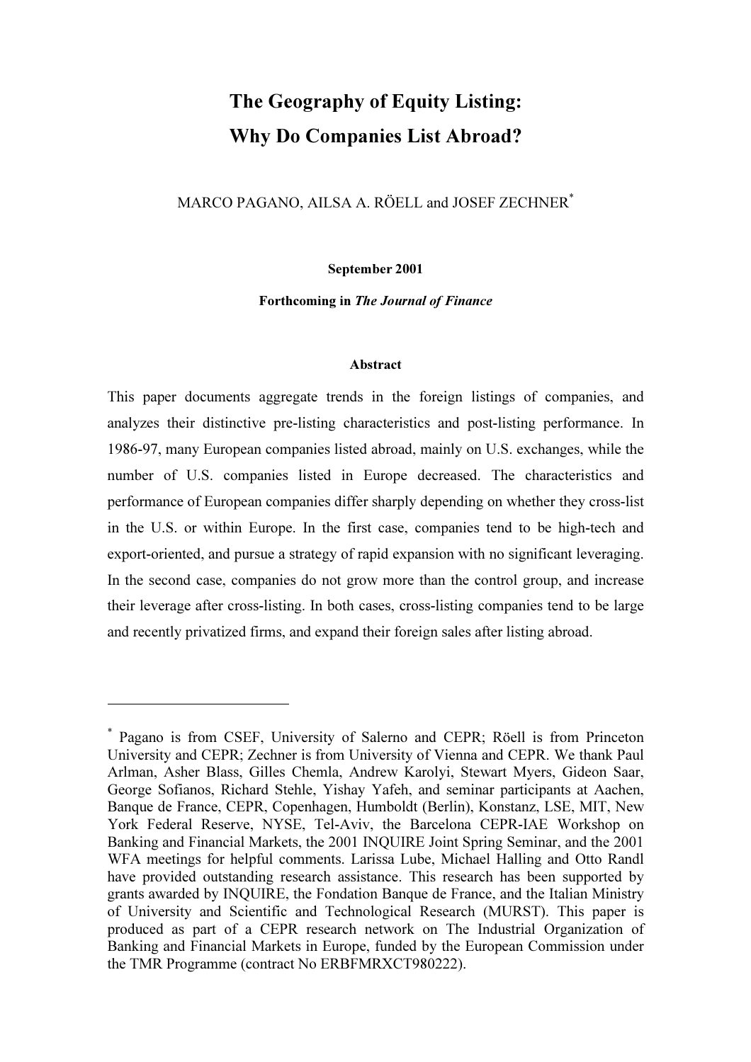# The Geography of Equity Listing: Why Do Companies List Abroad?

MARCO PAGANO, AILSA A. RÖELL and JOSEF ZECHNER[*]

**September 2001**

**Forthcoming in *The Journal of Finance***

## Abstract

This paper documents aggregate trends in the foreign listings of companies, and analyzes their distinctive pre-listing characteristics and post-listing performance. In 1986-97, many European companies listed abroad, mainly on U.S. exchanges, while the number of U.S. companies listed in Europe decreased. The characteristics and performance of European companies differ sharply depending on whether they cross-list in the U.S. or within Europe. In the first case, companies tend to be high-tech and export-oriented, and pursue a strategy of rapid expansion with no significant leveraging. In the second case, companies do not grow more than the control group, and increase their leverage after cross-listing. In both cases, cross-listing companies tend to be large and recently privatized firms, and expand their foreign sales after listing abroad.

---

[*] Pagano is from CSEF, University of Salerno and CEPR; Röell is from Princeton University and CEPR; Zechner is from University of Vienna and CEPR. We thank Paul Arlman, Asher Blass, Gilles Chemla, Andrew Karolyi, Stewart Myers, Gideon Saar, George Sofianos, Richard Stehle, Yishay Yafeh, and seminar participants at Aachen, Banque de France, CEPR, Copenhagen, Humboldt (Berlin), Konstanz, LSE, MIT, New York Federal Reserve, NYSE, Tel-Aviv, the Barcelona CEPR-IAE Workshop on Banking and Financial Markets, the 2001 INQUIRE Joint Spring Seminar, and the 2001 WFA meetings for helpful comments. Larissa Lube, Michael Halling and Otto Randl have provided outstanding research assistance. This research has been supported by grants awarded by INQUIRE, the Fondation Banque de France, and the Italian Ministry of University and Scientific and Technological Research (MURST). This paper is produced as part of a CEPR research network on The Industrial Organization of Banking and Financial Markets in Europe, funded by the European Commission under the TMR Programme (contract No ERBFMRXCT980222).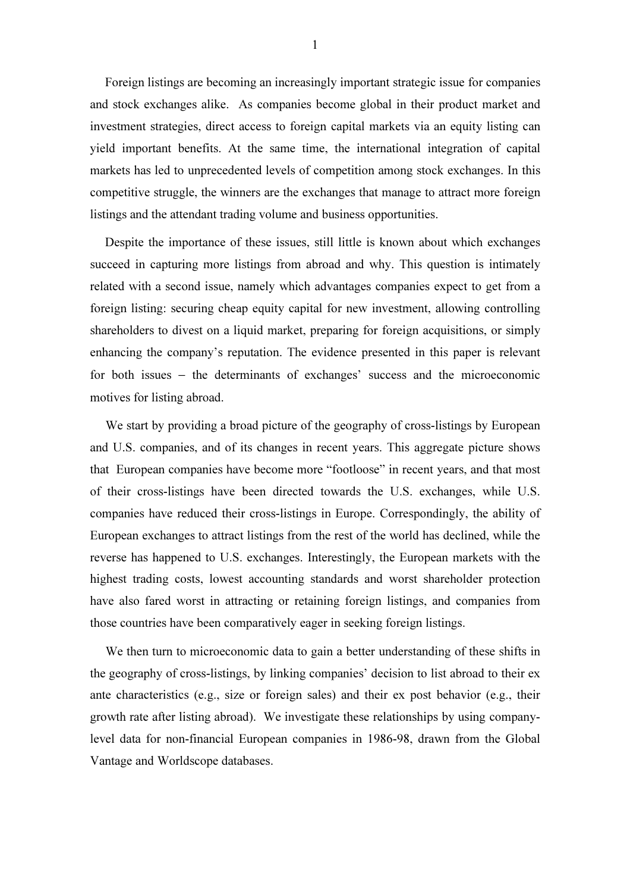Foreign listings are becoming an increasingly important strategic issue for companies and stock exchanges alike. As companies become global in their product market and investment strategies, direct access to foreign capital markets via an equity listing can yield important benefits. At the same time, the international integration of capital markets has led to unprecedented levels of competition among stock exchanges. In this competitive struggle, the winners are the exchanges that manage to attract more foreign listings and the attendant trading volume and business opportunities.

Despite the importance of these issues, still little is known about which exchanges succeed in capturing more listings from abroad and why. This question is intimately related with a second issue, namely which advantages companies expect to get from a foreign listing: securing cheap equity capital for new investment, allowing controlling shareholders to divest on a liquid market, preparing for foreign acquisitions, or simply enhancing the company's reputation. The evidence presented in this paper is relevant for both issues – the determinants of exchanges' success and the microeconomic motives for listing abroad.

We start by providing a broad picture of the geography of cross-listings by European and U.S. companies, and of its changes in recent years. This aggregate picture shows that European companies have become more "footloose" in recent years, and that most of their cross-listings have been directed towards the U.S. exchanges, while U.S. companies have reduced their cross-listings in Europe. Correspondingly, the ability of European exchanges to attract listings from the rest of the world has declined, while the reverse has happened to U.S. exchanges. Interestingly, the European markets with the highest trading costs, lowest accounting standards and worst shareholder protection have also fared worst in attracting or retaining foreign listings, and companies from those countries have been comparatively eager in seeking foreign listings.

We then turn to microeconomic data to gain a better understanding of these shifts in the geography of cross-listings, by linking companies' decision to list abroad to their ex ante characteristics (e.g., size or foreign sales) and their ex post behavior (e.g., their growth rate after listing abroad). We investigate these relationships by using company-level data for non-financial European companies in 1986-98, drawn from the Global Vantage and Worldscope databases.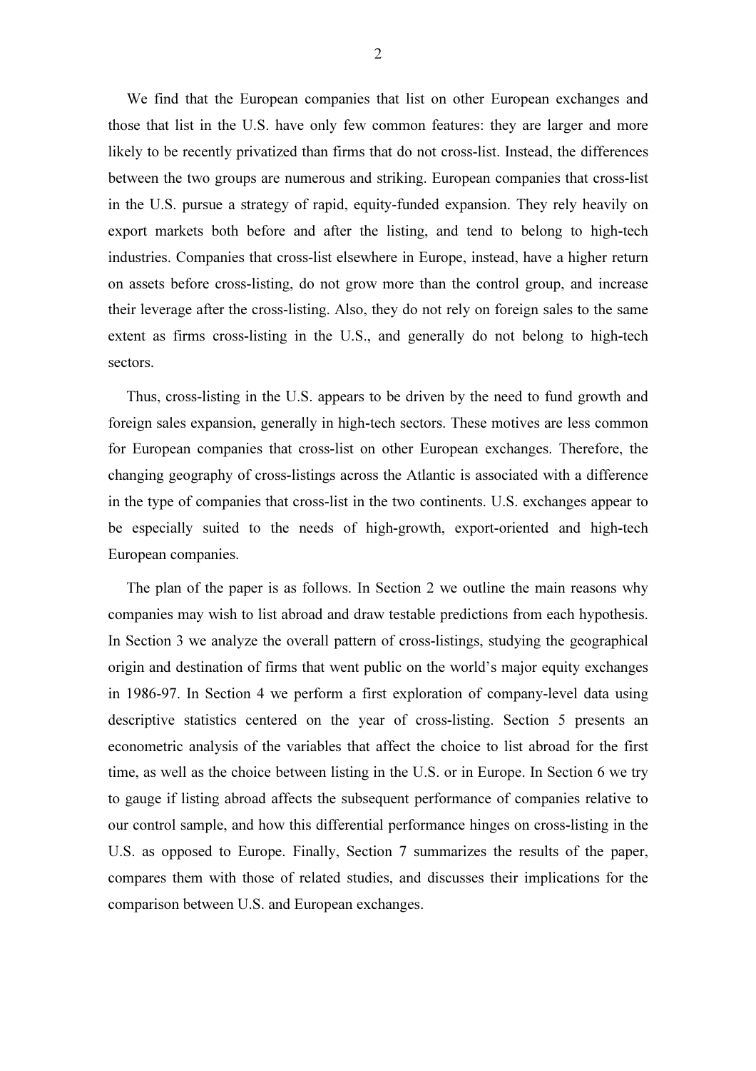We find that the European companies that list on other European exchanges and those that list in the U.S. have only few common features: they are larger and more likely to be recently privatized than firms that do not cross-list. Instead, the differences between the two groups are numerous and striking. European companies that cross-list in the U.S. pursue a strategy of rapid, equity-funded expansion. They rely heavily on export markets both before and after the listing, and tend to belong to high-tech industries. Companies that cross-list elsewhere in Europe, instead, have a higher return on assets before cross-listing, do not grow more than the control group, and increase their leverage after the cross-listing. Also, they do not rely on foreign sales to the same extent as firms cross-listing in the U.S., and generally do not belong to high-tech sectors.

Thus, cross-listing in the U.S. appears to be driven by the need to fund growth and foreign sales expansion, generally in high-tech sectors. These motives are less common for European companies that cross-list on other European exchanges. Therefore, the changing geography of cross-listings across the Atlantic is associated with a difference in the type of companies that cross-list in the two continents. U.S. exchanges appear to be especially suited to the needs of high-growth, export-oriented and high-tech European companies.

The plan of the paper is as follows. In Section 2 we outline the main reasons why companies may wish to list abroad and draw testable predictions from each hypothesis. In Section 3 we analyze the overall pattern of cross-listings, studying the geographical origin and destination of firms that went public on the world's major equity exchanges in 1986-97. In Section 4 we perform a first exploration of company-level data using descriptive statistics centered on the year of cross-listing. Section 5 presents an econometric analysis of the variables that affect the choice to list abroad for the first time, as well as the choice between listing in the U.S. or in Europe. In Section 6 we try to gauge if listing abroad affects the subsequent performance of companies relative to our control sample, and how this differential performance hinges on cross-listing in the U.S. as opposed to Europe. Finally, Section 7 summarizes the results of the paper, compares them with those of related studies, and discusses their implications for the comparison between U.S. and European exchanges.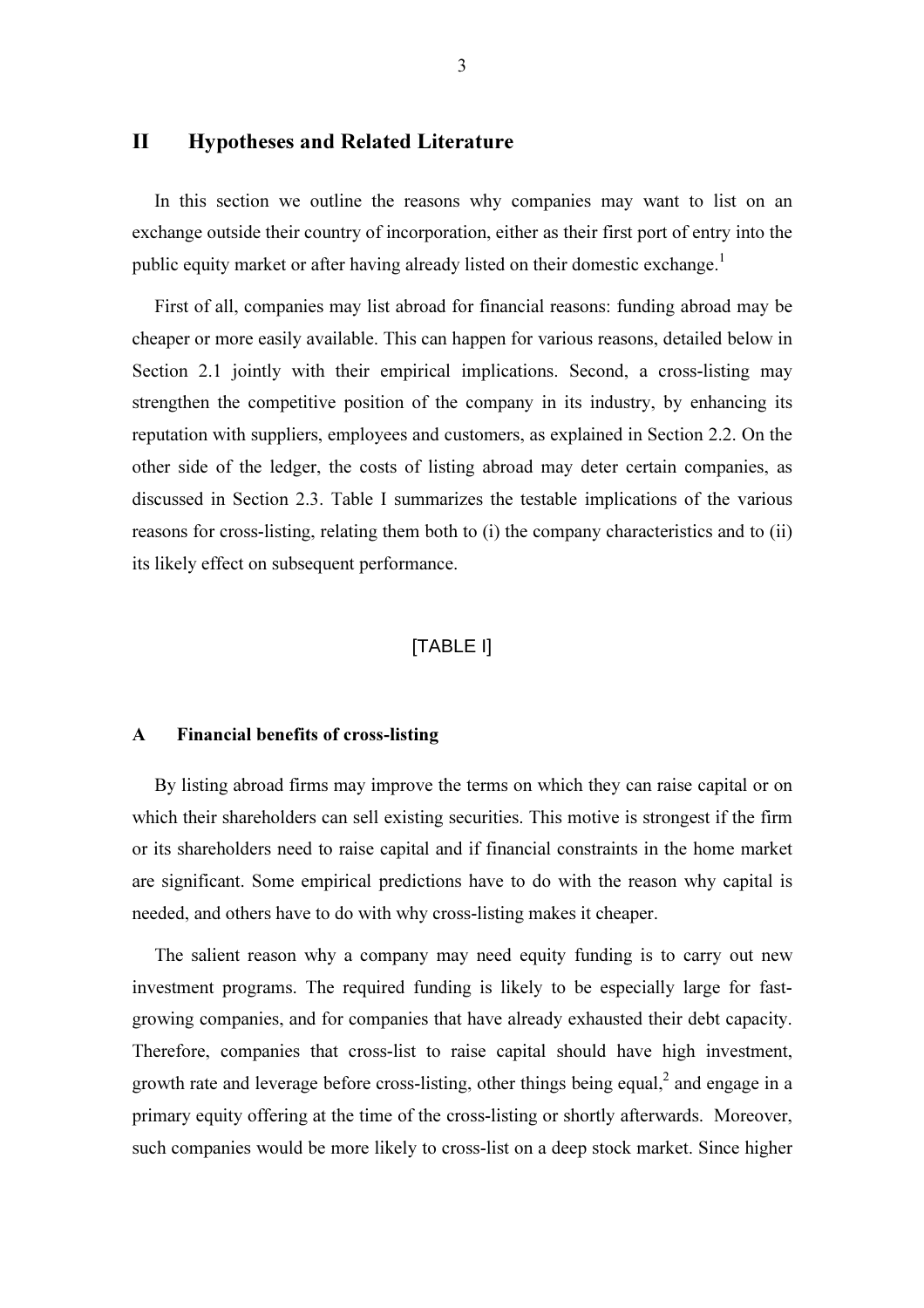## II Hypotheses and Related Literature

In this section we outline the reasons why companies may want to list on an exchange outside their country of incorporation, either as their first port of entry into the public equity market or after having already listed on their domestic exchange.[1]

First of all, companies may list abroad for financial reasons: funding abroad may be cheaper or more easily available. This can happen for various reasons, detailed below in Section 2.1 jointly with their empirical implications. Second, a cross-listing may strengthen the competitive position of the company in its industry, by enhancing its reputation with suppliers, employees and customers, as explained in Section 2.2. On the other side of the ledger, the costs of listing abroad may deter certain companies, as discussed in Section 2.3. Table I summarizes the testable implications of the various reasons for cross-listing, relating them both to (i) the company characteristics and to (ii) its likely effect on subsequent performance.

[TABLE I]

### A Financial benefits of cross-listing

By listing abroad firms may improve the terms on which they can raise capital or on which their shareholders can sell existing securities. This motive is strongest if the firm or its shareholders need to raise capital and if financial constraints in the home market are significant. Some empirical predictions have to do with the reason why capital is needed, and others have to do with why cross-listing makes it cheaper.

The salient reason why a company may need equity funding is to carry out new investment programs. The required funding is likely to be especially large for fast-growing companies, and for companies that have already exhausted their debt capacity. Therefore, companies that cross-list to raise capital should have high investment, growth rate and leverage before cross-listing, other things being equal,[2] and engage in a primary equity offering at the time of the cross-listing or shortly afterwards. Moreover, such companies would be more likely to cross-list on a deep stock market. Since higher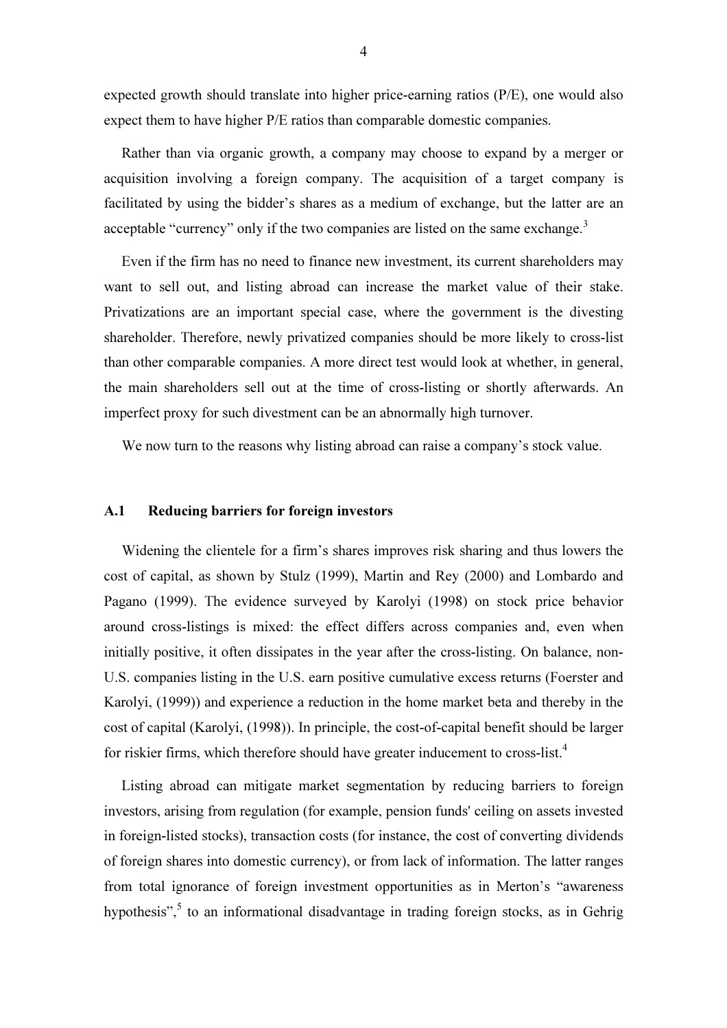expected growth should translate into higher price-earning ratios (P/E), one would also expect them to have higher P/E ratios than comparable domestic companies.

Rather than via organic growth, a company may choose to expand by a merger or acquisition involving a foreign company. The acquisition of a target company is facilitated by using the bidder's shares as a medium of exchange, but the latter are an acceptable "currency" only if the two companies are listed on the same exchange.[3]

Even if the firm has no need to finance new investment, its current shareholders may want to sell out, and listing abroad can increase the market value of their stake. Privatizations are an important special case, where the government is the divesting shareholder. Therefore, newly privatized companies should be more likely to cross-list than other comparable companies. A more direct test would look at whether, in general, the main shareholders sell out at the time of cross-listing or shortly afterwards. An imperfect proxy for such divestment can be an abnormally high turnover.

We now turn to the reasons why listing abroad can raise a company's stock value.

### A.1 Reducing barriers for foreign investors

Widening the clientele for a firm's shares improves risk sharing and thus lowers the cost of capital, as shown by Stulz (1999), Martin and Rey (2000) and Lombardo and Pagano (1999). The evidence surveyed by Karolyi (1998) on stock price behavior around cross-listings is mixed: the effect differs across companies and, even when initially positive, it often dissipates in the year after the cross-listing. On balance, non-U.S. companies listing in the U.S. earn positive cumulative excess returns (Foerster and Karolyi, (1999)) and experience a reduction in the home market beta and thereby in the cost of capital (Karolyi, (1998)). In principle, the cost-of-capital benefit should be larger for riskier firms, which therefore should have greater inducement to cross-list.[4]

Listing abroad can mitigate market segmentation by reducing barriers to foreign investors, arising from regulation (for example, pension funds' ceiling on assets invested in foreign-listed stocks), transaction costs (for instance, the cost of converting dividends of foreign shares into domestic currency), or from lack of information. The latter ranges from total ignorance of foreign investment opportunities as in Merton's "awareness hypothesis",[5] to an informational disadvantage in trading foreign stocks, as in Gehrig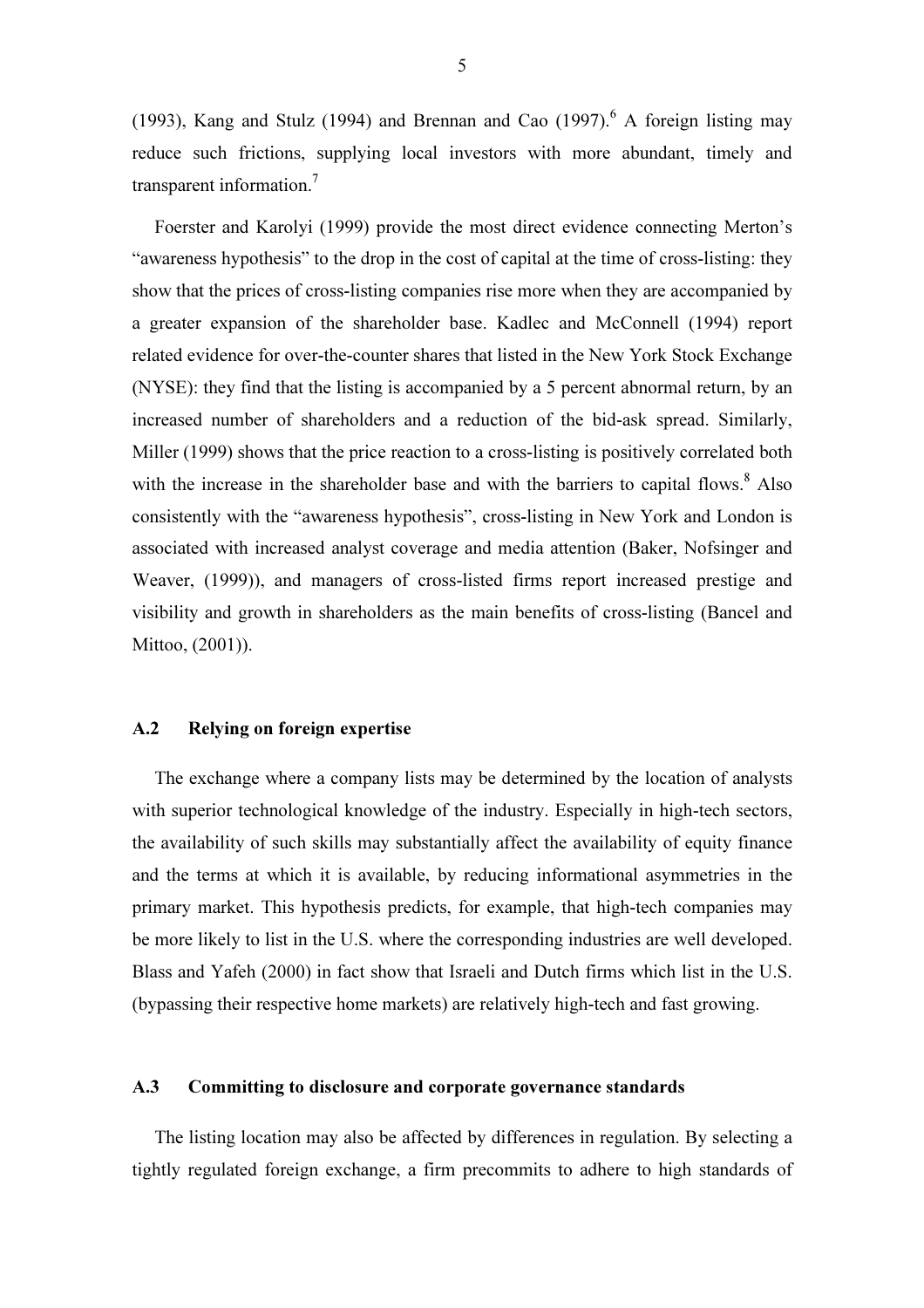(1993), Kang and Stulz (1994) and Brennan and Cao (1997).[6] A foreign listing may reduce such frictions, supplying local investors with more abundant, timely and transparent information.[7]

Foerster and Karolyi (1999) provide the most direct evidence connecting Merton's "awareness hypothesis" to the drop in the cost of capital at the time of cross-listing: they show that the prices of cross-listing companies rise more when they are accompanied by a greater expansion of the shareholder base. Kadlec and McConnell (1994) report related evidence for over-the-counter shares that listed in the New York Stock Exchange (NYSE): they find that the listing is accompanied by a 5 percent abnormal return, by an increased number of shareholders and a reduction of the bid-ask spread. Similarly, Miller (1999) shows that the price reaction to a cross-listing is positively correlated both with the increase in the shareholder base and with the barriers to capital flows.[8] Also consistently with the "awareness hypothesis", cross-listing in New York and London is associated with increased analyst coverage and media attention (Baker, Nofsinger and Weaver, (1999)), and managers of cross-listed firms report increased prestige and visibility and growth in shareholders as the main benefits of cross-listing (Bancel and Mittoo, (2001)).

### A.2 Relying on foreign expertise

The exchange where a company lists may be determined by the location of analysts with superior technological knowledge of the industry. Especially in high-tech sectors, the availability of such skills may substantially affect the availability of equity finance and the terms at which it is available, by reducing informational asymmetries in the primary market. This hypothesis predicts, for example, that high-tech companies may be more likely to list in the U.S. where the corresponding industries are well developed. Blass and Yafeh (2000) in fact show that Israeli and Dutch firms which list in the U.S. (bypassing their respective home markets) are relatively high-tech and fast growing.

### A.3 Committing to disclosure and corporate governance standards

The listing location may also be affected by differences in regulation. By selecting a tightly regulated foreign exchange, a firm precommits to adhere to high standards of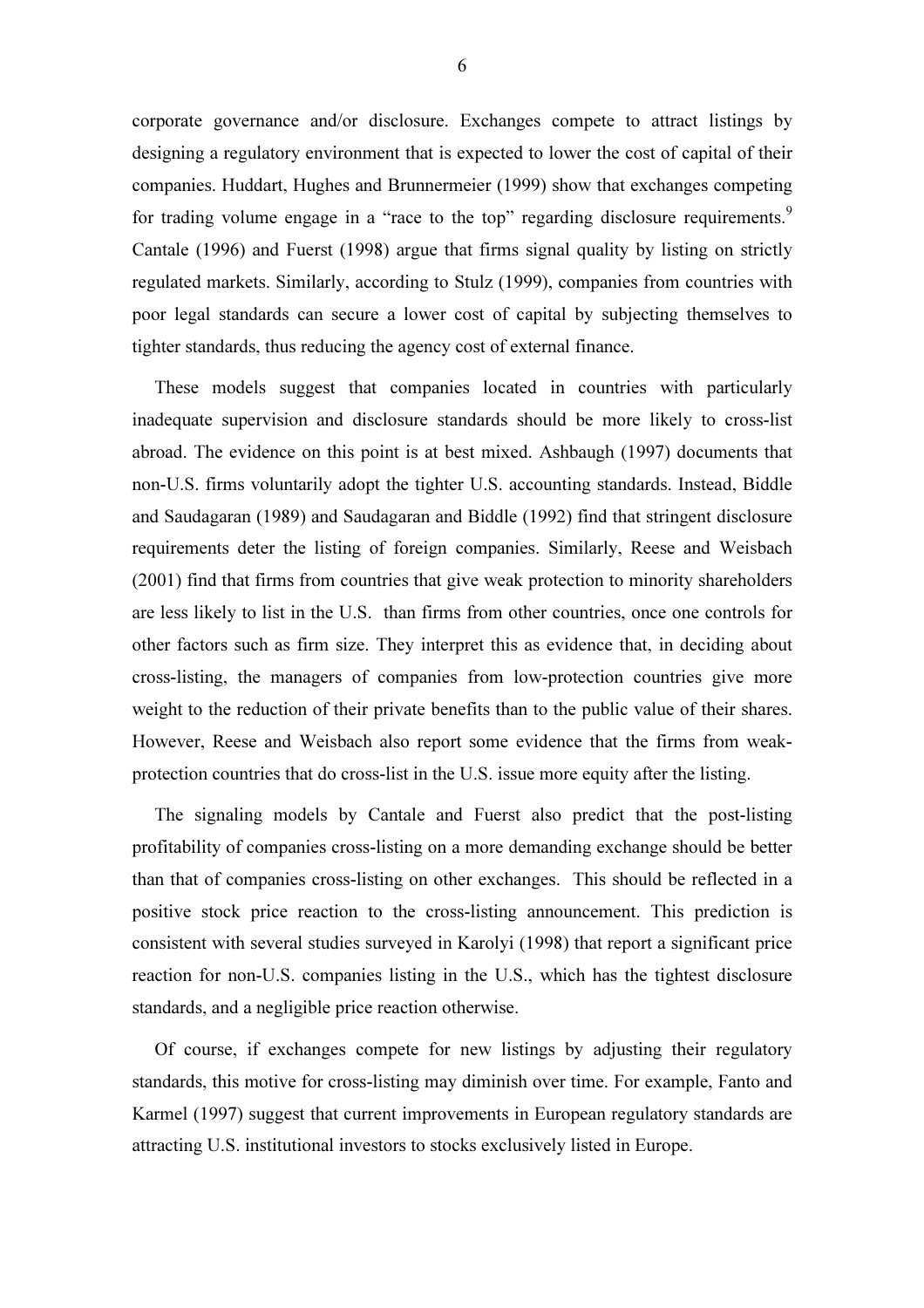corporate governance and/or disclosure. Exchanges compete to attract listings by designing a regulatory environment that is expected to lower the cost of capital of their companies. Huddart, Hughes and Brunnermeier (1999) show that exchanges competing for trading volume engage in a "race to the top" regarding disclosure requirements.[9] Cantale (1996) and Fuerst (1998) argue that firms signal quality by listing on strictly regulated markets. Similarly, according to Stulz (1999), companies from countries with poor legal standards can secure a lower cost of capital by subjecting themselves to tighter standards, thus reducing the agency cost of external finance.

These models suggest that companies located in countries with particularly inadequate supervision and disclosure standards should be more likely to cross-list abroad. The evidence on this point is at best mixed. Ashbaugh (1997) documents that non-U.S. firms voluntarily adopt the tighter U.S. accounting standards. Instead, Biddle and Saudagaran (1989) and Saudagaran and Biddle (1992) find that stringent disclosure requirements deter the listing of foreign companies. Similarly, Reese and Weisbach (2001) find that firms from countries that give weak protection to minority shareholders are less likely to list in the U.S. than firms from other countries, once one controls for other factors such as firm size. They interpret this as evidence that, in deciding about cross-listing, the managers of companies from low-protection countries give more weight to the reduction of their private benefits than to the public value of their shares. However, Reese and Weisbach also report some evidence that the firms from weak-protection countries that do cross-list in the U.S. issue more equity after the listing.

The signaling models by Cantale and Fuerst also predict that the post-listing profitability of companies cross-listing on a more demanding exchange should be better than that of companies cross-listing on other exchanges. This should be reflected in a positive stock price reaction to the cross-listing announcement. This prediction is consistent with several studies surveyed in Karolyi (1998) that report a significant price reaction for non-U.S. companies listing in the U.S., which has the tightest disclosure standards, and a negligible price reaction otherwise.

Of course, if exchanges compete for new listings by adjusting their regulatory standards, this motive for cross-listing may diminish over time. For example, Fanto and Karmel (1997) suggest that current improvements in European regulatory standards are attracting U.S. institutional investors to stocks exclusively listed in Europe.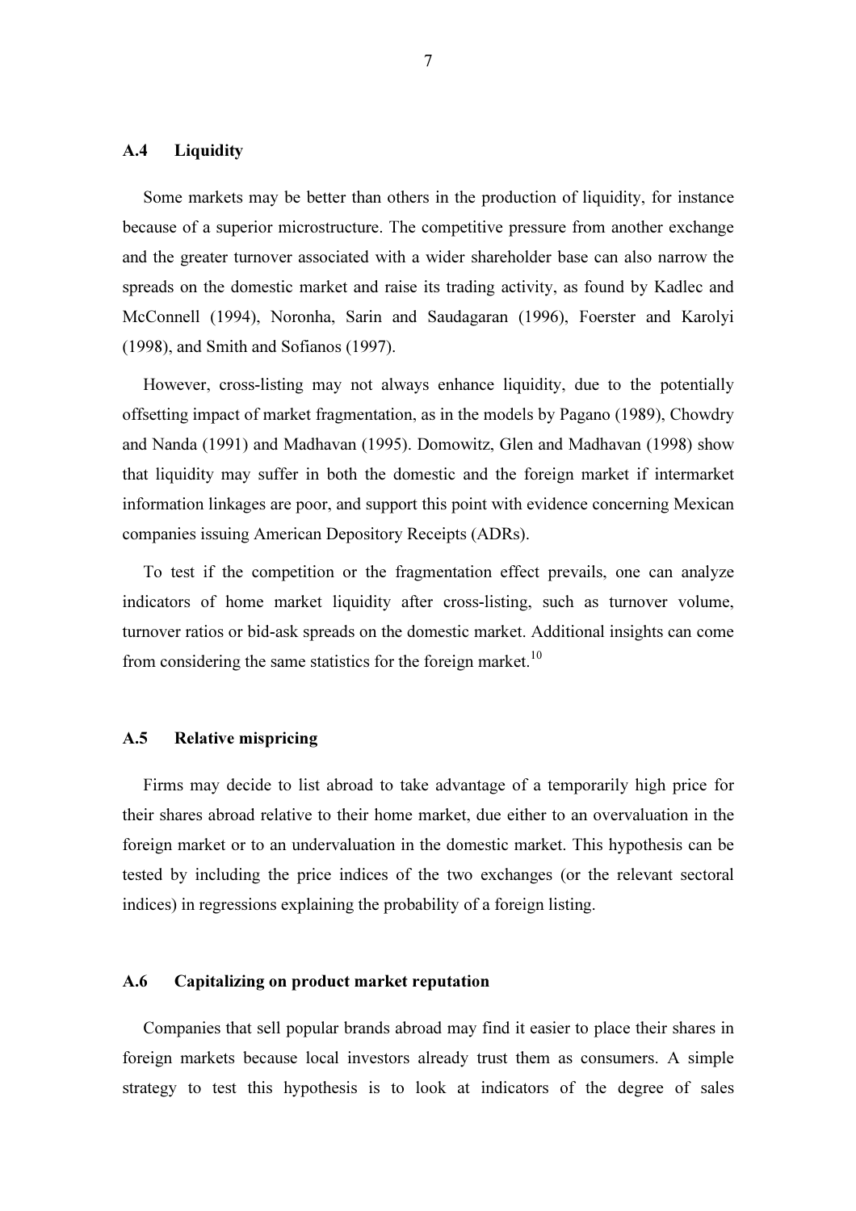### A.4 Liquidity

Some markets may be better than others in the production of liquidity, for instance because of a superior microstructure. The competitive pressure from another exchange and the greater turnover associated with a wider shareholder base can also narrow the spreads on the domestic market and raise its trading activity, as found by Kadlec and McConnell (1994), Noronha, Sarin and Saudagaran (1996), Foerster and Karolyi (1998), and Smith and Sofianos (1997).

However, cross-listing may not always enhance liquidity, due to the potentially offsetting impact of market fragmentation, as in the models by Pagano (1989), Chowdry and Nanda (1991) and Madhavan (1995). Domowitz, Glen and Madhavan (1998) show that liquidity may suffer in both the domestic and the foreign market if intermarket information linkages are poor, and support this point with evidence concerning Mexican companies issuing American Depository Receipts (ADRs).

To test if the competition or the fragmentation effect prevails, one can analyze indicators of home market liquidity after cross-listing, such as turnover volume, turnover ratios or bid-ask spreads on the domestic market. Additional insights can come from considering the same statistics for the foreign market.[10]

### A.5 Relative mispricing

Firms may decide to list abroad to take advantage of a temporarily high price for their shares abroad relative to their home market, due either to an overvaluation in the foreign market or to an undervaluation in the domestic market. This hypothesis can be tested by including the price indices of the two exchanges (or the relevant sectoral indices) in regressions explaining the probability of a foreign listing.

### A.6 Capitalizing on product market reputation

Companies that sell popular brands abroad may find it easier to place their shares in foreign markets because local investors already trust them as consumers. A simple strategy to test this hypothesis is to look at indicators of the degree of sales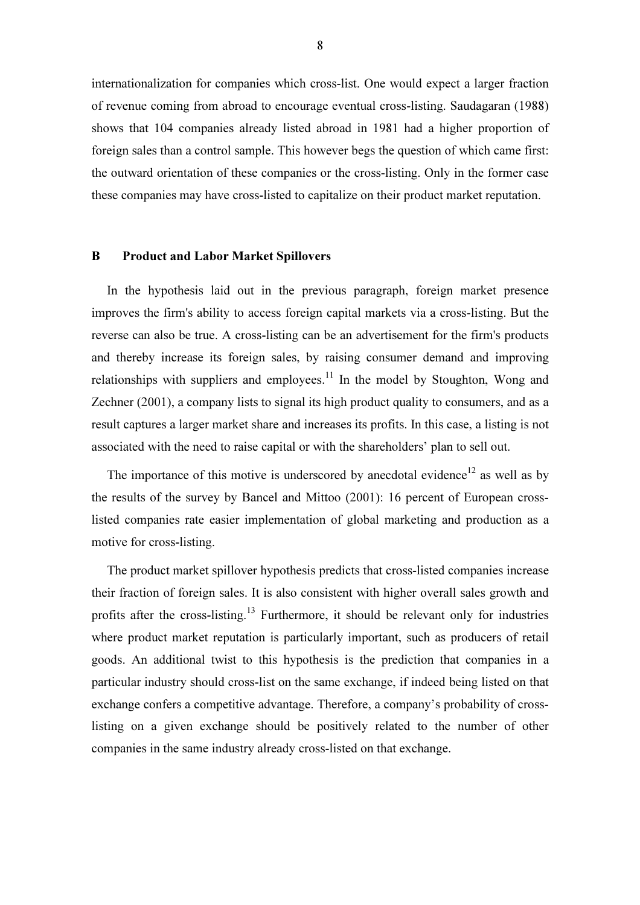internationalization for companies which cross-list. One would expect a larger fraction of revenue coming from abroad to encourage eventual cross-listing. Saudagaran (1988) shows that 104 companies already listed abroad in 1981 had a higher proportion of foreign sales than a control sample. This however begs the question of which came first: the outward orientation of these companies or the cross-listing. Only in the former case these companies may have cross-listed to capitalize on their product market reputation.

### B Product and Labor Market Spillovers

In the hypothesis laid out in the previous paragraph, foreign market presence improves the firm's ability to access foreign capital markets via a cross-listing. But the reverse can also be true. A cross-listing can be an advertisement for the firm's products and thereby increase its foreign sales, by raising consumer demand and improving relationships with suppliers and employees.[11] In the model by Stoughton, Wong and Zechner (2001), a company lists to signal its high product quality to consumers, and as a result captures a larger market share and increases its profits. In this case, a listing is not associated with the need to raise capital or with the shareholders' plan to sell out.

The importance of this motive is underscored by anecdotal evidence[12] as well as by the results of the survey by Bancel and Mittoo (2001): 16 percent of European cross-listed companies rate easier implementation of global marketing and production as a motive for cross-listing.

The product market spillover hypothesis predicts that cross-listed companies increase their fraction of foreign sales. It is also consistent with higher overall sales growth and profits after the cross-listing.[13] Furthermore, it should be relevant only for industries where product market reputation is particularly important, such as producers of retail goods. An additional twist to this hypothesis is the prediction that companies in a particular industry should cross-list on the same exchange, if indeed being listed on that exchange confers a competitive advantage. Therefore, a company's probability of cross-listing on a given exchange should be positively related to the number of other companies in the same industry already cross-listed on that exchange.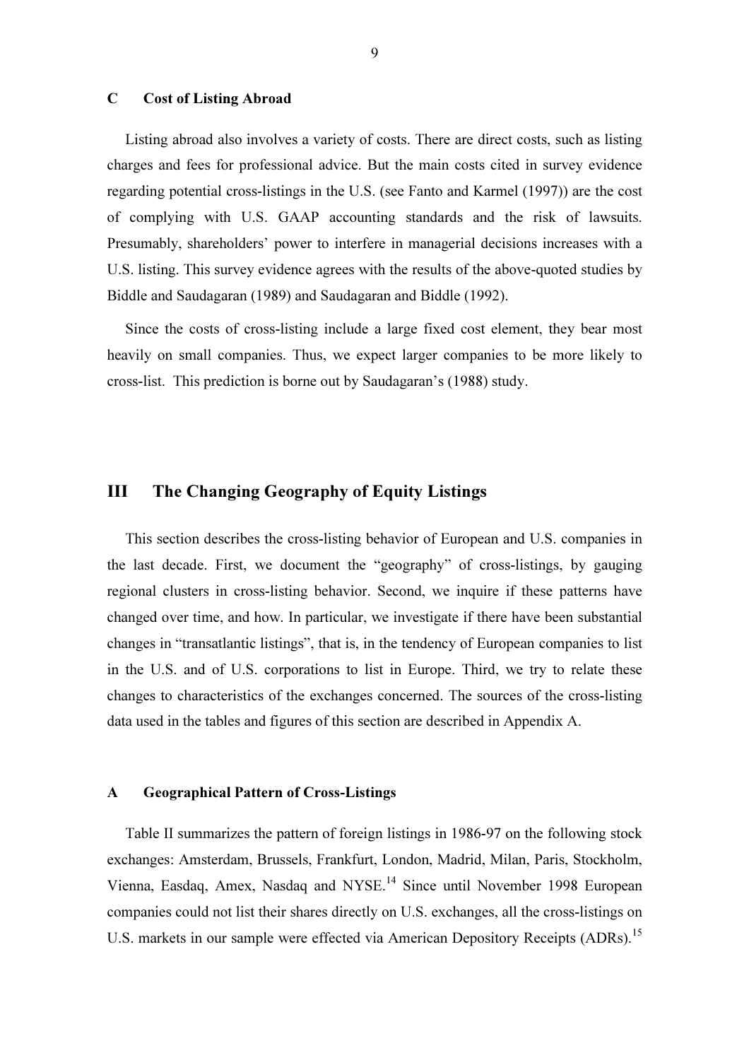### C Cost of Listing Abroad

Listing abroad also involves a variety of costs. There are direct costs, such as listing charges and fees for professional advice. But the main costs cited in survey evidence regarding potential cross-listings in the U.S. (see Fanto and Karmel (1997)) are the cost of complying with U.S. GAAP accounting standards and the risk of lawsuits. Presumably, shareholders' power to interfere in managerial decisions increases with a U.S. listing. This survey evidence agrees with the results of the above-quoted studies by Biddle and Saudagaran (1989) and Saudagaran and Biddle (1992).

Since the costs of cross-listing include a large fixed cost element, they bear most heavily on small companies. Thus, we expect larger companies to be more likely to cross-list. This prediction is borne out by Saudagaran's (1988) study.

## III The Changing Geography of Equity Listings

This section describes the cross-listing behavior of European and U.S. companies in the last decade. First, we document the "geography" of cross-listings, by gauging regional clusters in cross-listing behavior. Second, we inquire if these patterns have changed over time, and how. In particular, we investigate if there have been substantial changes in "transatlantic listings", that is, in the tendency of European companies to list in the U.S. and of U.S. corporations to list in Europe. Third, we try to relate these changes to characteristics of the exchanges concerned. The sources of the cross-listing data used in the tables and figures of this section are described in Appendix A.

### A Geographical Pattern of Cross-Listings

Table II summarizes the pattern of foreign listings in 1986-97 on the following stock exchanges: Amsterdam, Brussels, Frankfurt, London, Madrid, Milan, Paris, Stockholm, Vienna, Easdaq, Amex, Nasdaq and NYSE.[14] Since until November 1998 European companies could not list their shares directly on U.S. exchanges, all the cross-listings on U.S. markets in our sample were effected via American Depository Receipts (ADRs).[15]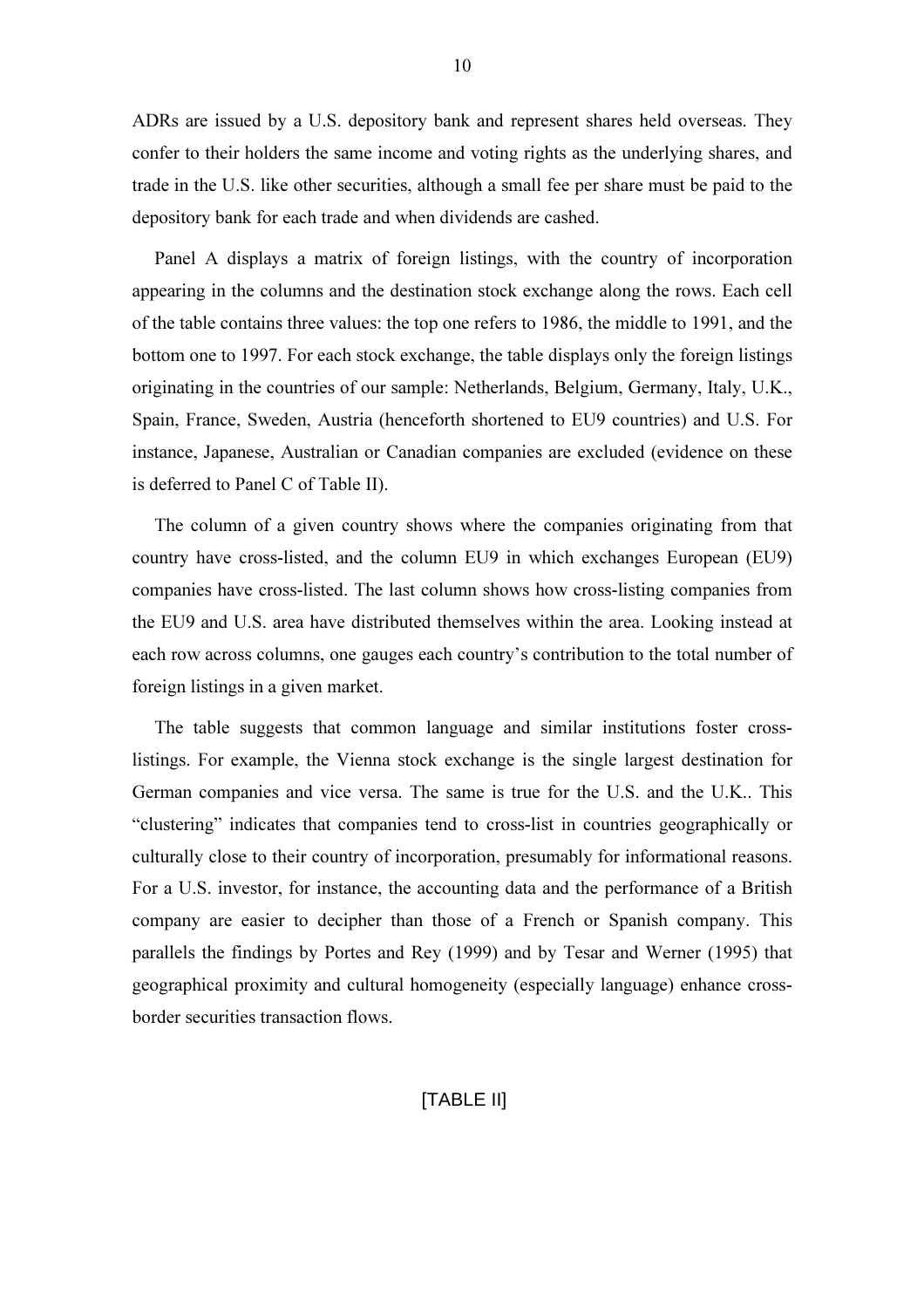ADRs are issued by a U.S. depository bank and represent shares held overseas. They confer to their holders the same income and voting rights as the underlying shares, and trade in the U.S. like other securities, although a small fee per share must be paid to the depository bank for each trade and when dividends are cashed.

Panel A displays a matrix of foreign listings, with the country of incorporation appearing in the columns and the destination stock exchange along the rows. Each cell of the table contains three values: the top one refers to 1986, the middle to 1991, and the bottom one to 1997. For each stock exchange, the table displays only the foreign listings originating in the countries of our sample: Netherlands, Belgium, Germany, Italy, U.K., Spain, France, Sweden, Austria (henceforth shortened to EU9 countries) and U.S. For instance, Japanese, Australian or Canadian companies are excluded (evidence on these is deferred to Panel C of Table II).

The column of a given country shows where the companies originating from that country have cross-listed, and the column EU9 in which exchanges European (EU9) companies have cross-listed. The last column shows how cross-listing companies from the EU9 and U.S. area have distributed themselves within the area. Looking instead at each row across columns, one gauges each country's contribution to the total number of foreign listings in a given market.

The table suggests that common language and similar institutions foster cross-listings. For example, the Vienna stock exchange is the single largest destination for German companies and vice versa. The same is true for the U.S. and the U.K.. This "clustering" indicates that companies tend to cross-list in countries geographically or culturally close to their country of incorporation, presumably for informational reasons. For a U.S. investor, for instance, the accounting data and the performance of a British company are easier to decipher than those of a French or Spanish company. This parallels the findings by Portes and Rey (1999) and by Tesar and Werner (1995) that geographical proximity and cultural homogeneity (especially language) enhance cross-border securities transaction flows.

[TABLE II]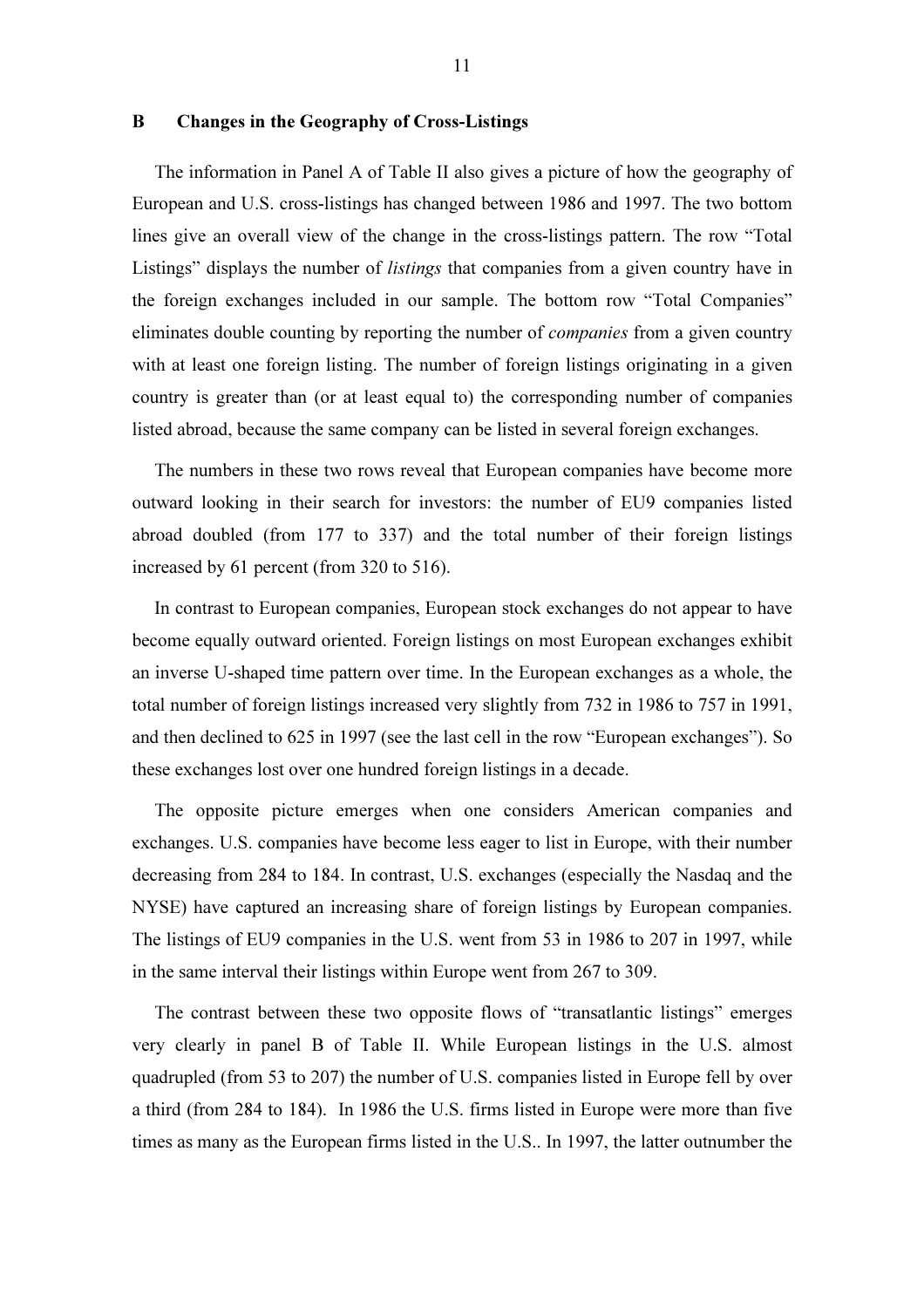## B Changes in the Geography of Cross-Listings

The information in Panel A of Table II also gives a picture of how the geography of European and U.S. cross-listings has changed between 1986 and 1997. The two bottom lines give an overall view of the change in the cross-listings pattern. The row "Total Listings" displays the number of *listings* that companies from a given country have in the foreign exchanges included in our sample. The bottom row "Total Companies" eliminates double counting by reporting the number of *companies* from a given country with at least one foreign listing. The number of foreign listings originating in a given country is greater than (or at least equal to) the corresponding number of companies listed abroad, because the same company can be listed in several foreign exchanges.

The numbers in these two rows reveal that European companies have become more outward looking in their search for investors: the number of EU9 companies listed abroad doubled (from 177 to 337) and the total number of their foreign listings increased by 61 percent (from 320 to 516).

In contrast to European companies, European stock exchanges do not appear to have become equally outward oriented. Foreign listings on most European exchanges exhibit an inverse U-shaped time pattern over time. In the European exchanges as a whole, the total number of foreign listings increased very slightly from 732 in 1986 to 757 in 1991, and then declined to 625 in 1997 (see the last cell in the row "European exchanges"). So these exchanges lost over one hundred foreign listings in a decade.

The opposite picture emerges when one considers American companies and exchanges. U.S. companies have become less eager to list in Europe, with their number decreasing from 284 to 184. In contrast, U.S. exchanges (especially the Nasdaq and the NYSE) have captured an increasing share of foreign listings by European companies. The listings of EU9 companies in the U.S. went from 53 in 1986 to 207 in 1997, while in the same interval their listings within Europe went from 267 to 309.

The contrast between these two opposite flows of "transatlantic listings" emerges very clearly in panel B of Table II. While European listings in the U.S. almost quadrupled (from 53 to 207) the number of U.S. companies listed in Europe fell by over a third (from 284 to 184). In 1986 the U.S. firms listed in Europe were more than five times as many as the European firms listed in the U.S.. In 1997, the latter outnumber the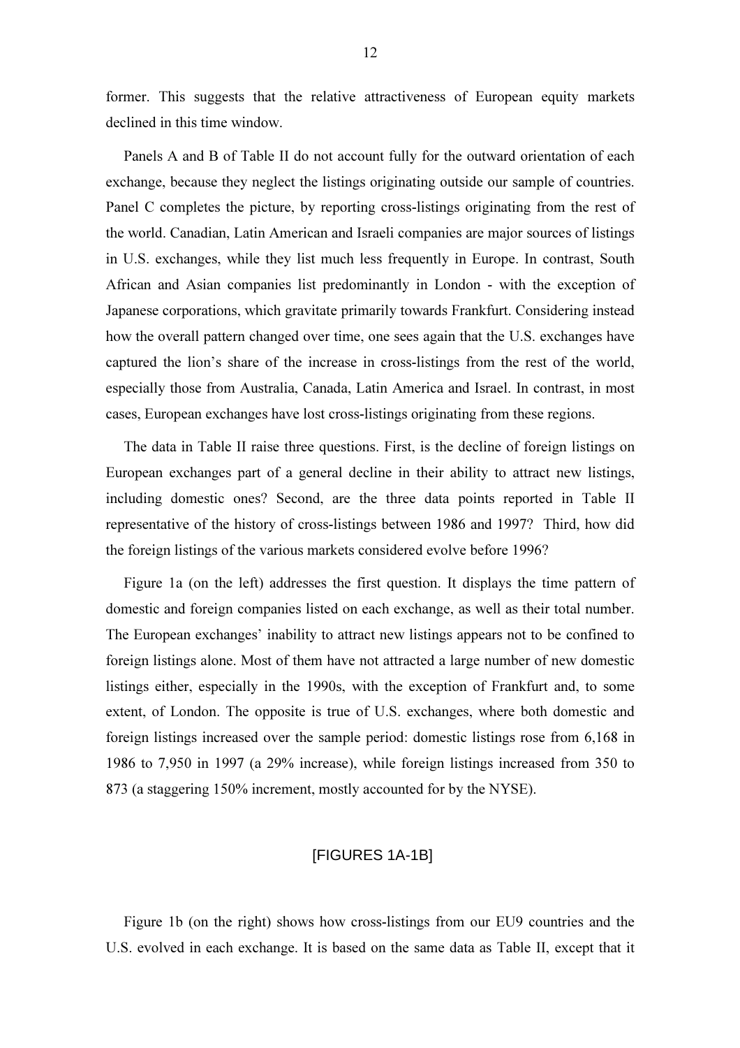former. This suggests that the relative attractiveness of European equity markets declined in this time window.

Panels A and B of Table II do not account fully for the outward orientation of each exchange, because they neglect the listings originating outside our sample of countries. Panel C completes the picture, by reporting cross-listings originating from the rest of the world. Canadian, Latin American and Israeli companies are major sources of listings in U.S. exchanges, while they list much less frequently in Europe. In contrast, South African and Asian companies list predominantly in London - with the exception of Japanese corporations, which gravitate primarily towards Frankfurt. Considering instead how the overall pattern changed over time, one sees again that the U.S. exchanges have captured the lion's share of the increase in cross-listings from the rest of the world, especially those from Australia, Canada, Latin America and Israel. In contrast, in most cases, European exchanges have lost cross-listings originating from these regions.

The data in Table II raise three questions. First, is the decline of foreign listings on European exchanges part of a general decline in their ability to attract new listings, including domestic ones? Second, are the three data points reported in Table II representative of the history of cross-listings between 1986 and 1997? Third, how did the foreign listings of the various markets considered evolve before 1996?

Figure 1a (on the left) addresses the first question. It displays the time pattern of domestic and foreign companies listed on each exchange, as well as their total number. The European exchanges' inability to attract new listings appears not to be confined to foreign listings alone. Most of them have not attracted a large number of new domestic listings either, especially in the 1990s, with the exception of Frankfurt and, to some extent, of London. The opposite is true of U.S. exchanges, where both domestic and foreign listings increased over the sample period: domestic listings rose from 6,168 in 1986 to 7,950 in 1997 (a 29% increase), while foreign listings increased from 350 to 873 (a staggering 150% increment, mostly accounted for by the NYSE).

[FIGURES 1A-1B]

Figure 1b (on the right) shows how cross-listings from our EU9 countries and the U.S. evolved in each exchange. It is based on the same data as Table II, except that it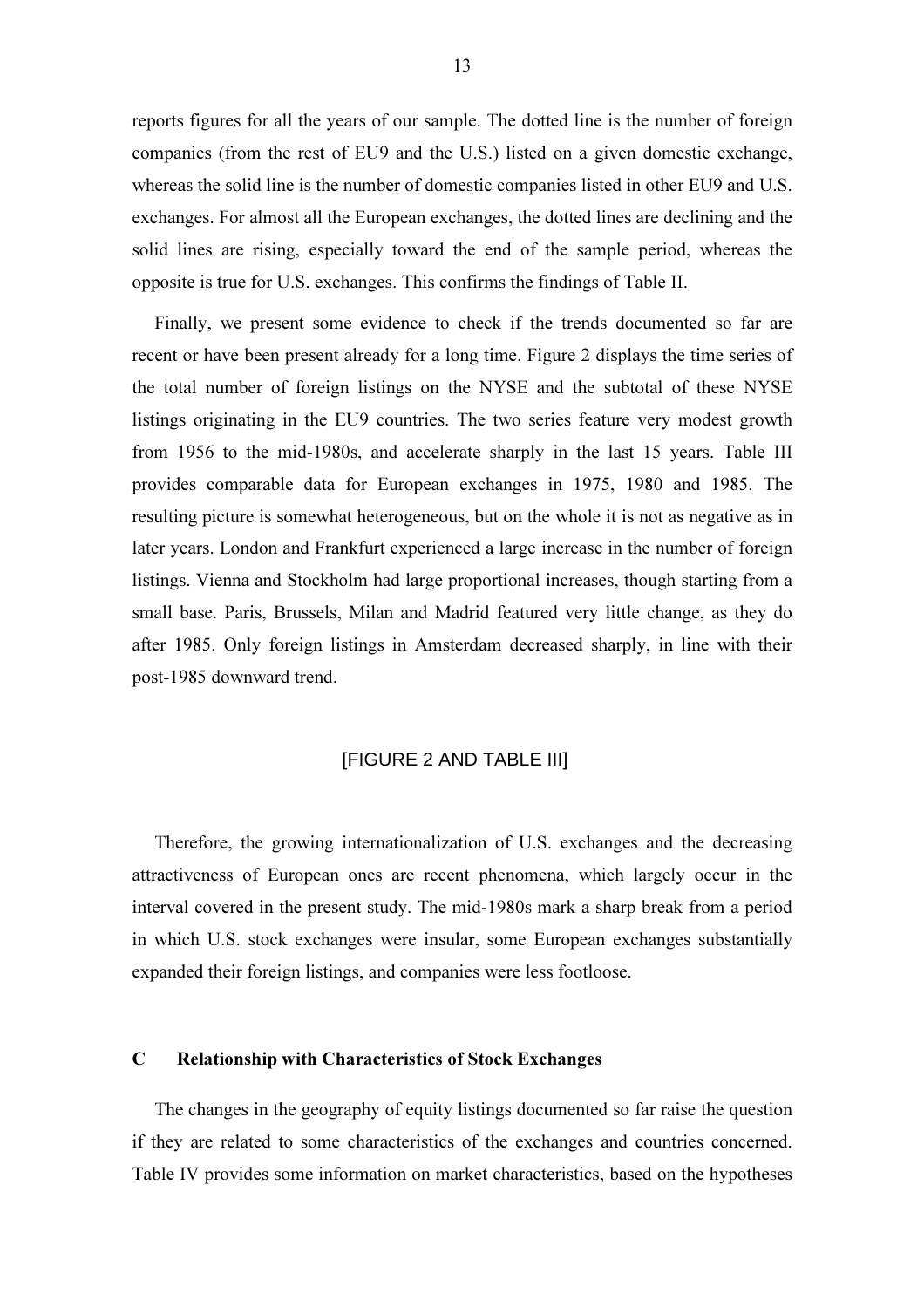reports figures for all the years of our sample. The dotted line is the number of foreign companies (from the rest of EU9 and the U.S.) listed on a given domestic exchange, whereas the solid line is the number of domestic companies listed in other EU9 and U.S. exchanges. For almost all the European exchanges, the dotted lines are declining and the solid lines are rising, especially toward the end of the sample period, whereas the opposite is true for U.S. exchanges. This confirms the findings of Table II.

Finally, we present some evidence to check if the trends documented so far are recent or have been present already for a long time. Figure 2 displays the time series of the total number of foreign listings on the NYSE and the subtotal of these NYSE listings originating in the EU9 countries. The two series feature very modest growth from 1956 to the mid-1980s, and accelerate sharply in the last 15 years. Table III provides comparable data for European exchanges in 1975, 1980 and 1985. The resulting picture is somewhat heterogeneous, but on the whole it is not as negative as in later years. London and Frankfurt experienced a large increase in the number of foreign listings. Vienna and Stockholm had large proportional increases, though starting from a small base. Paris, Brussels, Milan and Madrid featured very little change, as they do after 1985. Only foreign listings in Amsterdam decreased sharply, in line with their post-1985 downward trend.

[FIGURE 2 AND TABLE III]

Therefore, the growing internationalization of U.S. exchanges and the decreasing attractiveness of European ones are recent phenomena, which largely occur in the interval covered in the present study. The mid-1980s mark a sharp break from a period in which U.S. stock exchanges were insular, some European exchanges substantially expanded their foreign listings, and companies were less footloose.

### C Relationship with Characteristics of Stock Exchanges

The changes in the geography of equity listings documented so far raise the question if they are related to some characteristics of the exchanges and countries concerned. Table IV provides some information on market characteristics, based on the hypotheses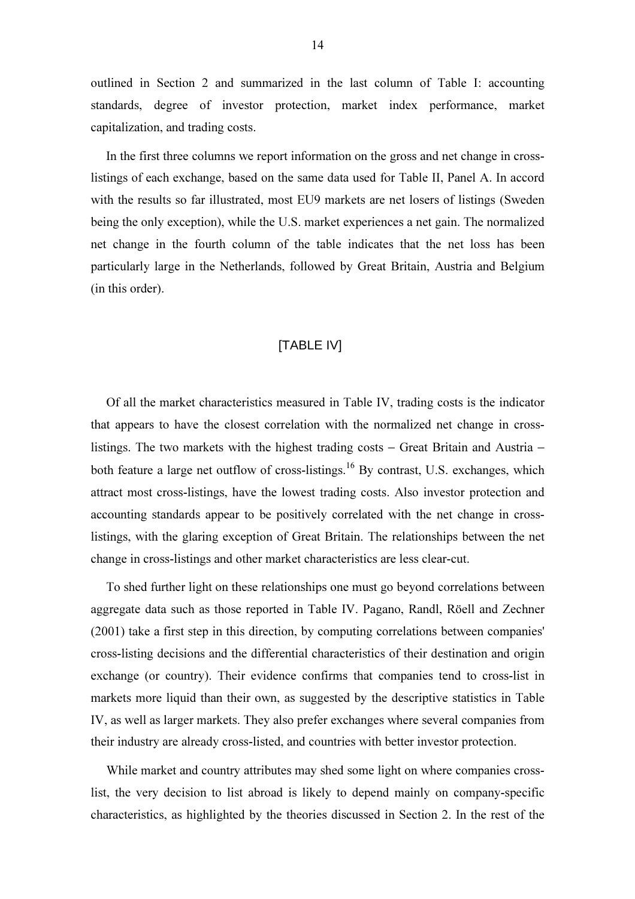outlined in Section 2 and summarized in the last column of Table I: accounting standards, degree of investor protection, market index performance, market capitalization, and trading costs.

In the first three columns we report information on the gross and net change in cross-listings of each exchange, based on the same data used for Table II, Panel A. In accord with the results so far illustrated, most EU9 markets are net losers of listings (Sweden being the only exception), while the U.S. market experiences a net gain. The normalized net change in the fourth column of the table indicates that the net loss has been particularly large in the Netherlands, followed by Great Britain, Austria and Belgium (in this order).

[TABLE IV]

Of all the market characteristics measured in Table IV, trading costs is the indicator that appears to have the closest correlation with the normalized net change in cross-listings. The two markets with the highest trading costs – Great Britain and Austria – both feature a large net outflow of cross-listings.[16] By contrast, U.S. exchanges, which attract most cross-listings, have the lowest trading costs. Also investor protection and accounting standards appear to be positively correlated with the net change in cross-listings, with the glaring exception of Great Britain. The relationships between the net change in cross-listings and other market characteristics are less clear-cut.

To shed further light on these relationships one must go beyond correlations between aggregate data such as those reported in Table IV. Pagano, Randl, Röell and Zechner (2001) take a first step in this direction, by computing correlations between companies' cross-listing decisions and the differential characteristics of their destination and origin exchange (or country). Their evidence confirms that companies tend to cross-list in markets more liquid than their own, as suggested by the descriptive statistics in Table IV, as well as larger markets. They also prefer exchanges where several companies from their industry are already cross-listed, and countries with better investor protection.

While market and country attributes may shed some light on where companies cross-list, the very decision to list abroad is likely to depend mainly on company-specific characteristics, as highlighted by the theories discussed in Section 2. In the rest of the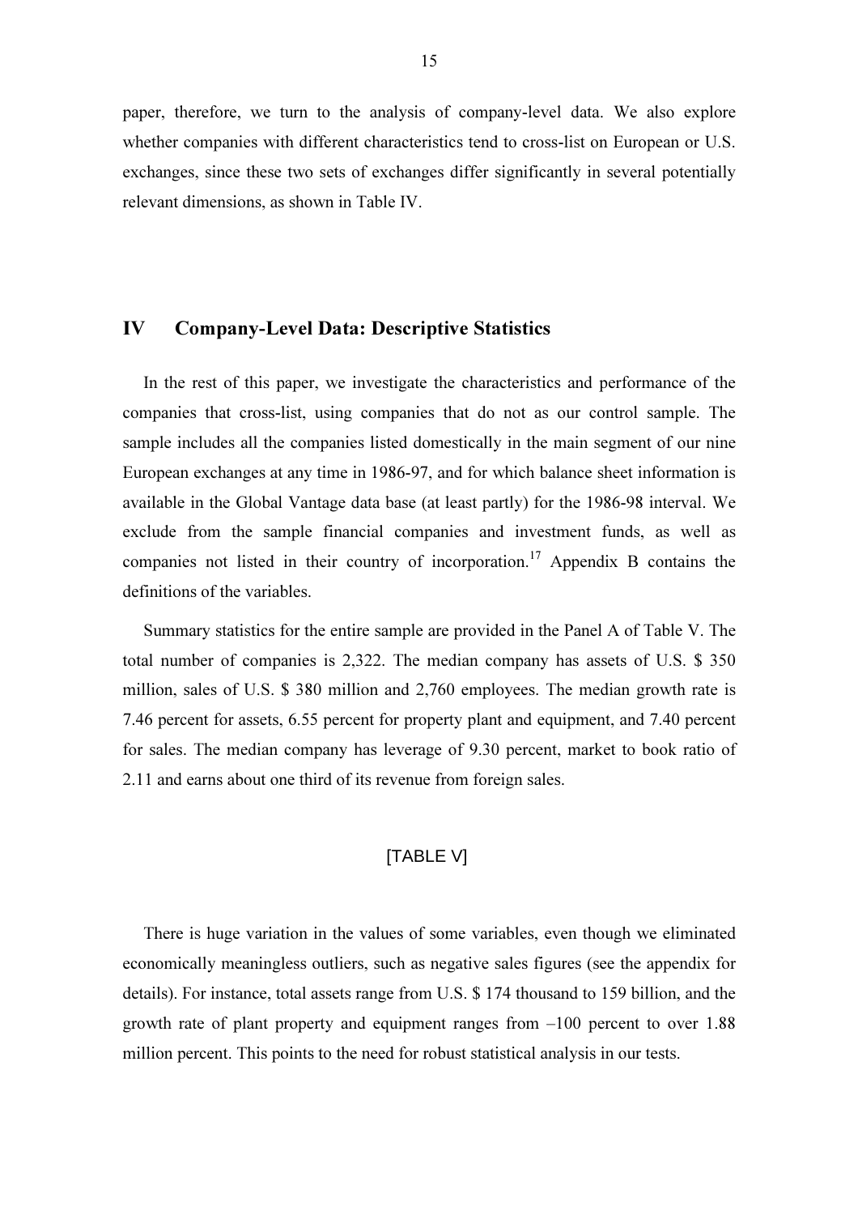paper, therefore, we turn to the analysis of company-level data. We also explore whether companies with different characteristics tend to cross-list on European or U.S. exchanges, since these two sets of exchanges differ significantly in several potentially relevant dimensions, as shown in Table IV.

## IV Company-Level Data: Descriptive Statistics

In the rest of this paper, we investigate the characteristics and performance of the companies that cross-list, using companies that do not as our control sample. The sample includes all the companies listed domestically in the main segment of our nine European exchanges at any time in 1986-97, and for which balance sheet information is available in the Global Vantage data base (at least partly) for the 1986-98 interval. We exclude from the sample financial companies and investment funds, as well as companies not listed in their country of incorporation.[17] Appendix B contains the definitions of the variables.

Summary statistics for the entire sample are provided in the Panel A of Table V. The total number of companies is 2,322. The median company has assets of U.S. $ 350 million, sales of U.S. $ 380 million and 2,760 employees. The median growth rate is 7.46 percent for assets, 6.55 percent for property plant and equipment, and 7.40 percent for sales. The median company has leverage of 9.30 percent, market to book ratio of 2.11 and earns about one third of its revenue from foreign sales.

[TABLE V]

There is huge variation in the values of some variables, even though we eliminated economically meaningless outliers, such as negative sales figures (see the appendix for details). For instance, total assets range from U.S. $ 174 thousand to 159 billion, and the growth rate of plant property and equipment ranges from –100 percent to over 1.88 million percent. This points to the need for robust statistical analysis in our tests.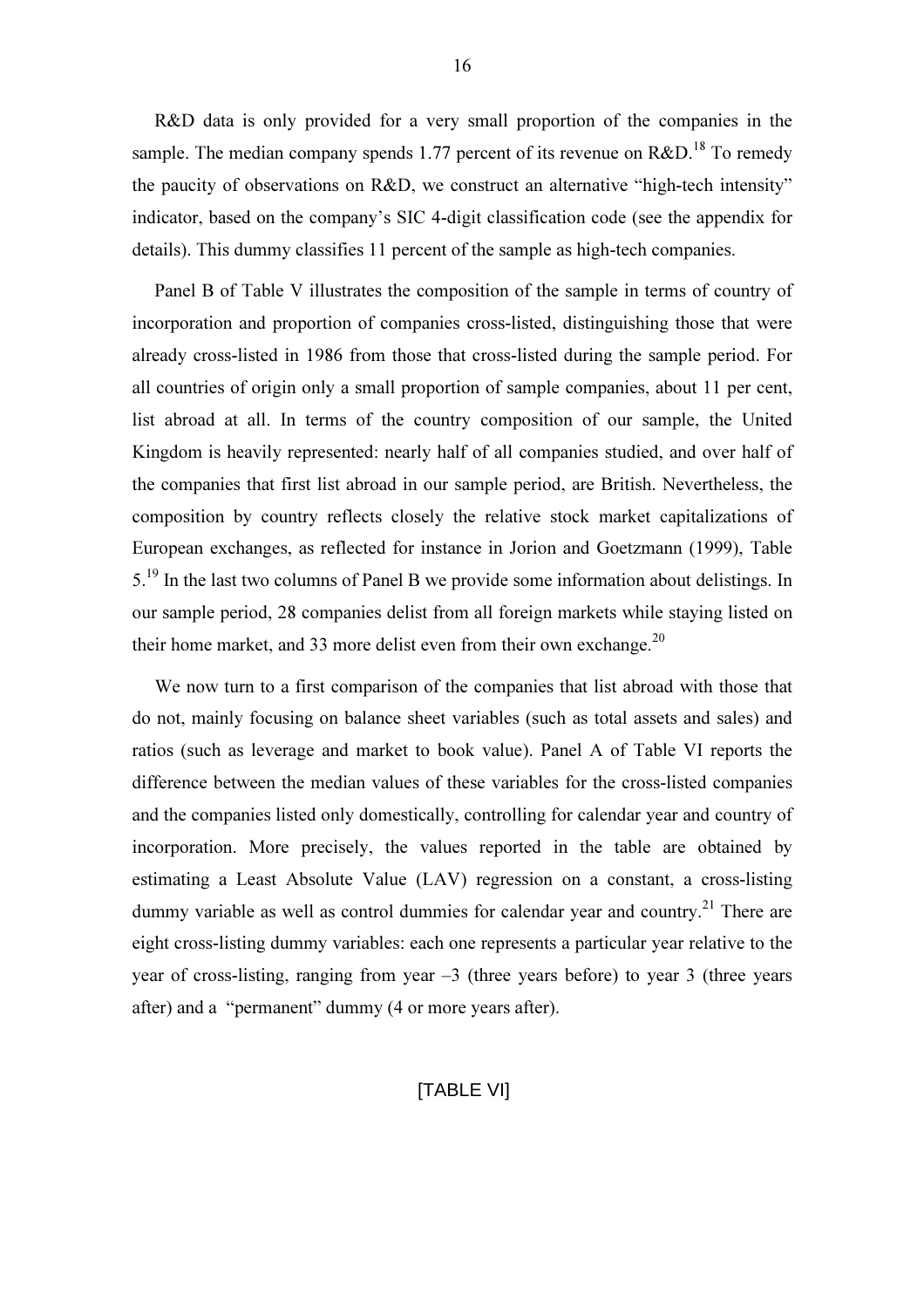R&D data is only provided for a very small proportion of the companies in the sample. The median company spends 1.77 percent of its revenue on R&D.[18] To remedy the paucity of observations on R&D, we construct an alternative "high-tech intensity" indicator, based on the company's SIC 4-digit classification code (see the appendix for details). This dummy classifies 11 percent of the sample as high-tech companies.

Panel B of Table V illustrates the composition of the sample in terms of country of incorporation and proportion of companies cross-listed, distinguishing those that were already cross-listed in 1986 from those that cross-listed during the sample period. For all countries of origin only a small proportion of sample companies, about 11 per cent, list abroad at all. In terms of the country composition of our sample, the United Kingdom is heavily represented: nearly half of all companies studied, and over half of the companies that first list abroad in our sample period, are British. Nevertheless, the composition by country reflects closely the relative stock market capitalizations of European exchanges, as reflected for instance in Jorion and Goetzmann (1999), Table 5.[19] In the last two columns of Panel B we provide some information about delistings. In our sample period, 28 companies delist from all foreign markets while staying listed on their home market, and 33 more delist even from their own exchange.[20]

We now turn to a first comparison of the companies that list abroad with those that do not, mainly focusing on balance sheet variables (such as total assets and sales) and ratios (such as leverage and market to book value). Panel A of Table VI reports the difference between the median values of these variables for the cross-listed companies and the companies listed only domestically, controlling for calendar year and country of incorporation. More precisely, the values reported in the table are obtained by estimating a Least Absolute Value (LAV) regression on a constant, a cross-listing dummy variable as well as control dummies for calendar year and country.[21] There are eight cross-listing dummy variables: each one represents a particular year relative to the year of cross-listing, ranging from year –3 (three years before) to year 3 (three years after) and a "permanent" dummy (4 or more years after).

[TABLE VI]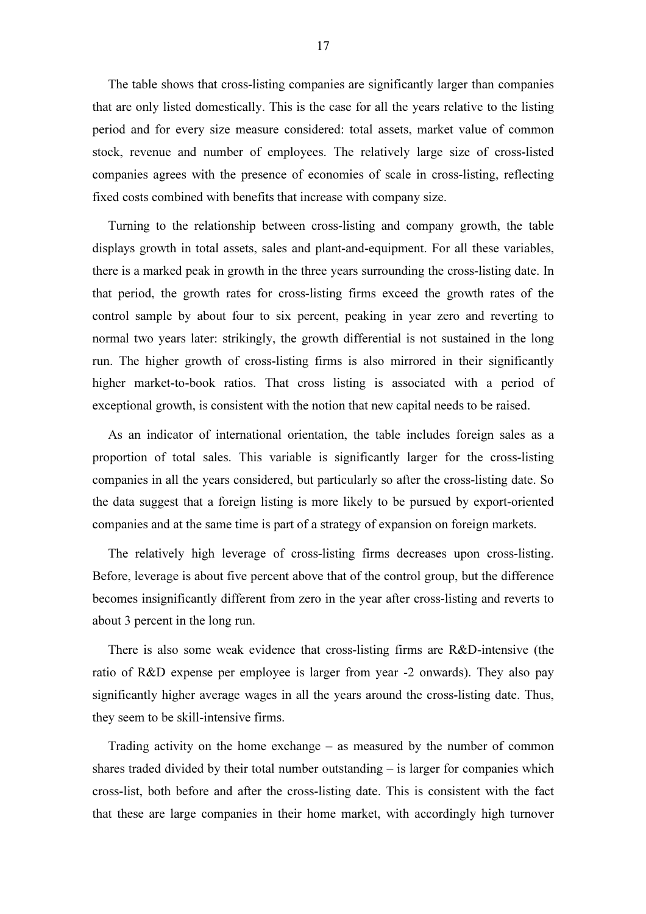The table shows that cross-listing companies are significantly larger than companies that are only listed domestically. This is the case for all the years relative to the listing period and for every size measure considered: total assets, market value of common stock, revenue and number of employees. The relatively large size of cross-listed companies agrees with the presence of economies of scale in cross-listing, reflecting fixed costs combined with benefits that increase with company size.

Turning to the relationship between cross-listing and company growth, the table displays growth in total assets, sales and plant-and-equipment. For all these variables, there is a marked peak in growth in the three years surrounding the cross-listing date. In that period, the growth rates for cross-listing firms exceed the growth rates of the control sample by about four to six percent, peaking in year zero and reverting to normal two years later: strikingly, the growth differential is not sustained in the long run. The higher growth of cross-listing firms is also mirrored in their significantly higher market-to-book ratios. That cross listing is associated with a period of exceptional growth, is consistent with the notion that new capital needs to be raised.

As an indicator of international orientation, the table includes foreign sales as a proportion of total sales. This variable is significantly larger for the cross-listing companies in all the years considered, but particularly so after the cross-listing date. So the data suggest that a foreign listing is more likely to be pursued by export-oriented companies and at the same time is part of a strategy of expansion on foreign markets.

The relatively high leverage of cross-listing firms decreases upon cross-listing. Before, leverage is about five percent above that of the control group, but the difference becomes insignificantly different from zero in the year after cross-listing and reverts to about 3 percent in the long run.

There is also some weak evidence that cross-listing firms are R&D-intensive (the ratio of R&D expense per employee is larger from year -2 onwards). They also pay significantly higher average wages in all the years around the cross-listing date. Thus, they seem to be skill-intensive firms.

Trading activity on the home exchange – as measured by the number of common shares traded divided by their total number outstanding – is larger for companies which cross-list, both before and after the cross-listing date. This is consistent with the fact that these are large companies in their home market, with accordingly high turnover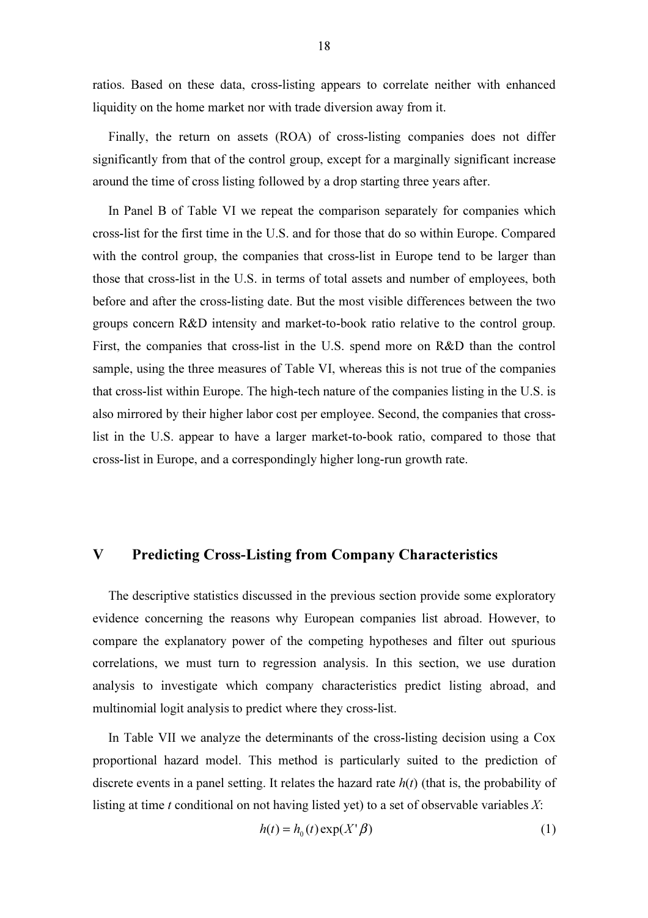ratios. Based on these data, cross-listing appears to correlate neither with enhanced liquidity on the home market nor with trade diversion away from it.

Finally, the return on assets (ROA) of cross-listing companies does not differ significantly from that of the control group, except for a marginally significant increase around the time of cross listing followed by a drop starting three years after.

In Panel B of Table VI we repeat the comparison separately for companies which cross-list for the first time in the U.S. and for those that do so within Europe. Compared with the control group, the companies that cross-list in Europe tend to be larger than those that cross-list in the U.S. in terms of total assets and number of employees, both before and after the cross-listing date. But the most visible differences between the two groups concern R&D intensity and market-to-book ratio relative to the control group. First, the companies that cross-list in the U.S. spend more on R&D than the control sample, using the three measures of Table VI, whereas this is not true of the companies that cross-list within Europe. The high-tech nature of the companies listing in the U.S. is also mirrored by their higher labor cost per employee. Second, the companies that cross-list in the U.S. appear to have a larger market-to-book ratio, compared to those that cross-list in Europe, and a correspondingly higher long-run growth rate.

## V Predicting Cross-Listing from Company Characteristics

The descriptive statistics discussed in the previous section provide some exploratory evidence concerning the reasons why European companies list abroad. However, to compare the explanatory power of the competing hypotheses and filter out spurious correlations, we must turn to regression analysis. In this section, we use duration analysis to investigate which company characteristics predict listing abroad, and multinomial logit analysis to predict where they cross-list.

In Table VII we analyze the determinants of the cross-listing decision using a Cox proportional hazard model. This method is particularly suited to the prediction of discrete events in a panel setting. It relates the hazard rate $h(t)$ (that is, the probability of listing at time $t$ conditional on not having listed yet) to a set of observable variables $X$:

$$h(t) = h_0(t)\exp(X'\beta) \tag{1}$$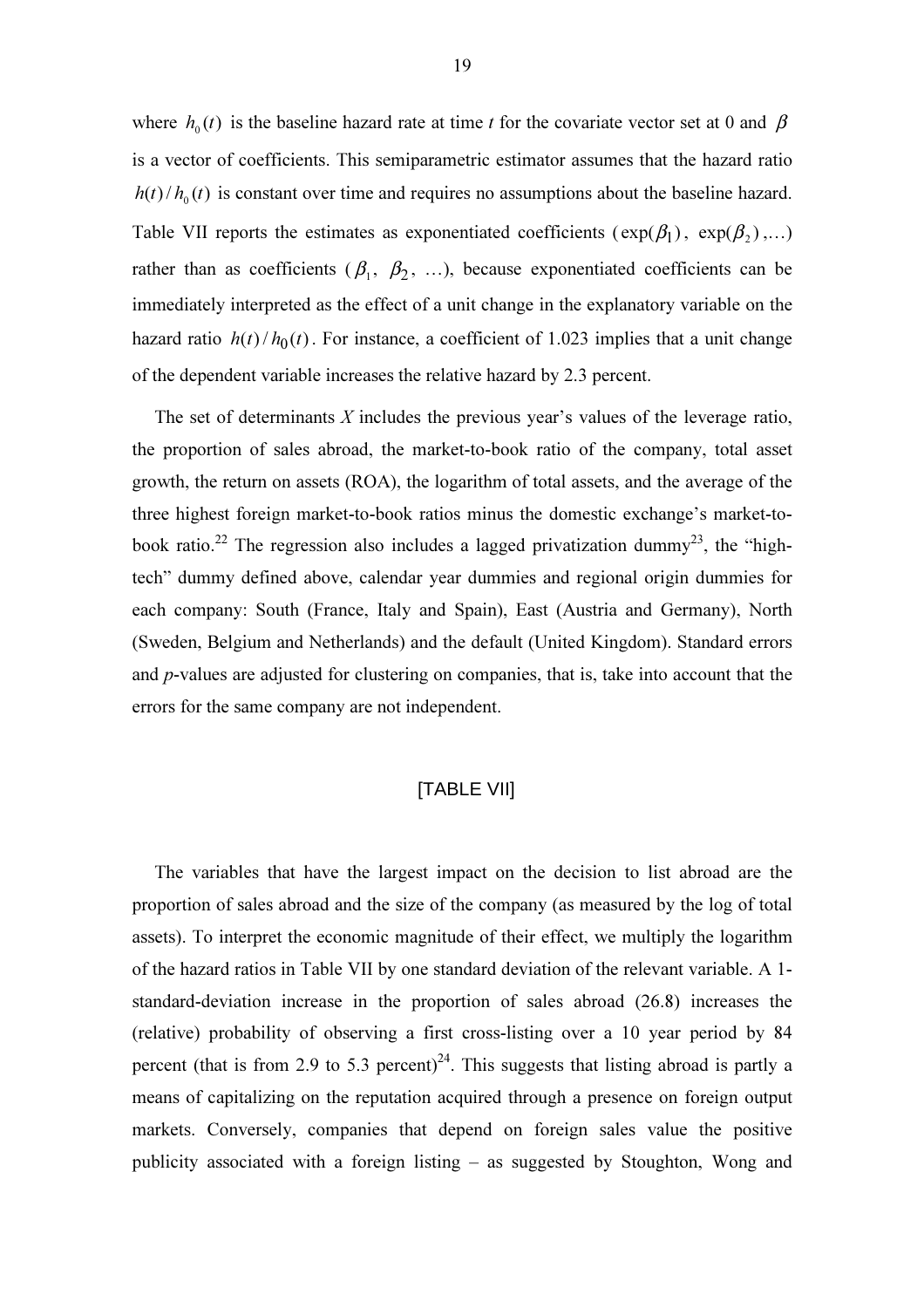where $h_0(t)$ is the baseline hazard rate at time *t* for the covariate vector set at 0 and $\beta$ is a vector of coefficients. This semiparametric estimator assumes that the hazard ratio $h(t)/h_0(t)$ is constant over time and requires no assumptions about the baseline hazard. Table VII reports the estimates as exponentiated coefficients ($\exp(\beta_1)$, $\exp(\beta_2)$,…) rather than as coefficients ($\beta_1$, $\beta_2$, …), because exponentiated coefficients can be immediately interpreted as the effect of a unit change in the explanatory variable on the hazard ratio $h(t)/h_0(t)$. For instance, a coefficient of 1.023 implies that a unit change of the dependent variable increases the relative hazard by 2.3 percent.

The set of determinants *X* includes the previous year's values of the leverage ratio, the proportion of sales abroad, the market-to-book ratio of the company, total asset growth, the return on assets (ROA), the logarithm of total assets, and the average of the three highest foreign market-to-book ratios minus the domestic exchange's market-to-book ratio.[22] The regression also includes a lagged privatization dummy[23], the "high-tech" dummy defined above, calendar year dummies and regional origin dummies for each company: South (France, Italy and Spain), East (Austria and Germany), North (Sweden, Belgium and Netherlands) and the default (United Kingdom). Standard errors and *p*-values are adjusted for clustering on companies, that is, take into account that the errors for the same company are not independent.

[TABLE VII]

The variables that have the largest impact on the decision to list abroad are the proportion of sales abroad and the size of the company (as measured by the log of total assets). To interpret the economic magnitude of their effect, we multiply the logarithm of the hazard ratios in Table VII by one standard deviation of the relevant variable. A 1-standard-deviation increase in the proportion of sales abroad (26.8) increases the (relative) probability of observing a first cross-listing over a 10 year period by 84 percent (that is from 2.9 to 5.3 percent)[24]. This suggests that listing abroad is partly a means of capitalizing on the reputation acquired through a presence on foreign output markets. Conversely, companies that depend on foreign sales value the positive publicity associated with a foreign listing – as suggested by Stoughton, Wong and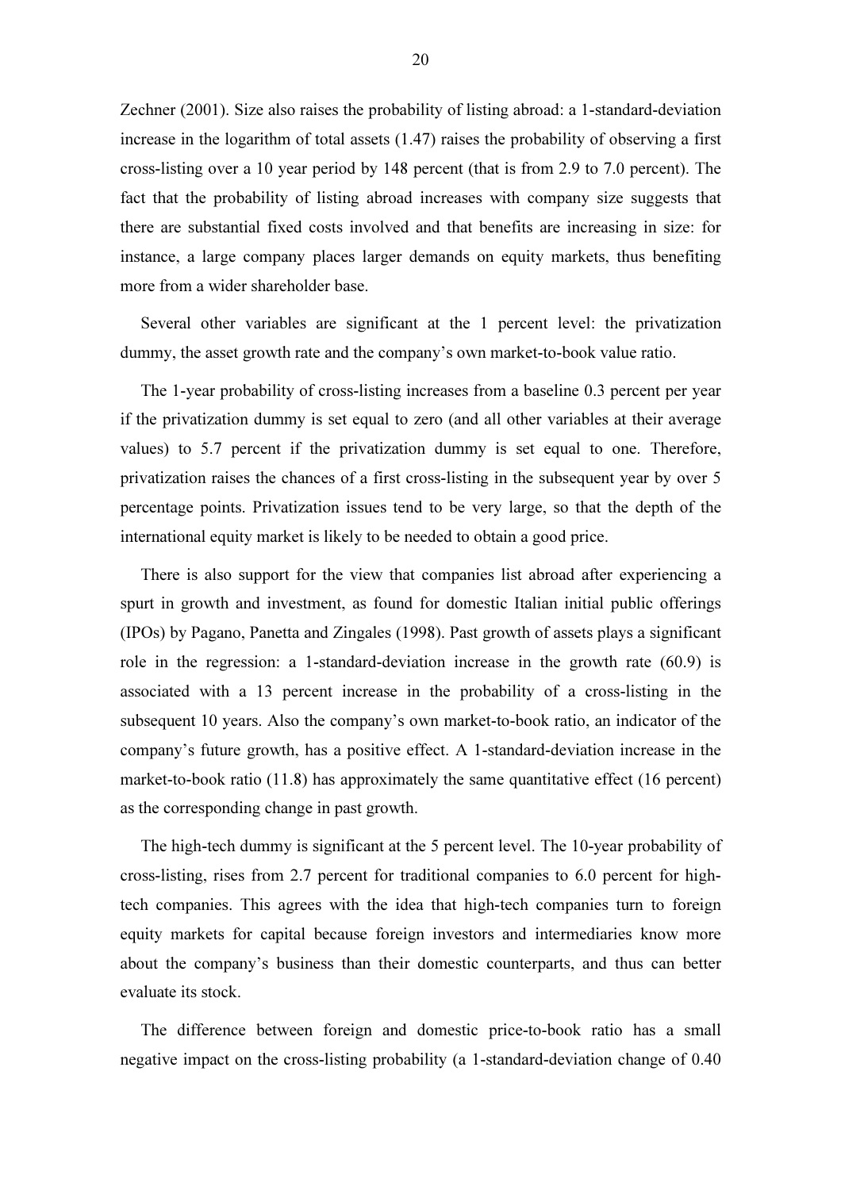Zechner (2001). Size also raises the probability of listing abroad: a 1-standard-deviation increase in the logarithm of total assets (1.47) raises the probability of observing a first cross-listing over a 10 year period by 148 percent (that is from 2.9 to 7.0 percent). The fact that the probability of listing abroad increases with company size suggests that there are substantial fixed costs involved and that benefits are increasing in size: for instance, a large company places larger demands on equity markets, thus benefiting more from a wider shareholder base.

Several other variables are significant at the 1 percent level: the privatization dummy, the asset growth rate and the company's own market-to-book value ratio.

The 1-year probability of cross-listing increases from a baseline 0.3 percent per year if the privatization dummy is set equal to zero (and all other variables at their average values) to 5.7 percent if the privatization dummy is set equal to one. Therefore, privatization raises the chances of a first cross-listing in the subsequent year by over 5 percentage points. Privatization issues tend to be very large, so that the depth of the international equity market is likely to be needed to obtain a good price.

There is also support for the view that companies list abroad after experiencing a spurt in growth and investment, as found for domestic Italian initial public offerings (IPOs) by Pagano, Panetta and Zingales (1998). Past growth of assets plays a significant role in the regression: a 1-standard-deviation increase in the growth rate (60.9) is associated with a 13 percent increase in the probability of a cross-listing in the subsequent 10 years. Also the company's own market-to-book ratio, an indicator of the company's future growth, has a positive effect. A 1-standard-deviation increase in the market-to-book ratio (11.8) has approximately the same quantitative effect (16 percent) as the corresponding change in past growth.

The high-tech dummy is significant at the 5 percent level. The 10-year probability of cross-listing, rises from 2.7 percent for traditional companies to 6.0 percent for high-tech companies. This agrees with the idea that high-tech companies turn to foreign equity markets for capital because foreign investors and intermediaries know more about the company's business than their domestic counterparts, and thus can better evaluate its stock.

The difference between foreign and domestic price-to-book ratio has a small negative impact on the cross-listing probability (a 1-standard-deviation change of 0.40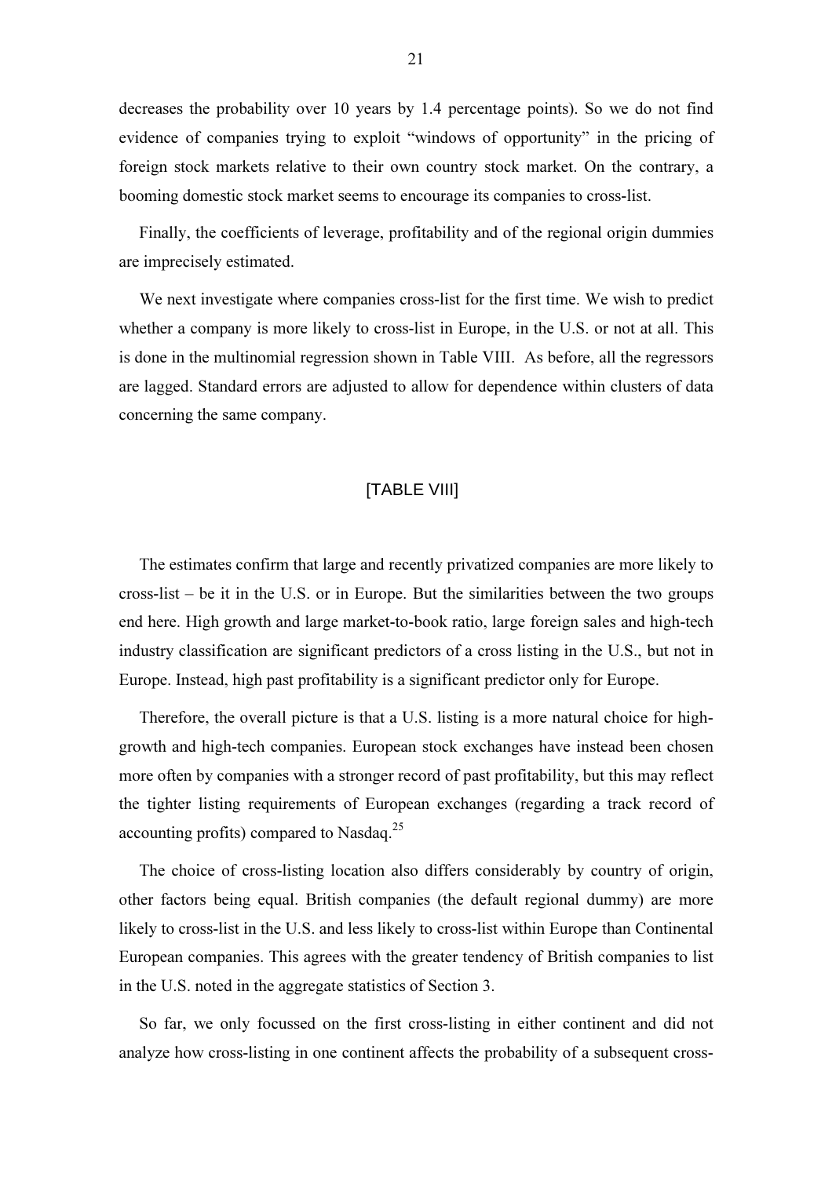decreases the probability over 10 years by 1.4 percentage points). So we do not find evidence of companies trying to exploit "windows of opportunity" in the pricing of foreign stock markets relative to their own country stock market. On the contrary, a booming domestic stock market seems to encourage its companies to cross-list.

Finally, the coefficients of leverage, profitability and of the regional origin dummies are imprecisely estimated.

We next investigate where companies cross-list for the first time. We wish to predict whether a company is more likely to cross-list in Europe, in the U.S. or not at all. This is done in the multinomial regression shown in Table VIII. As before, all the regressors are lagged. Standard errors are adjusted to allow for dependence within clusters of data concerning the same company.

[TABLE VIII]

The estimates confirm that large and recently privatized companies are more likely to cross-list – be it in the U.S. or in Europe. But the similarities between the two groups end here. High growth and large market-to-book ratio, large foreign sales and high-tech industry classification are significant predictors of a cross listing in the U.S., but not in Europe. Instead, high past profitability is a significant predictor only for Europe.

Therefore, the overall picture is that a U.S. listing is a more natural choice for high-growth and high-tech companies. European stock exchanges have instead been chosen more often by companies with a stronger record of past profitability, but this may reflect the tighter listing requirements of European exchanges (regarding a track record of accounting profits) compared to Nasdaq.[25]

The choice of cross-listing location also differs considerably by country of origin, other factors being equal. British companies (the default regional dummy) are more likely to cross-list in the U.S. and less likely to cross-list within Europe than Continental European companies. This agrees with the greater tendency of British companies to list in the U.S. noted in the aggregate statistics of Section 3.

So far, we only focussed on the first cross-listing in either continent and did not analyze how cross-listing in one continent affects the probability of a subsequent cross-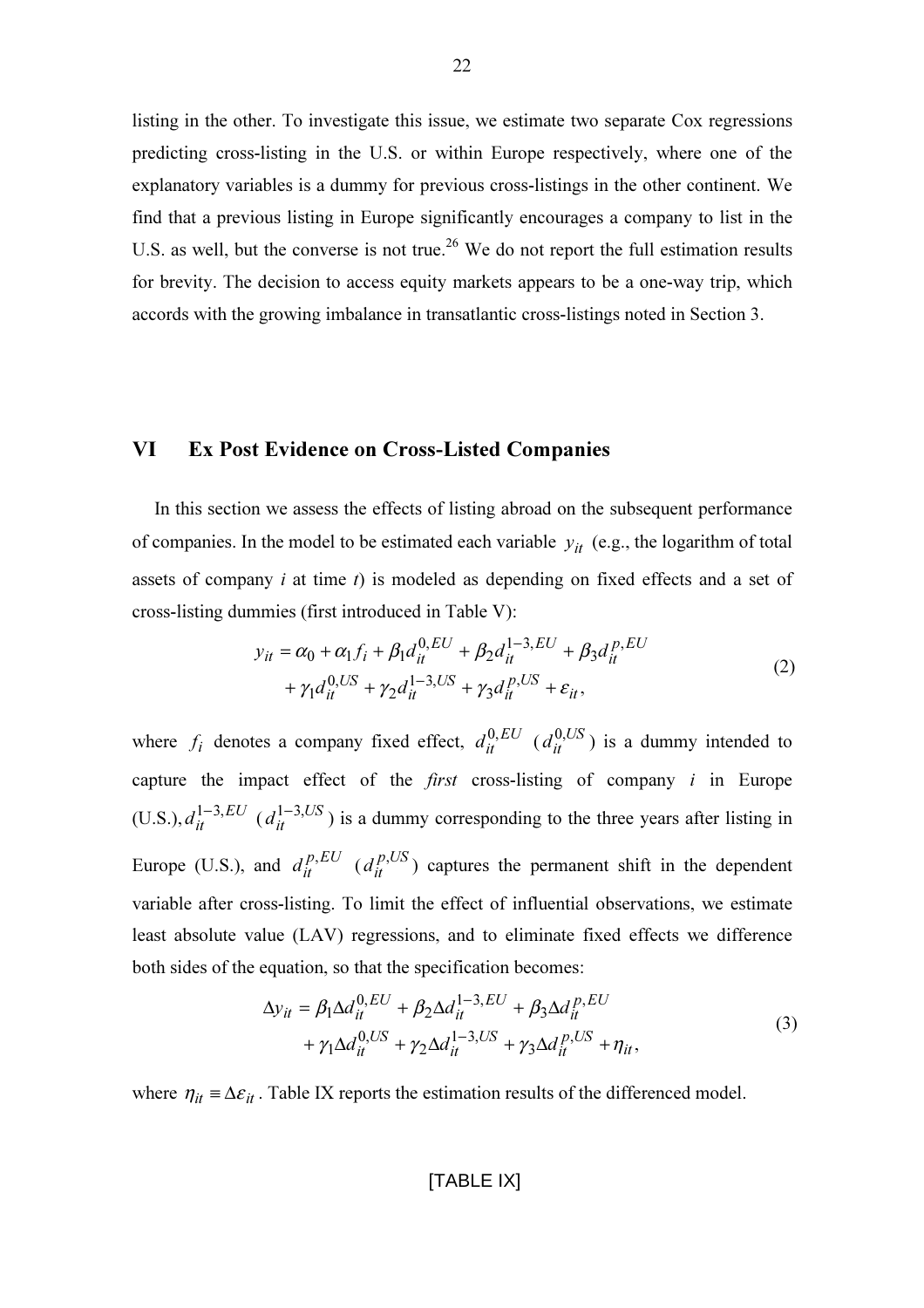listing in the other. To investigate this issue, we estimate two separate Cox regressions predicting cross-listing in the U.S. or within Europe respectively, where one of the explanatory variables is a dummy for previous cross-listings in the other continent. We find that a previous listing in Europe significantly encourages a company to list in the U.S. as well, but the converse is not true.[26] We do not report the full estimation results for brevity. The decision to access equity markets appears to be a one-way trip, which accords with the growing imbalance in transatlantic cross-listings noted in Section 3.

## VI Ex Post Evidence on Cross-Listed Companies

In this section we assess the effects of listing abroad on the subsequent performance of companies. In the model to be estimated each variable $y_{it}$ (e.g., the logarithm of total assets of company *i* at time *t*) is modeled as depending on fixed effects and a set of cross-listing dummies (first introduced in Table V):

$$y_{it} = \alpha_0 + \alpha_1 f_i + \beta_1 d_{it}^{0,EU} + \beta_2 d_{it}^{1-3,EU} + \beta_3 d_{it}^{p,EU} + \gamma_1 d_{it}^{0,US} + \gamma_2 d_{it}^{1-3,US} + \gamma_3 d_{it}^{p,US} + \varepsilon_{it}, \tag{2}$$

where $f_i$ denotes a company fixed effect, $d_{it}^{0,EU}$ ($d_{it}^{0,US}$) is a dummy intended to capture the impact effect of the *first* cross-listing of company *i* in Europe (U.S.), $d_{it}^{1-3,EU}$ ($d_{it}^{1-3,US}$) is a dummy corresponding to the three years after listing in Europe (U.S.), and $d_{it}^{p,EU}$ ($d_{it}^{p,US}$) captures the permanent shift in the dependent variable after cross-listing. To limit the effect of influential observations, we estimate least absolute value (LAV) regressions, and to eliminate fixed effects we difference both sides of the equation, so that the specification becomes:

$$\Delta y_{it} = \beta_1 \Delta d_{it}^{0,EU} + \beta_2 \Delta d_{it}^{1-3,EU} + \beta_3 \Delta d_{it}^{p,EU} + \gamma_1 \Delta d_{it}^{0,US} + \gamma_2 \Delta d_{it}^{1-3,US} + \gamma_3 \Delta d_{it}^{p,US} + \eta_{it}, \tag{3}$$

where $\eta_{it} \equiv \Delta \varepsilon_{it}$. Table IX reports the estimation results of the differenced model.

[TABLE IX]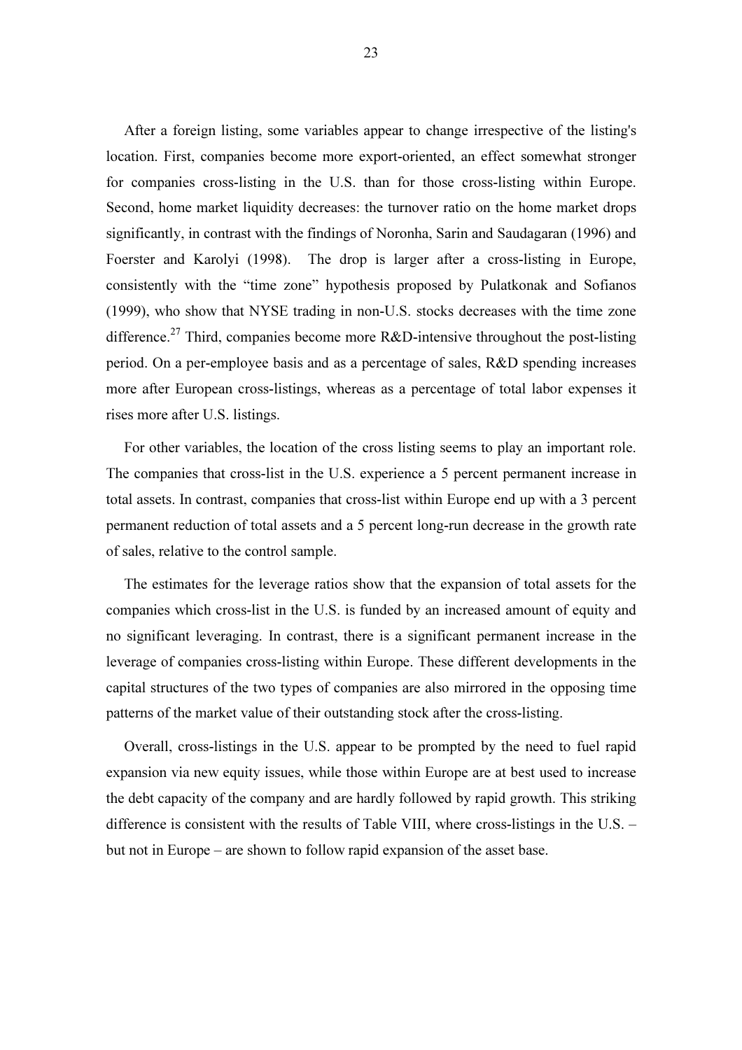After a foreign listing, some variables appear to change irrespective of the listing's location. First, companies become more export-oriented, an effect somewhat stronger for companies cross-listing in the U.S. than for those cross-listing within Europe. Second, home market liquidity decreases: the turnover ratio on the home market drops significantly, in contrast with the findings of Noronha, Sarin and Saudagaran (1996) and Foerster and Karolyi (1998). The drop is larger after a cross-listing in Europe, consistently with the "time zone" hypothesis proposed by Pulatkonak and Sofianos (1999), who show that NYSE trading in non-U.S. stocks decreases with the time zone difference.[27] Third, companies become more R&D-intensive throughout the post-listing period. On a per-employee basis and as a percentage of sales, R&D spending increases more after European cross-listings, whereas as a percentage of total labor expenses it rises more after U.S. listings.

For other variables, the location of the cross listing seems to play an important role. The companies that cross-list in the U.S. experience a 5 percent permanent increase in total assets. In contrast, companies that cross-list within Europe end up with a 3 percent permanent reduction of total assets and a 5 percent long-run decrease in the growth rate of sales, relative to the control sample.

The estimates for the leverage ratios show that the expansion of total assets for the companies which cross-list in the U.S. is funded by an increased amount of equity and no significant leveraging. In contrast, there is a significant permanent increase in the leverage of companies cross-listing within Europe. These different developments in the capital structures of the two types of companies are also mirrored in the opposing time patterns of the market value of their outstanding stock after the cross-listing.

Overall, cross-listings in the U.S. appear to be prompted by the need to fuel rapid expansion via new equity issues, while those within Europe are at best used to increase the debt capacity of the company and are hardly followed by rapid growth. This striking difference is consistent with the results of Table VIII, where cross-listings in the U.S. – but not in Europe – are shown to follow rapid expansion of the asset base.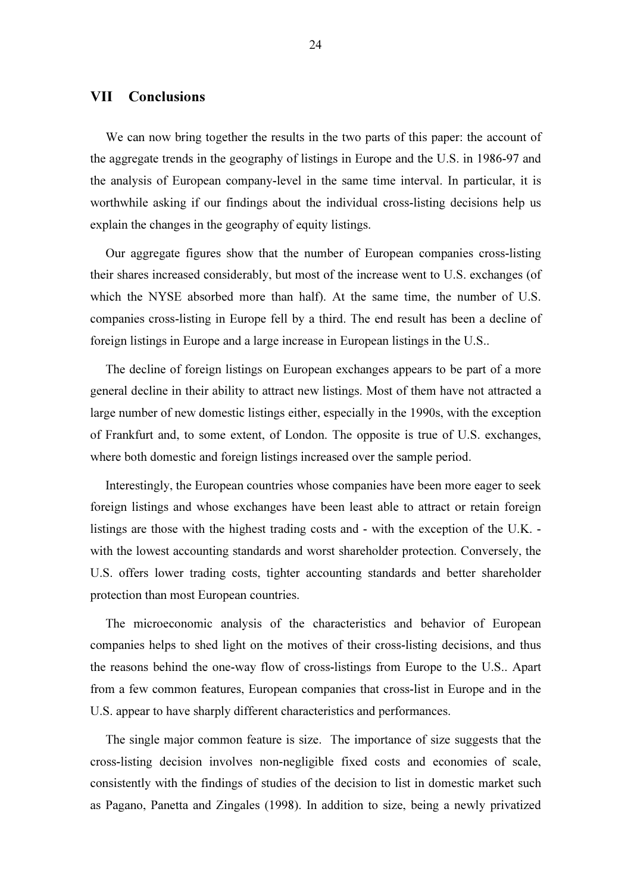## VII Conclusions

We can now bring together the results in the two parts of this paper: the account of the aggregate trends in the geography of listings in Europe and the U.S. in 1986-97 and the analysis of European company-level in the same time interval. In particular, it is worthwhile asking if our findings about the individual cross-listing decisions help us explain the changes in the geography of equity listings.

Our aggregate figures show that the number of European companies cross-listing their shares increased considerably, but most of the increase went to U.S. exchanges (of which the NYSE absorbed more than half). At the same time, the number of U.S. companies cross-listing in Europe fell by a third. The end result has been a decline of foreign listings in Europe and a large increase in European listings in the U.S..

The decline of foreign listings on European exchanges appears to be part of a more general decline in their ability to attract new listings. Most of them have not attracted a large number of new domestic listings either, especially in the 1990s, with the exception of Frankfurt and, to some extent, of London. The opposite is true of U.S. exchanges, where both domestic and foreign listings increased over the sample period.

Interestingly, the European countries whose companies have been more eager to seek foreign listings and whose exchanges have been least able to attract or retain foreign listings are those with the highest trading costs and - with the exception of the U.K. - with the lowest accounting standards and worst shareholder protection. Conversely, the U.S. offers lower trading costs, tighter accounting standards and better shareholder protection than most European countries.

The microeconomic analysis of the characteristics and behavior of European companies helps to shed light on the motives of their cross-listing decisions, and thus the reasons behind the one-way flow of cross-listings from Europe to the U.S.. Apart from a few common features, European companies that cross-list in Europe and in the U.S. appear to have sharply different characteristics and performances.

The single major common feature is size. The importance of size suggests that the cross-listing decision involves non-negligible fixed costs and economies of scale, consistently with the findings of studies of the decision to list in domestic market such as Pagano, Panetta and Zingales (1998). In addition to size, being a newly privatized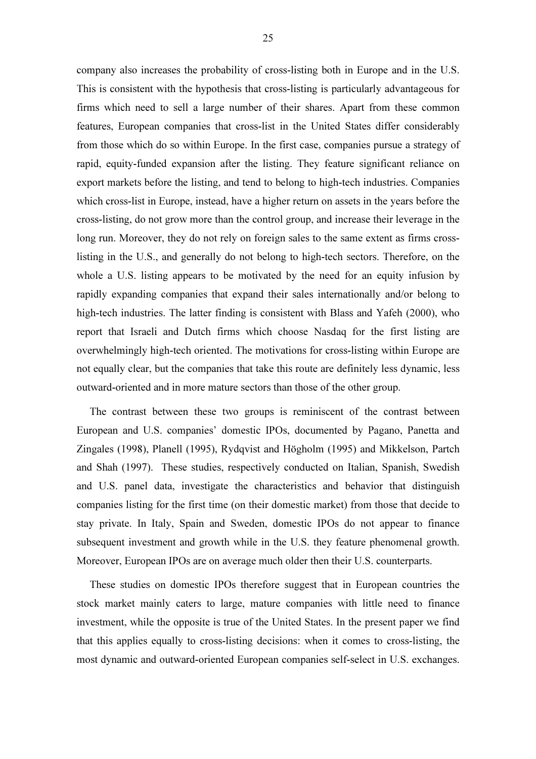company also increases the probability of cross-listing both in Europe and in the U.S. This is consistent with the hypothesis that cross-listing is particularly advantageous for firms which need to sell a large number of their shares. Apart from these common features, European companies that cross-list in the United States differ considerably from those which do so within Europe. In the first case, companies pursue a strategy of rapid, equity-funded expansion after the listing. They feature significant reliance on export markets before the listing, and tend to belong to high-tech industries. Companies which cross-list in Europe, instead, have a higher return on assets in the years before the cross-listing, do not grow more than the control group, and increase their leverage in the long run. Moreover, they do not rely on foreign sales to the same extent as firms cross-listing in the U.S., and generally do not belong to high-tech sectors. Therefore, on the whole a U.S. listing appears to be motivated by the need for an equity infusion by rapidly expanding companies that expand their sales internationally and/or belong to high-tech industries. The latter finding is consistent with Blass and Yafeh (2000), who report that Israeli and Dutch firms which choose Nasdaq for the first listing are overwhelmingly high-tech oriented. The motivations for cross-listing within Europe are not equally clear, but the companies that take this route are definitely less dynamic, less outward-oriented and in more mature sectors than those of the other group.

The contrast between these two groups is reminiscent of the contrast between European and U.S. companies' domestic IPOs, documented by Pagano, Panetta and Zingales (1998), Planell (1995), Rydqvist and Högholm (1995) and Mikkelson, Partch and Shah (1997). These studies, respectively conducted on Italian, Spanish, Swedish and U.S. panel data, investigate the characteristics and behavior that distinguish companies listing for the first time (on their domestic market) from those that decide to stay private. In Italy, Spain and Sweden, domestic IPOs do not appear to finance subsequent investment and growth while in the U.S. they feature phenomenal growth. Moreover, European IPOs are on average much older then their U.S. counterparts.

These studies on domestic IPOs therefore suggest that in European countries the stock market mainly caters to large, mature companies with little need to finance investment, while the opposite is true of the United States. In the present paper we find that this applies equally to cross-listing decisions: when it comes to cross-listing, the most dynamic and outward-oriented European companies self-select in U.S. exchanges.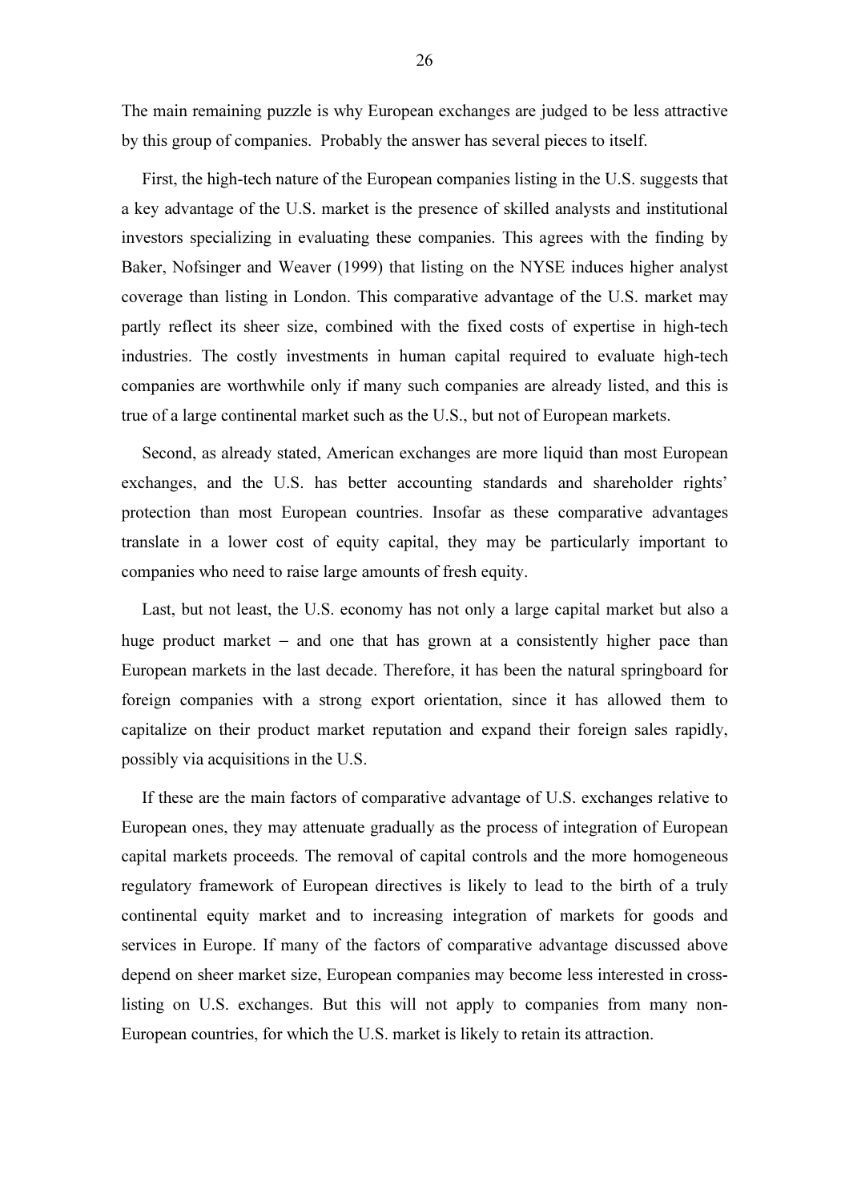The main remaining puzzle is why European exchanges are judged to be less attractive by this group of companies. Probably the answer has several pieces to itself.

First, the high-tech nature of the European companies listing in the U.S. suggests that a key advantage of the U.S. market is the presence of skilled analysts and institutional investors specializing in evaluating these companies. This agrees with the finding by Baker, Nofsinger and Weaver (1999) that listing on the NYSE induces higher analyst coverage than listing in London. This comparative advantage of the U.S. market may partly reflect its sheer size, combined with the fixed costs of expertise in high-tech industries. The costly investments in human capital required to evaluate high-tech companies are worthwhile only if many such companies are already listed, and this is true of a large continental market such as the U.S., but not of European markets.

Second, as already stated, American exchanges are more liquid than most European exchanges, and the U.S. has better accounting standards and shareholder rights' protection than most European countries. Insofar as these comparative advantages translate in a lower cost of equity capital, they may be particularly important to companies who need to raise large amounts of fresh equity.

Last, but not least, the U.S. economy has not only a large capital market but also a huge product market – and one that has grown at a consistently higher pace than European markets in the last decade. Therefore, it has been the natural springboard for foreign companies with a strong export orientation, since it has allowed them to capitalize on their product market reputation and expand their foreign sales rapidly, possibly via acquisitions in the U.S.

If these are the main factors of comparative advantage of U.S. exchanges relative to European ones, they may attenuate gradually as the process of integration of European capital markets proceeds. The removal of capital controls and the more homogeneous regulatory framework of European directives is likely to lead to the birth of a truly continental equity market and to increasing integration of markets for goods and services in Europe. If many of the factors of comparative advantage discussed above depend on sheer market size, European companies may become less interested in cross-listing on U.S. exchanges. But this will not apply to companies from many non-European countries, for which the U.S. market is likely to retain its attraction.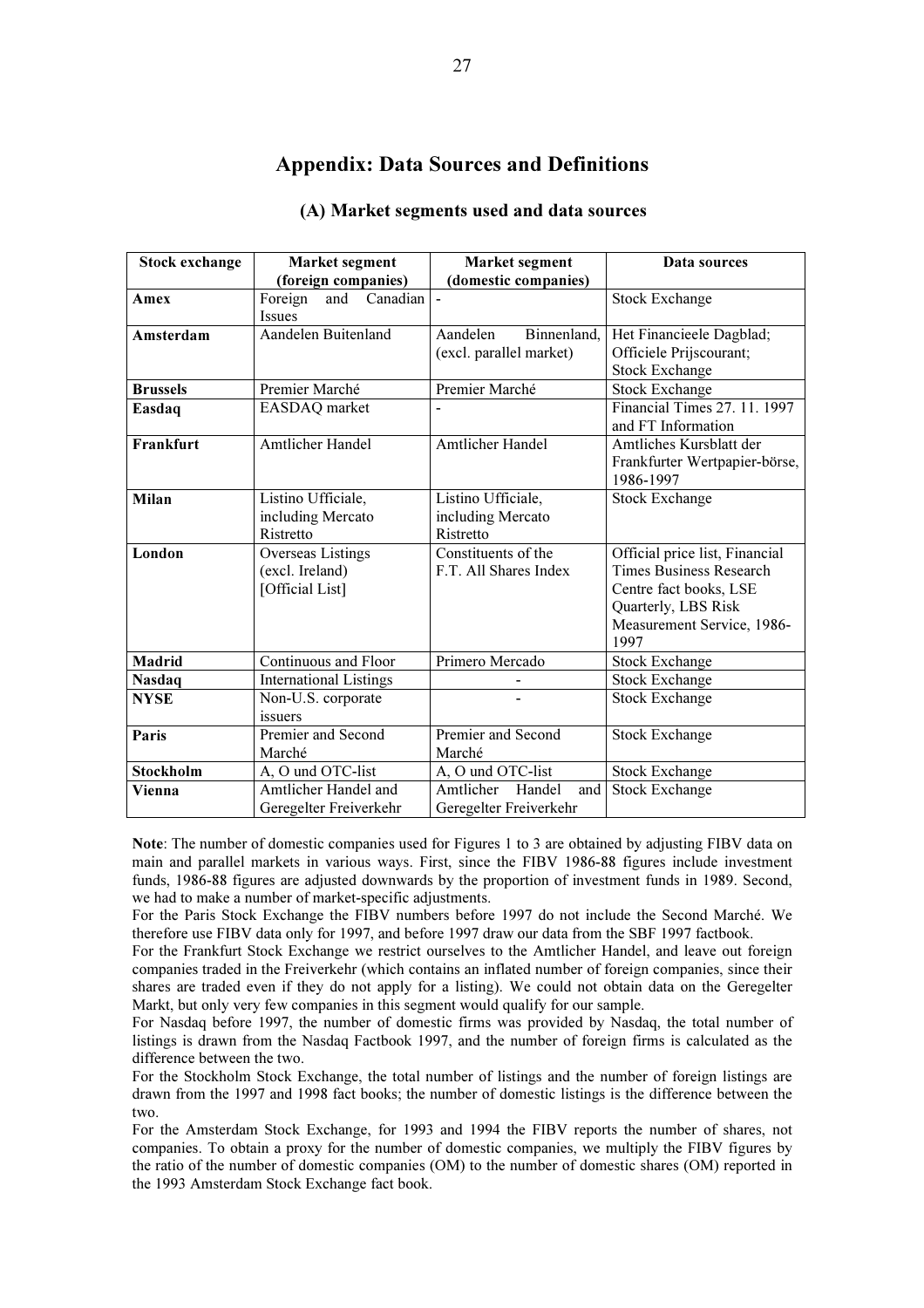## Appendix: Data Sources and Definitions

### (A) Market segments used and data sources

| Stock exchange | Market segment (foreign companies) | Market segment (domestic companies) | Data sources |
|---|---|---|---|
| **Amex** | Foreign and Canadian Issues | - | Stock Exchange |
| **Amsterdam** | Aandelen Buitenland | Aandelen Binnenland, (excl. parallel market) | Het Financieele Dagblad; Officiele Prijscourant; Stock Exchange |
| **Brussels** | Premier Marché | Premier Marché | Stock Exchange |
| **Easdaq** | EASDAQ market | - | Financial Times 27. 11. 1997 and FT Information |
| **Frankfurt** | Amtlicher Handel | Amtlicher Handel | Amtliches Kursblatt der Frankfurter Wertpapier-börse, 1986-1997 |
| **Milan** | Listino Ufficiale, including Mercato Ristretto | Listino Ufficiale, including Mercato Ristretto | Stock Exchange |
| **London** | Overseas Listings (excl. Ireland) [Official List] | Constituents of the F.T. All Shares Index | Official price list, Financial Times Business Research Centre fact books, LSE Quarterly, LBS Risk Measurement Service, 1986-1997 |
| **Madrid** | Continuous and Floor | Primero Mercado | Stock Exchange |
| **Nasdaq** | International Listings | - | Stock Exchange |
| **NYSE** | Non-U.S. corporate issuers | - | Stock Exchange |
| **Paris** | Premier and Second Marché | Premier and Second Marché | Stock Exchange |
| **Stockholm** | A, O und OTC-list | A, O und OTC-list | Stock Exchange |
| **Vienna** | Amtlicher Handel and Geregelter Freiverkehr | Amtlicher Handel and Geregelter Freiverkehr | Stock Exchange |

**Note**: The number of domestic companies used for Figures 1 to 3 are obtained by adjusting FIBV data on main and parallel markets in various ways. First, since the FIBV 1986-88 figures include investment funds, 1986-88 figures are adjusted downwards by the proportion of investment funds in 1989. Second, we had to make a number of market-specific adjustments.

For the Paris Stock Exchange the FIBV numbers before 1997 do not include the Second Marché. We therefore use FIBV data only for 1997, and before 1997 draw our data from the SBF 1997 factbook.

For the Frankfurt Stock Exchange we restrict ourselves to the Amtlicher Handel, and leave out foreign companies traded in the Freiverkehr (which contains an inflated number of foreign companies, since their shares are traded even if they do not apply for a listing). We could not obtain data on the Geregelter Markt, but only very few companies in this segment would qualify for our sample.

For Nasdaq before 1997, the number of domestic firms was provided by Nasdaq, the total number of listings is drawn from the Nasdaq Factbook 1997, and the number of foreign firms is calculated as the difference between the two.

For the Stockholm Stock Exchange, the total number of listings and the number of foreign listings are drawn from the 1997 and 1998 fact books; the number of domestic listings is the difference between the two.

For the Amsterdam Stock Exchange, for 1993 and 1994 the FIBV reports the number of shares, not companies. To obtain a proxy for the number of domestic companies, we multiply the FIBV figures by the ratio of the number of domestic companies (OM) to the number of domestic shares (OM) reported in the 1993 Amsterdam Stock Exchange fact book.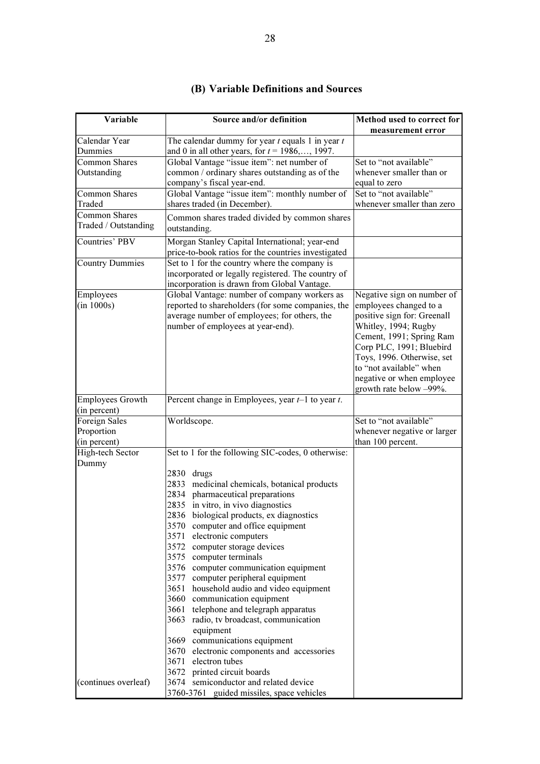## (B) Variable Definitions and Sources

| Variable | Source and/or definition | Method used to correct for measurement error |
|---|---|---|
| Calendar Year Dummies | The calendar dummy for year $t$ equals 1 in year $t$ and 0 in all other years, for $t$ = 1986,…, 1997. | |
| Common Shares Outstanding | Global Vantage "issue item": net number of common / ordinary shares outstanding as of the company's fiscal year-end. | Set to "not available" whenever smaller than or equal to zero |
| Common Shares Traded | Global Vantage "issue item": monthly number of shares traded (in December). | Set to "not available" whenever smaller than zero |
| Common Shares Traded / Outstanding | Common shares traded divided by common shares outstanding. | |
| Countries' PBV | Morgan Stanley Capital International; year-end price-to-book ratios for the countries investigated | |
| Country Dummies | Set to 1 for the country where the company is incorporated or legally registered. The country of incorporation is drawn from Global Vantage. | |
| Employees (in 1000s) | Global Vantage: number of company workers as reported to shareholders (for some companies, the average number of employees; for others, the number of employees at year-end). | Negative sign on number of employees changed to a positive sign for: Greenall Whitley, 1994; Rugby Cement, 1991; Spring Ram Corp PLC, 1991; Bluebird Toys, 1996. Otherwise, set to "not available" when negative or when employee growth rate below –99%. |
| Employees Growth (in percent) | Percent change in Employees, year $t$–1 to year $t$. | |
| Foreign Sales Proportion (in percent) | Worldscope. | Set to "not available" whenever negative or larger than 100 percent. |
| High-tech Sector Dummy<br><br>(continues overleaf) | Set to 1 for the following SIC-codes, 0 otherwise:<br><br>2830 drugs<br>2833 medicinal chemicals, botanical products<br>2834 pharmaceutical preparations<br>2835 in vitro, in vivo diagnostics<br>2836 biological products, ex diagnostics<br>3570 computer and office equipment<br>3571 electronic computers<br>3572 computer storage devices<br>3575 computer terminals<br>3576 computer communication equipment<br>3577 computer peripheral equipment<br>3651 household audio and video equipment<br>3660 communication equipment<br>3661 telephone and telegraph apparatus<br>3663 radio, tv broadcast, communication equipment<br>3669 communications equipment<br>3670 electronic components and accessories<br>3671 electron tubes<br>3672 printed circuit boards<br>3674 semiconductor and related device<br>3760-3761 guided missiles, space vehicles | |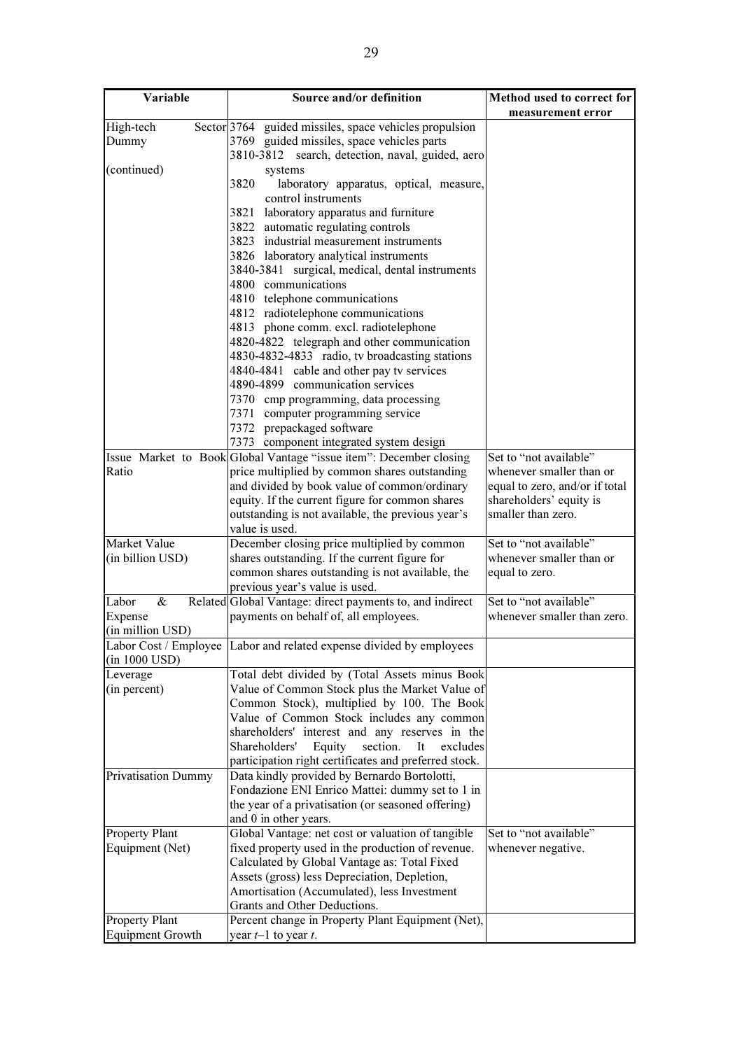| Variable | Source and/or definition | Method used to correct for measurement error |
|---|---|---|
| High-tech Sector Dummy (continued) | 3764 guided missiles, space vehicles propulsion<br>3769 guided missiles, space vehicles parts<br>3810-3812 search, detection, naval, guided, aero systems<br>3820 laboratory apparatus, optical, measure, control instruments<br>3821 laboratory apparatus and furniture<br>3822 automatic regulating controls<br>3823 industrial measurement instruments<br>3826 laboratory analytical instruments<br>3840-3841 surgical, medical, dental instruments<br>4800 communications<br>4810 telephone communications<br>4812 radiotelephone communications<br>4813 phone comm. excl. radiotelephone<br>4820-4822 telegraph and other communication<br>4830-4832-4833 radio, tv broadcasting stations<br>4840-4841 cable and other pay tv services<br>4890-4899 communication services<br>7370 cmp programming, data processing<br>7371 computer programming service<br>7372 prepackaged software<br>7373 component integrated system design | |
| Issue Market to Book Ratio | Global Vantage "issue item": December closing price multiplied by common shares outstanding and divided by book value of common/ordinary equity. If the current figure for common shares outstanding is not available, the previous year's value is used. | Set to "not available" whenever smaller than or equal to zero, and/or if total shareholders' equity is smaller than zero. |
| Market Value (in billion USD) | December closing price multiplied by common shares outstanding. If the current figure for common shares outstanding is not available, the previous year's value is used. | Set to "not available" whenever smaller than or equal to zero. |
| Labor & Related Expense (in million USD) | Global Vantage: direct payments to, and indirect payments on behalf of, all employees. | Set to "not available" whenever smaller than zero. |
| Labor Cost / Employee (in 1000 USD) | Labor and related expense divided by employees | |
| Leverage (in percent) | Total debt divided by (Total Assets minus Book Value of Common Stock plus the Market Value of Common Stock), multiplied by 100. The Book Value of Common Stock includes any common shareholders' interest and any reserves in the Shareholders' Equity section. It excludes participation right certificates and preferred stock. | |
| Privatisation Dummy | Data kindly provided by Bernardo Bortolotti, Fondazione ENI Enrico Mattei: dummy set to 1 in the year of a privatisation (or seasoned offering) and 0 in other years. | |
| Property Plant Equipment (Net) | Global Vantage: net cost or valuation of tangible fixed property used in the production of revenue. Calculated by Global Vantage as: Total Fixed Assets (gross) less Depreciation, Depletion, Amortisation (Accumulated), less Investment Grants and Other Deductions. | Set to "not available" whenever negative. |
| Property Plant Equipment Growth | Percent change in Property Plant Equipment (Net), year $t$–1 to year $t$. | |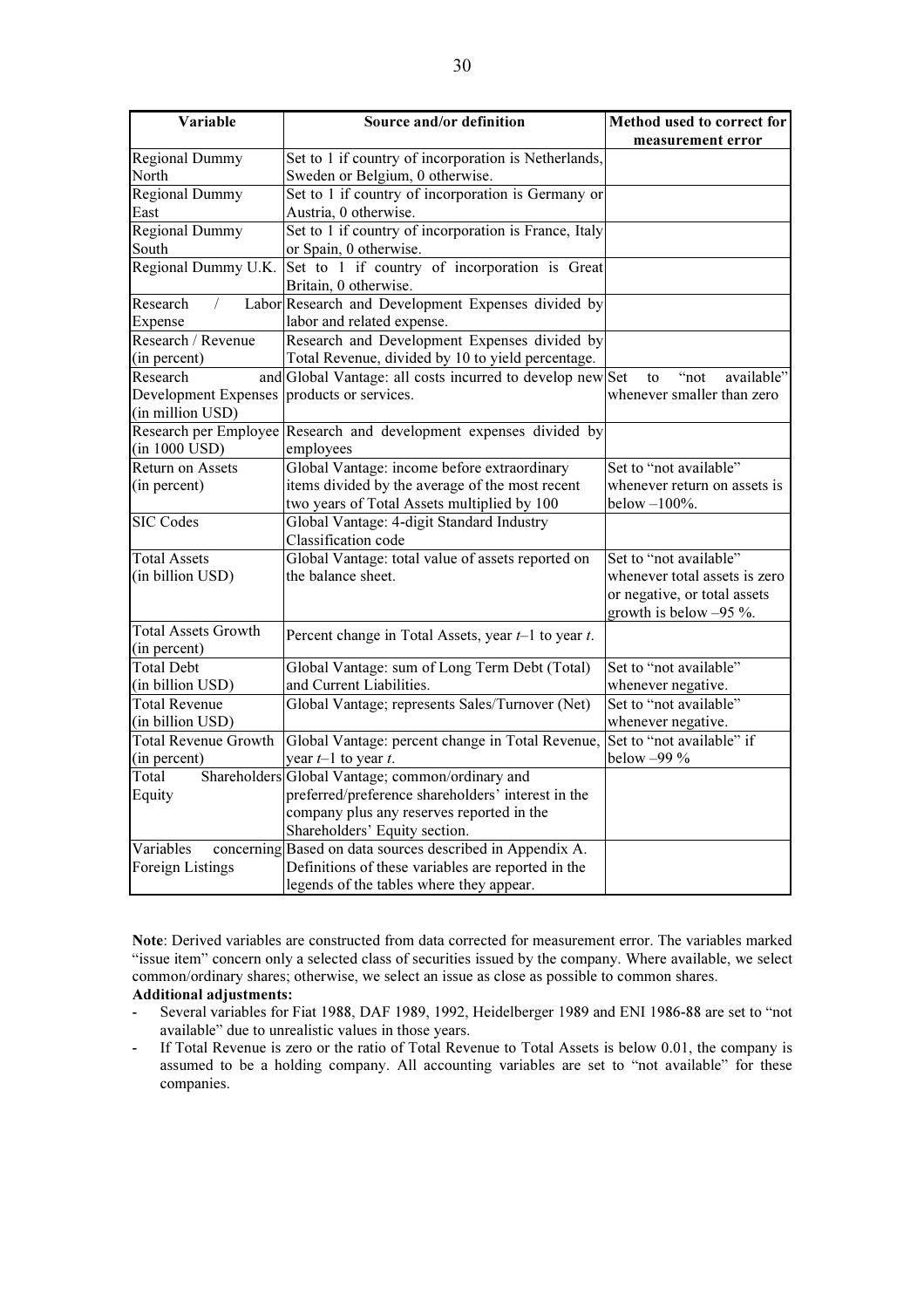| Variable | Source and/or definition | Method used to correct for measurement error |
|---|---|---|
| Regional Dummy North | Set to 1 if country of incorporation is Netherlands, Sweden or Belgium, 0 otherwise. | |
| Regional Dummy East | Set to 1 if country of incorporation is Germany or Austria, 0 otherwise. | |
| Regional Dummy South | Set to 1 if country of incorporation is France, Italy or Spain, 0 otherwise. | |
| Regional Dummy U.K. | Set to 1 if country of incorporation is Great Britain, 0 otherwise. | |
| Research / Labor Expense | Research and Development Expenses divided by labor and related expense. | |
| Research / Revenue (in percent) | Research and Development Expenses divided by Total Revenue, divided by 10 to yield percentage. | |
| Research and Development Expenses (in million USD) | Global Vantage: all costs incurred to develop new products or services. | Set to "not available" whenever smaller than zero |
| Research per Employee (in 1000 USD) | Research and development expenses divided by employees | |
| Return on Assets (in percent) | Global Vantage: income before extraordinary items divided by the average of the most recent two years of Total Assets multiplied by 100 | Set to "not available" whenever return on assets is below –100%. |
| SIC Codes | Global Vantage: 4-digit Standard Industry Classification code | |
| Total Assets (in billion USD) | Global Vantage: total value of assets reported on the balance sheet. | Set to "not available" whenever total assets is zero or negative, or total assets growth is below –95 %. |
| Total Assets Growth (in percent) | Percent change in Total Assets, year *t*–1 to year *t*. | |
| Total Debt (in billion USD) | Global Vantage: sum of Long Term Debt (Total) and Current Liabilities. | Set to "not available" whenever negative. |
| Total Revenue (in billion USD) | Global Vantage; represents Sales/Turnover (Net) | Set to "not available" whenever negative. |
| Total Revenue Growth (in percent) | Global Vantage: percent change in Total Revenue, year *t*–1 to year *t*. | Set to "not available" if below –99 % |
| Total Shareholders Equity | Global Vantage; common/ordinary and preferred/preference shareholders' interest in the company plus any reserves reported in the Shareholders' Equity section. | |
| Variables concerning Foreign Listings | Based on data sources described in Appendix A. Definitions of these variables are reported in the legends of the tables where they appear. | |

**Note**: Derived variables are constructed from data corrected for measurement error. The variables marked "issue item" concern only a selected class of securities issued by the company. Where available, we select common/ordinary shares; otherwise, we select an issue as close as possible to common shares.

**Additional adjustments:**

- Several variables for Fiat 1988, DAF 1989, 1992, Heidelberger 1989 and ENI 1986-88 are set to "not available" due to unrealistic values in those years.
- If Total Revenue is zero or the ratio of Total Revenue to Total Assets is below 0.01, the company is assumed to be a holding company. All accounting variables are set to "not available" for these companies.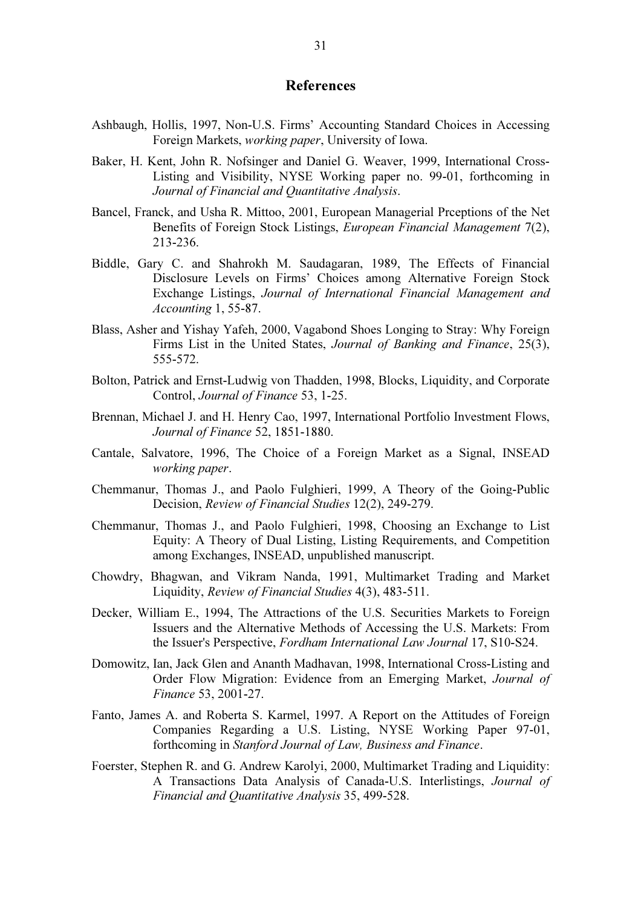## References

Ashbaugh, Hollis, 1997, Non-U.S. Firms' Accounting Standard Choices in Accessing Foreign Markets, *working paper*, University of Iowa.

Baker, H. Kent, John R. Nofsinger and Daniel G. Weaver, 1999, International Cross-Listing and Visibility, NYSE Working paper no. 99-01, forthcoming in *Journal of Financial and Quantitative Analysis*.

Bancel, Franck, and Usha R. Mittoo, 2001, European Managerial Prceptions of the Net Benefits of Foreign Stock Listings, *European Financial Management* 7(2), 213-236.

Biddle, Gary C. and Shahrokh M. Saudagaran, 1989, The Effects of Financial Disclosure Levels on Firms' Choices among Alternative Foreign Stock Exchange Listings, *Journal of International Financial Management and Accounting* 1, 55-87.

Blass, Asher and Yishay Yafeh, 2000, Vagabond Shoes Longing to Stray: Why Foreign Firms List in the United States, *Journal of Banking and Finance*, 25(3), 555-572.

Bolton, Patrick and Ernst-Ludwig von Thadden, 1998, Blocks, Liquidity, and Corporate Control, *Journal of Finance* 53, 1-25.

Brennan, Michael J. and H. Henry Cao, 1997, International Portfolio Investment Flows, *Journal of Finance* 52, 1851-1880.

Cantale, Salvatore, 1996, The Choice of a Foreign Market as a Signal, INSEAD *working paper*.

Chemmanur, Thomas J., and Paolo Fulghieri, 1999, A Theory of the Going-Public Decision, *Review of Financial Studies* 12(2), 249-279.

Chemmanur, Thomas J., and Paolo Fulghieri, 1998, Choosing an Exchange to List Equity: A Theory of Dual Listing, Listing Requirements, and Competition among Exchanges, INSEAD, unpublished manuscript.

Chowdry, Bhagwan, and Vikram Nanda, 1991, Multimarket Trading and Market Liquidity, *Review of Financial Studies* 4(3), 483-511.

Decker, William E., 1994, The Attractions of the U.S. Securities Markets to Foreign Issuers and the Alternative Methods of Accessing the U.S. Markets: From the Issuer's Perspective, *Fordham International Law Journal* 17, S10-S24.

Domowitz, Ian, Jack Glen and Ananth Madhavan, 1998, International Cross-Listing and Order Flow Migration: Evidence from an Emerging Market, *Journal of Finance* 53, 2001-27.

Fanto, James A. and Roberta S. Karmel, 1997. A Report on the Attitudes of Foreign Companies Regarding a U.S. Listing, NYSE Working Paper 97-01, forthcoming in *Stanford Journal of Law, Business and Finance*.

Foerster, Stephen R. and G. Andrew Karolyi, 2000, Multimarket Trading and Liquidity: A Transactions Data Analysis of Canada-U.S. Interlistings, *Journal of Financial and Quantitative Analysis* 35, 499-528.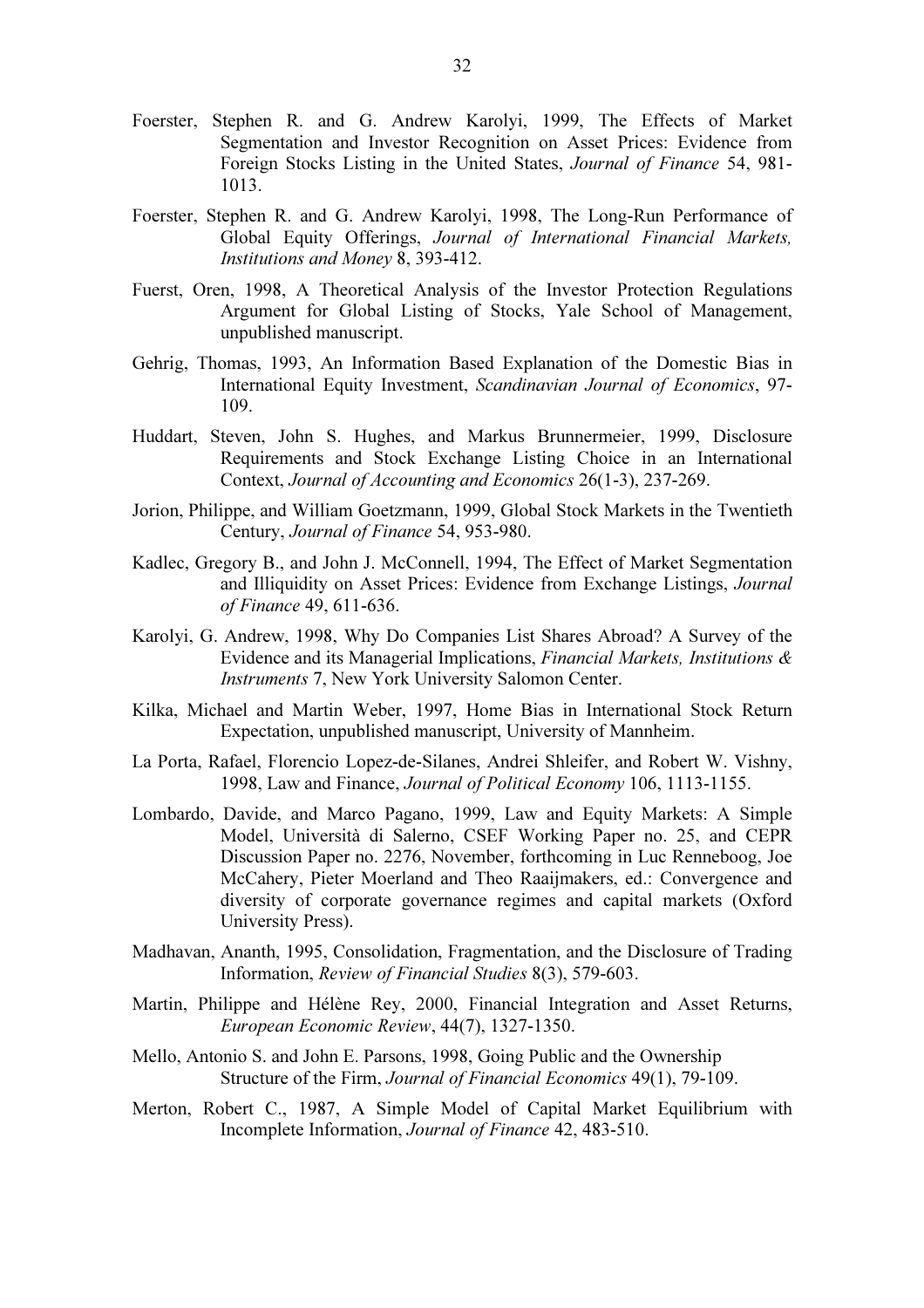Foerster, Stephen R. and G. Andrew Karolyi, 1999, The Effects of Market Segmentation and Investor Recognition on Asset Prices: Evidence from Foreign Stocks Listing in the United States, *Journal of Finance* 54, 981-1013.

Foerster, Stephen R. and G. Andrew Karolyi, 1998, The Long-Run Performance of Global Equity Offerings, *Journal of International Financial Markets, Institutions and Money* 8, 393-412.

Fuerst, Oren, 1998, A Theoretical Analysis of the Investor Protection Regulations Argument for Global Listing of Stocks, Yale School of Management, unpublished manuscript.

Gehrig, Thomas, 1993, An Information Based Explanation of the Domestic Bias in International Equity Investment, *Scandinavian Journal of Economics*, 97-109.

Huddart, Steven, John S. Hughes, and Markus Brunnermeier, 1999, Disclosure Requirements and Stock Exchange Listing Choice in an International Context, *Journal of Accounting and Economics* 26(1-3), 237-269.

Jorion, Philippe, and William Goetzmann, 1999, Global Stock Markets in the Twentieth Century, *Journal of Finance* 54, 953-980.

Kadlec, Gregory B., and John J. McConnell, 1994, The Effect of Market Segmentation and Illiquidity on Asset Prices: Evidence from Exchange Listings, *Journal of Finance* 49, 611-636.

Karolyi, G. Andrew, 1998, Why Do Companies List Shares Abroad? A Survey of the Evidence and its Managerial Implications, *Financial Markets, Institutions & Instruments* 7, New York University Salomon Center.

Kilka, Michael and Martin Weber, 1997, Home Bias in International Stock Return Expectation, unpublished manuscript, University of Mannheim.

La Porta, Rafael, Florencio Lopez-de-Silanes, Andrei Shleifer, and Robert W. Vishny, 1998, Law and Finance, *Journal of Political Economy* 106, 1113-1155.

Lombardo, Davide, and Marco Pagano, 1999, Law and Equity Markets: A Simple Model, Università di Salerno, CSEF Working Paper no. 25, and CEPR Discussion Paper no. 2276, November, forthcoming in Luc Renneboog, Joe McCahery, Pieter Moerland and Theo Raaijmakers, ed.: Convergence and diversity of corporate governance regimes and capital markets (Oxford University Press).

Madhavan, Ananth, 1995, Consolidation, Fragmentation, and the Disclosure of Trading Information, *Review of Financial Studies* 8(3), 579-603.

Martin, Philippe and Hélène Rey, 2000, Financial Integration and Asset Returns, *European Economic Review*, 44(7), 1327-1350.

Mello, Antonio S. and John E. Parsons, 1998, Going Public and the Ownership Structure of the Firm, *Journal of Financial Economics* 49(1), 79-109.

Merton, Robert C., 1987, A Simple Model of Capital Market Equilibrium with Incomplete Information, *Journal of Finance* 42, 483-510.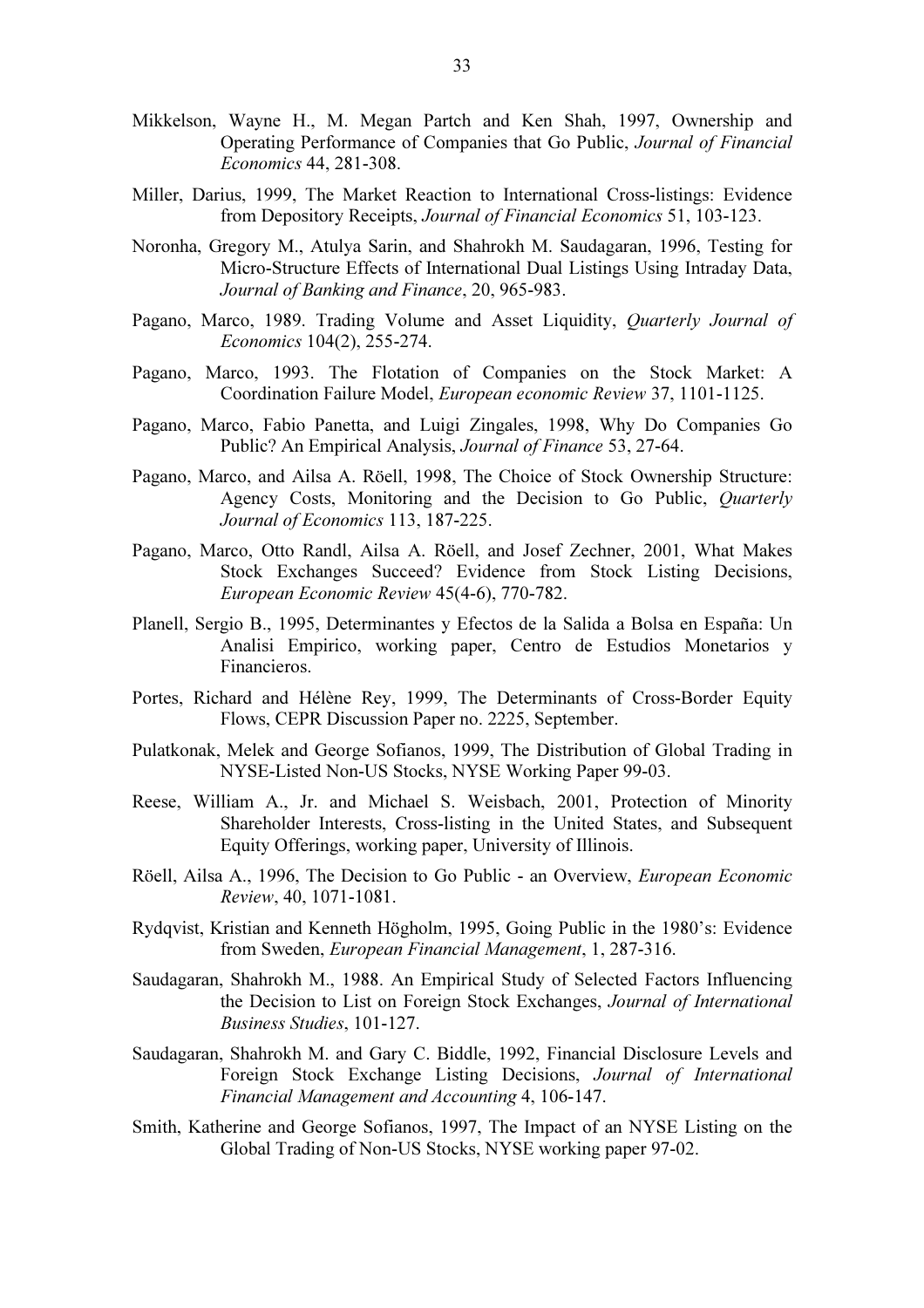Mikkelson, Wayne H., M. Megan Partch and Ken Shah, 1997, Ownership and Operating Performance of Companies that Go Public, *Journal of Financial Economics* 44, 281-308.

Miller, Darius, 1999, The Market Reaction to International Cross-listings: Evidence from Depository Receipts, *Journal of Financial Economics* 51, 103-123.

Noronha, Gregory M., Atulya Sarin, and Shahrokh M. Saudagaran, 1996, Testing for Micro-Structure Effects of International Dual Listings Using Intraday Data, *Journal of Banking and Finance*, 20, 965-983.

Pagano, Marco, 1989. Trading Volume and Asset Liquidity, *Quarterly Journal of Economics* 104(2), 255-274.

Pagano, Marco, 1993. The Flotation of Companies on the Stock Market: A Coordination Failure Model, *European economic Review* 37, 1101-1125.

Pagano, Marco, Fabio Panetta, and Luigi Zingales, 1998, Why Do Companies Go Public? An Empirical Analysis, *Journal of Finance* 53, 27-64.

Pagano, Marco, and Ailsa A. Röell, 1998, The Choice of Stock Ownership Structure: Agency Costs, Monitoring and the Decision to Go Public, *Quarterly Journal of Economics* 113, 187-225.

Pagano, Marco, Otto Randl, Ailsa A. Röell, and Josef Zechner, 2001, What Makes Stock Exchanges Succeed? Evidence from Stock Listing Decisions, *European Economic Review* 45(4-6), 770-782.

Planell, Sergio B., 1995, Determinantes y Efectos de la Salida a Bolsa en España: Un Analisi Empirico, working paper, Centro de Estudios Monetarios y Financieros.

Portes, Richard and Hélène Rey, 1999, The Determinants of Cross-Border Equity Flows, CEPR Discussion Paper no. 2225, September.

Pulatkonak, Melek and George Sofianos, 1999, The Distribution of Global Trading in NYSE-Listed Non-US Stocks, NYSE Working Paper 99-03.

Reese, William A., Jr. and Michael S. Weisbach, 2001, Protection of Minority Shareholder Interests, Cross-listing in the United States, and Subsequent Equity Offerings, working paper, University of Illinois.

Röell, Ailsa A., 1996, The Decision to Go Public - an Overview, *European Economic Review*, 40, 1071-1081.

Rydqvist, Kristian and Kenneth Högholm, 1995, Going Public in the 1980's: Evidence from Sweden, *European Financial Management*, 1, 287-316.

Saudagaran, Shahrokh M., 1988. An Empirical Study of Selected Factors Influencing the Decision to List on Foreign Stock Exchanges, *Journal of International Business Studies*, 101-127.

Saudagaran, Shahrokh M. and Gary C. Biddle, 1992, Financial Disclosure Levels and Foreign Stock Exchange Listing Decisions, *Journal of International Financial Management and Accounting* 4, 106-147.

Smith, Katherine and George Sofianos, 1997, The Impact of an NYSE Listing on the Global Trading of Non-US Stocks, NYSE working paper 97-02.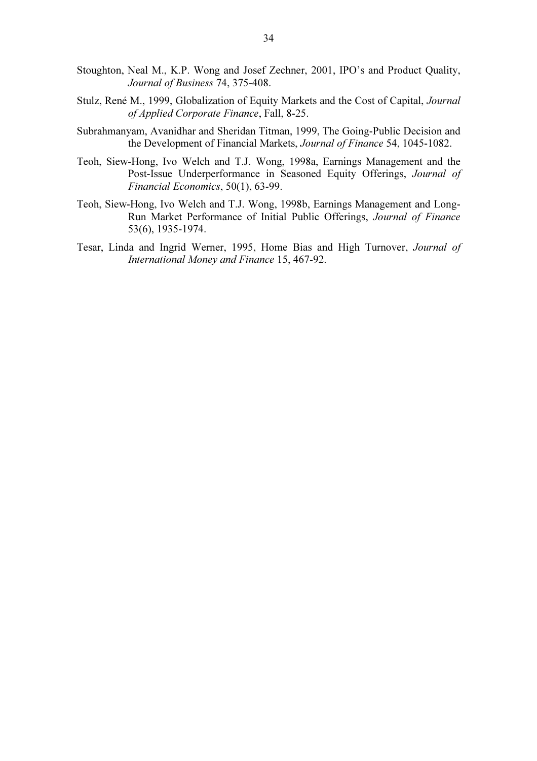Stoughton, Neal M., K.P. Wong and Josef Zechner, 2001, IPO's and Product Quality, *Journal of Business* 74, 375-408.

Stulz, René M., 1999, Globalization of Equity Markets and the Cost of Capital, *Journal of Applied Corporate Finance*, Fall, 8-25.

Subrahmanyam, Avanidhar and Sheridan Titman, 1999, The Going-Public Decision and the Development of Financial Markets, *Journal of Finance* 54, 1045-1082.

Teoh, Siew-Hong, Ivo Welch and T.J. Wong, 1998a, Earnings Management and the Post-Issue Underperformance in Seasoned Equity Offerings, *Journal of Financial Economics*, 50(1), 63-99.

Teoh, Siew-Hong, Ivo Welch and T.J. Wong, 1998b, Earnings Management and Long-Run Market Performance of Initial Public Offerings, *Journal of Finance* 53(6), 1935-1974.

Tesar, Linda and Ingrid Werner, 1995, Home Bias and High Turnover, *Journal of International Money and Finance* 15, 467-92.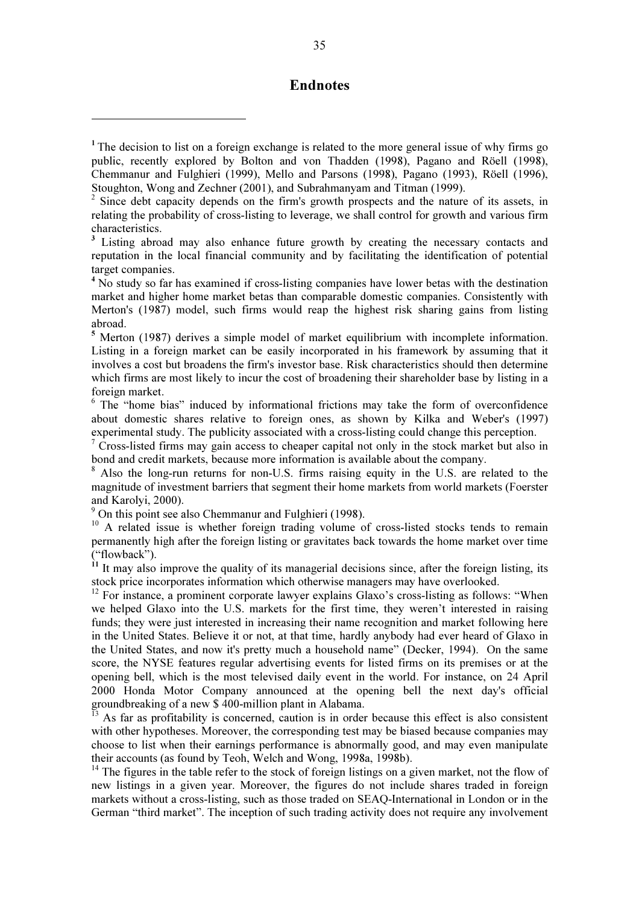# Endnotes

[1] The decision to list on a foreign exchange is related to the more general issue of why firms go public, recently explored by Bolton and von Thadden (1998), Pagano and Röell (1998), Chemmanur and Fulghieri (1999), Mello and Parsons (1998), Pagano (1993), Röell (1996), Stoughton, Wong and Zechner (2001), and Subrahmanyam and Titman (1999).

[2] Since debt capacity depends on the firm's growth prospects and the nature of its assets, in relating the probability of cross-listing to leverage, we shall control for growth and various firm characteristics.

[3] Listing abroad may also enhance future growth by creating the necessary contacts and reputation in the local financial community and by facilitating the identification of potential target companies.

[4] No study so far has examined if cross-listing companies have lower betas with the destination market and higher home market betas than comparable domestic companies. Consistently with Merton's (1987) model, such firms would reap the highest risk sharing gains from listing abroad.

[5] Merton (1987) derives a simple model of market equilibrium with incomplete information. Listing in a foreign market can be easily incorporated in his framework by assuming that it involves a cost but broadens the firm's investor base. Risk characteristics should then determine which firms are most likely to incur the cost of broadening their shareholder base by listing in a foreign market.

[6] The "home bias" induced by informational frictions may take the form of overconfidence about domestic shares relative to foreign ones, as shown by Kilka and Weber's (1997) experimental study. The publicity associated with a cross-listing could change this perception.

[7] Cross-listed firms may gain access to cheaper capital not only in the stock market but also in bond and credit markets, because more information is available about the company.

[8] Also the long-run returns for non-U.S. firms raising equity in the U.S. are related to the magnitude of investment barriers that segment their home markets from world markets (Foerster and Karolyi, 2000).

[9] On this point see also Chemmanur and Fulghieri (1998).

[10] A related issue is whether foreign trading volume of cross-listed stocks tends to remain permanently high after the foreign listing or gravitates back towards the home market over time ("flowback").

[11] It may also improve the quality of its managerial decisions since, after the foreign listing, its stock price incorporates information which otherwise managers may have overlooked.

[12] For instance, a prominent corporate lawyer explains Glaxo's cross-listing as follows: "When we helped Glaxo into the U.S. markets for the first time, they weren't interested in raising funds; they were just interested in increasing their name recognition and market following here in the United States. Believe it or not, at that time, hardly anybody had ever heard of Glaxo in the United States, and now it's pretty much a household name" (Decker, 1994). On the same score, the NYSE features regular advertising events for listed firms on its premises or at the opening bell, which is the most televised daily event in the world. For instance, on 24 April 2000 Honda Motor Company announced at the opening bell the next day's official groundbreaking of a new $ 400-million plant in Alabama.

[13] As far as profitability is concerned, caution is in order because this effect is also consistent with other hypotheses. Moreover, the corresponding test may be biased because companies may choose to list when their earnings performance is abnormally good, and may even manipulate their accounts (as found by Teoh, Welch and Wong, 1998a, 1998b).

[14] The figures in the table refer to the stock of foreign listings on a given market, not the flow of new listings in a given year. Moreover, the figures do not include shares traded in foreign markets without a cross-listing, such as those traded on SEAQ-International in London or in the German "third market". The inception of such trading activity does not require any involvement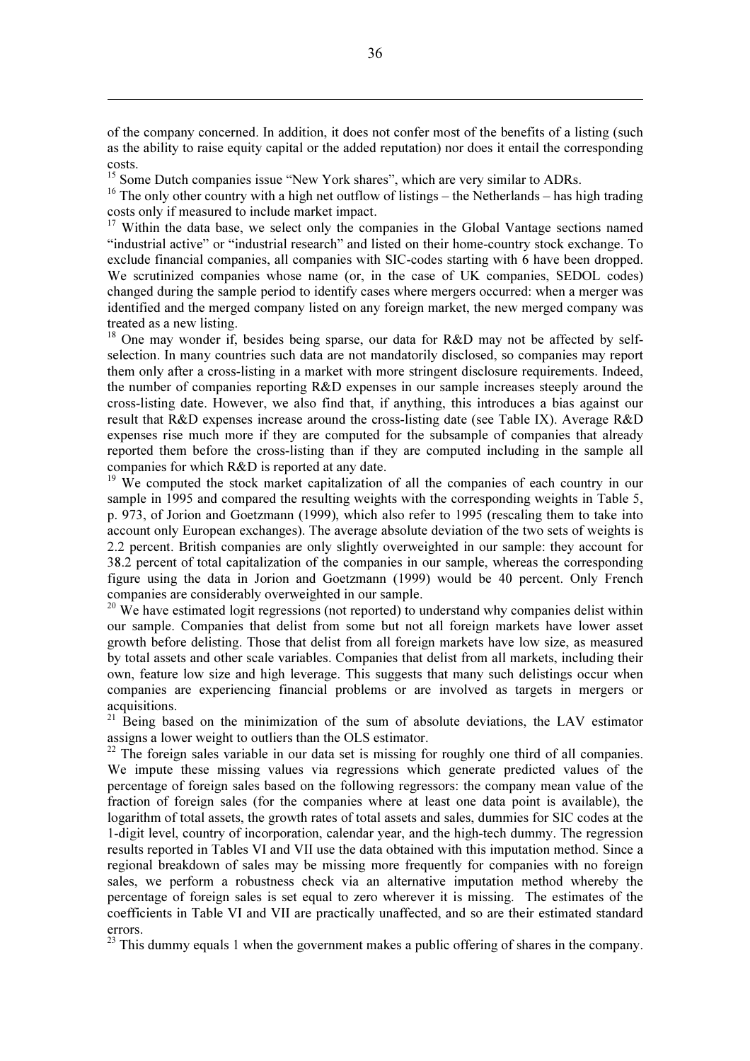of the company concerned. In addition, it does not confer most of the benefits of a listing (such as the ability to raise equity capital or the added reputation) nor does it entail the corresponding costs.

[15] Some Dutch companies issue "New York shares", which are very similar to ADRs.

[16] The only other country with a high net outflow of listings – the Netherlands – has high trading costs only if measured to include market impact.

[17] Within the data base, we select only the companies in the Global Vantage sections named "industrial active" or "industrial research" and listed on their home-country stock exchange. To exclude financial companies, all companies with SIC-codes starting with 6 have been dropped. We scrutinized companies whose name (or, in the case of UK companies, SEDOL codes) changed during the sample period to identify cases where mergers occurred: when a merger was identified and the merged company listed on any foreign market, the new merged company was treated as a new listing.

[18] One may wonder if, besides being sparse, our data for R&D may not be affected by self-selection. In many countries such data are not mandatorily disclosed, so companies may report them only after a cross-listing in a market with more stringent disclosure requirements. Indeed, the number of companies reporting R&D expenses in our sample increases steeply around the cross-listing date. However, we also find that, if anything, this introduces a bias against our result that R&D expenses increase around the cross-listing date (see Table IX). Average R&D expenses rise much more if they are computed for the subsample of companies that already reported them before the cross-listing than if they are computed including in the sample all companies for which R&D is reported at any date.

[19] We computed the stock market capitalization of all the companies of each country in our sample in 1995 and compared the resulting weights with the corresponding weights in Table 5, p. 973, of Jorion and Goetzmann (1999), which also refer to 1995 (rescaling them to take into account only European exchanges). The average absolute deviation of the two sets of weights is 2.2 percent. British companies are only slightly overweighted in our sample: they account for 38.2 percent of total capitalization of the companies in our sample, whereas the corresponding figure using the data in Jorion and Goetzmann (1999) would be 40 percent. Only French companies are considerably overweighted in our sample.

[20] We have estimated logit regressions (not reported) to understand why companies delist within our sample. Companies that delist from some but not all foreign markets have lower asset growth before delisting. Those that delist from all foreign markets have low size, as measured by total assets and other scale variables. Companies that delist from all markets, including their own, feature low size and high leverage. This suggests that many such delistings occur when companies are experiencing financial problems or are involved as targets in mergers or acquisitions.

[21] Being based on the minimization of the sum of absolute deviations, the LAV estimator assigns a lower weight to outliers than the OLS estimator.

[22] The foreign sales variable in our data set is missing for roughly one third of all companies. We impute these missing values via regressions which generate predicted values of the percentage of foreign sales based on the following regressors: the company mean value of the fraction of foreign sales (for the companies where at least one data point is available), the logarithm of total assets, the growth rates of total assets and sales, dummies for SIC codes at the 1-digit level, country of incorporation, calendar year, and the high-tech dummy. The regression results reported in Tables VI and VII use the data obtained with this imputation method. Since a regional breakdown of sales may be missing more frequently for companies with no foreign sales, we perform a robustness check via an alternative imputation method whereby the percentage of foreign sales is set equal to zero wherever it is missing. The estimates of the coefficients in Table VI and VII are practically unaffected, and so are their estimated standard errors.

[23] This dummy equals 1 when the government makes a public offering of shares in the company.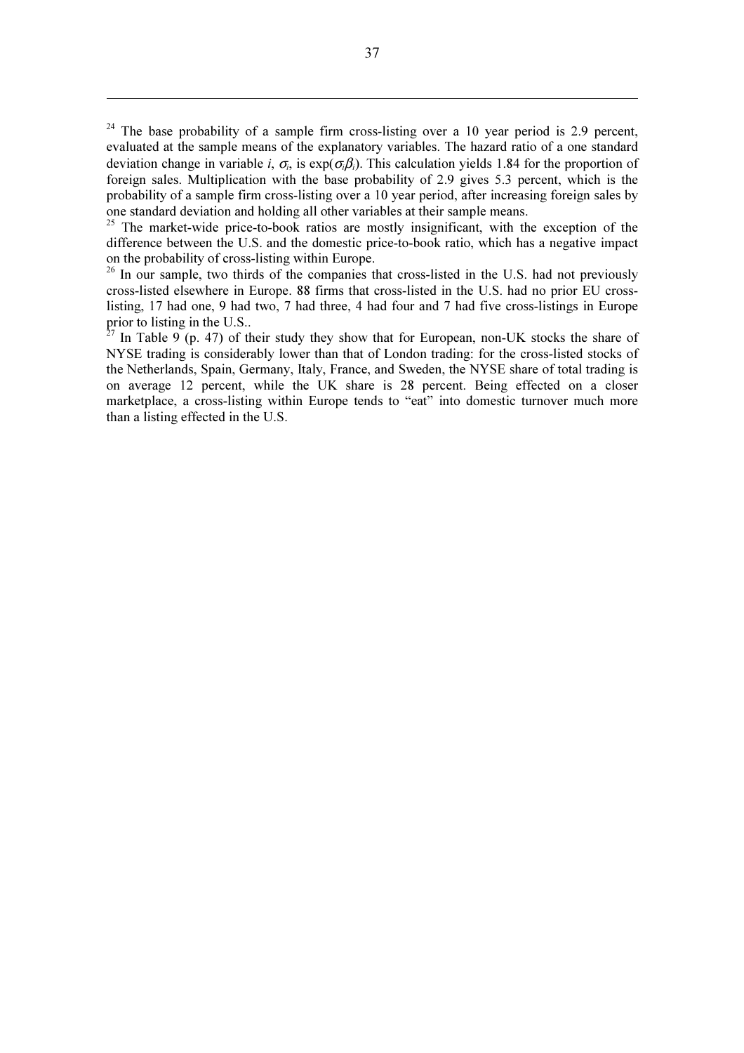[24] The base probability of a sample firm cross-listing over a 10 year period is 2.9 percent, evaluated at the sample means of the explanatory variables. The hazard ratio of a one standard deviation change in variable $i$, $\sigma_i$, is $\exp(\sigma_i\beta_i)$. This calculation yields 1.84 for the proportion of foreign sales. Multiplication with the base probability of 2.9 gives 5.3 percent, which is the probability of a sample firm cross-listing over a 10 year period, after increasing foreign sales by one standard deviation and holding all other variables at their sample means.

[25] The market-wide price-to-book ratios are mostly insignificant, with the exception of the difference between the U.S. and the domestic price-to-book ratio, which has a negative impact on the probability of cross-listing within Europe.

[26] In our sample, two thirds of the companies that cross-listed in the U.S. had not previously cross-listed elsewhere in Europe. 88 firms that cross-listed in the U.S. had no prior EU cross-listing, 17 had one, 9 had two, 7 had three, 4 had four and 7 had five cross-listings in Europe prior to listing in the U.S..

[27] In Table 9 (p. 47) of their study they show that for European, non-UK stocks the share of NYSE trading is considerably lower than that of London trading: for the cross-listed stocks of the Netherlands, Spain, Germany, Italy, France, and Sweden, the NYSE share of total trading is on average 12 percent, while the UK share is 28 percent. Being effected on a closer marketplace, a cross-listing within Europe tends to "eat" into domestic turnover much more than a listing effected in the U.S.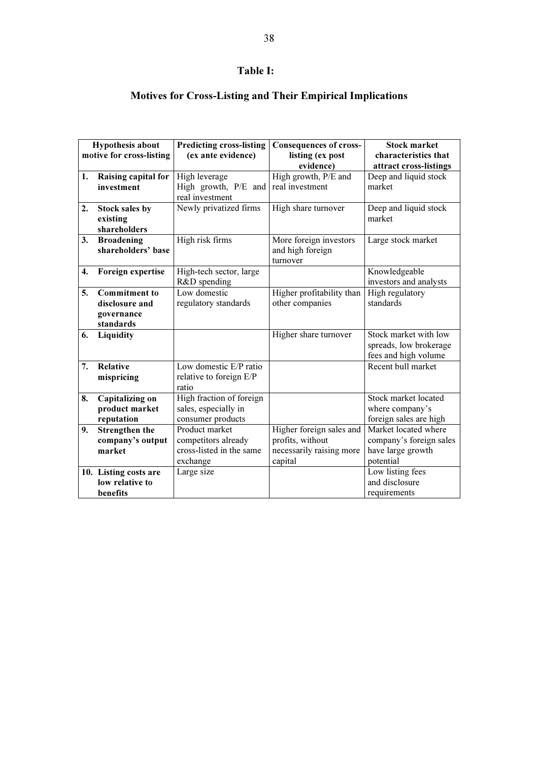## Table I:

## Motives for Cross-Listing and Their Empirical Implications

| Hypothesis about motive for cross-listing | Predicting cross-listing (ex ante evidence) | Consequences of cross-listing (ex post evidence) | Stock market characteristics that attract cross-listings |
|---|---|---|---|
| **1. Raising capital for investment** | High leverage High growth, P/E and real investment | High growth, P/E and real investment | Deep and liquid stock market |
| **2. Stock sales by existing shareholders** | Newly privatized firms | High share turnover | Deep and liquid stock market |
| **3. Broadening shareholders' base** | High risk firms | More foreign investors and high foreign turnover | Large stock market |
| **4. Foreign expertise** | High-tech sector, large R&D spending | | Knowledgeable investors and analysts |
| **5. Commitment to disclosure and governance standards** | Low domestic regulatory standards | Higher profitability than other companies | High regulatory standards |
| **6. Liquidity** | | Higher share turnover | Stock market with low spreads, low brokerage fees and high volume |
| **7. Relative mispricing** | Low domestic E/P ratio relative to foreign E/P ratio | | Recent bull market |
| **8. Capitalizing on product market reputation** | High fraction of foreign sales, especially in consumer products | | Stock market located where company's foreign sales are high |
| **9. Strengthen the company's output market** | Product market competitors already cross-listed in the same exchange | Higher foreign sales and profits, without necessarily raising more capital | Market located where company's foreign sales have large growth potential |
| **10. Listing costs are low relative to benefits** | Large size | | Low listing fees and disclosure requirements |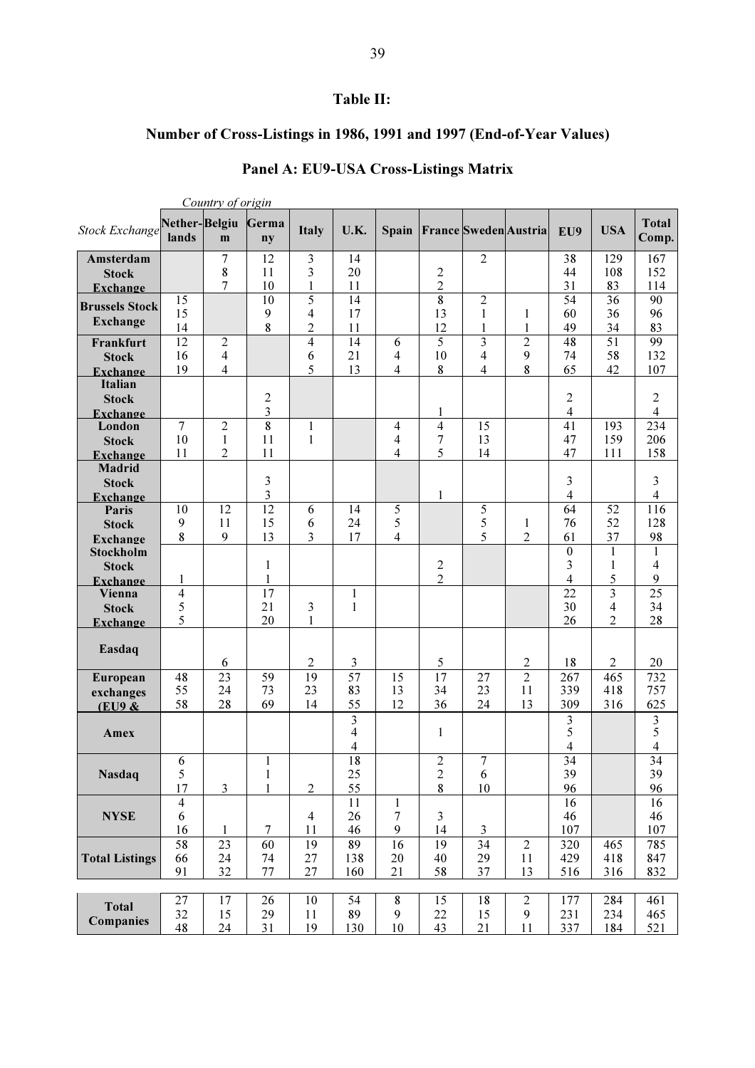## Table II:

## Number of Cross-Listings in 1986, 1991 and 1997 (End-of-Year Values)

### Panel A: EU9-USA Cross-Listings Matrix

*Country of origin*

| *Stock Exchange* | Year | Nether-lands | Belgium | Germany | Italy | U.K. | Spain | France | Sweden | Austria | EU9 | USA | Total Comp. |
|---|---|---|---|---|---|---|---|---|---|---|---|---|---|
| **Amsterdam Stock Exchange** | 1986 | | 7 | 12 | 3 | 14 | | | 2 | | 38 | 129 | 167 |
| | 1991 | | 8 | 11 | 3 | 20 | | 2 | | | 44 | 108 | 152 |
| | 1997 | | 7 | 10 | 1 | 11 | | 2 | | | 31 | 83 | 114 |
| **Brussels Stock Exchange** | 1986 | 15 | | 10 | 5 | 14 | | 8 | 2 | | 54 | 36 | 90 |
| | 1991 | 15 | | 9 | 4 | 17 | | 13 | 1 | 1 | 60 | 36 | 96 |
| | 1997 | 14 | | 8 | 2 | 11 | | 12 | 1 | 1 | 49 | 34 | 83 |
| **Frankfurt Stock Exchange** | 1986 | 12 | 2 | | 4 | 14 | 6 | 5 | 3 | 2 | 48 | 51 | 99 |
| | 1991 | 16 | 4 | | 6 | 21 | 4 | 10 | 4 | 9 | 74 | 58 | 132 |
| | 1997 | 19 | 4 | | 5 | 13 | 4 | 8 | 4 | 8 | 65 | 42 | 107 |
| **Italian Stock Exchange** | 1986 | | | | | | | | | | | | |
| | 1991 | | | 2 | | | | | | | 2 | | 2 |
| | 1997 | | | 3 | | | | 1 | | | 4 | | 4 |
| **London Stock Exchange** | 1986 | 7 | 2 | 8 | 1 | | 4 | 4 | 15 | | 41 | 193 | 234 |
| | 1991 | 10 | 1 | 11 | 1 | | 4 | 7 | 13 | | 47 | 159 | 206 |
| | 1997 | 11 | 2 | 11 | | | 4 | 5 | 14 | | 47 | 111 | 158 |
| **Madrid Stock Exchange** | 1986 | | | | | | | | | | | | |
| | 1991 | | | 3 | | | | | | | 3 | | 3 |
| | 1997 | | | 3 | | | | 1 | | | 4 | | 4 |
| **Paris Stock Exchange** | 1986 | 10 | 12 | 12 | 6 | 14 | 5 | | 5 | | 64 | 52 | 116 |
| | 1991 | 9 | 11 | 15 | 6 | 24 | 5 | | 5 | 1 | 76 | 52 | 128 |
| | 1997 | 8 | 9 | 13 | 3 | 17 | 4 | | 5 | 2 | 61 | 37 | 98 |
| **Stockholm Stock Exchange** | 1986 | | | | | | | | | | 0 | 1 | 1 |
| | 1991 | | | 1 | | | | 2 | | | 3 | 1 | 4 |
| | 1997 | 1 | | 1 | | | | 2 | | | 4 | 5 | 9 |
| **Vienna Stock Exchange** | 1986 | 4 | | 17 | | 1 | | | | | 22 | 3 | 25 |
| | 1991 | 5 | | 21 | 3 | 1 | | | | | 30 | 4 | 34 |
| | 1997 | 5 | | 20 | 1 | | | | | | 26 | 2 | 28 |
| **Easdaq** | 1986 | | | | | | | | | | | | |
| | 1991 | | | | | | | | | | | | |
| | 1997 | | 6 | | 2 | 3 | | 5 | | 2 | 18 | 2 | 20 |
| **European exchanges (EU9 &** | 1986 | 48 | 23 | 59 | 19 | 57 | 15 | 17 | 27 | 2 | 267 | 465 | 732 |
| | 1991 | 55 | 24 | 73 | 23 | 83 | 13 | 34 | 23 | 11 | 339 | 418 | 757 |
| | 1997 | 58 | 28 | 69 | 14 | 55 | 12 | 36 | 24 | 13 | 309 | 316 | 625 |
| **Amex** | 1986 | | | | | 3 | | | | | 3 | | 3 |
| | 1991 | | | | | 4 | | 1 | | | 5 | | 5 |
| | 1997 | | | | | 4 | | | | | 4 | | 4 |
| **Nasdaq** | 1986 | 6 | | 1 | | 18 | | 2 | 7 | | 34 | | 34 |
| | 1991 | 5 | | 1 | | 25 | | 2 | 6 | | 39 | | 39 |
| | 1997 | 17 | 3 | 1 | 2 | 55 | | 8 | 10 | | 96 | | 96 |
| **NYSE** | 1986 | 4 | | | | 11 | 1 | | | | 16 | | 16 |
| | 1991 | 6 | | | 4 | 26 | 7 | 3 | | | 46 | | 46 |
| | 1997 | 16 | 1 | 7 | 11 | 46 | 9 | 14 | 3 | | 107 | | 107 |
| **Total Listings** | 1986 | 58 | 23 | 60 | 19 | 89 | 16 | 19 | 34 | 2 | 320 | 465 | 785 |
| | 1991 | 66 | 24 | 74 | 27 | 138 | 20 | 40 | 29 | 11 | 429 | 418 | 847 |
| | 1997 | 91 | 32 | 77 | 27 | 160 | 21 | 58 | 37 | 13 | 516 | 316 | 832 |
| **Total Companies** | 1986 | 27 | 17 | 26 | 10 | 54 | 8 | 15 | 18 | 2 | 177 | 284 | 461 |
| | 1991 | 32 | 15 | 29 | 11 | 89 | 9 | 22 | 15 | 9 | 231 | 234 | 465 |
| | 1997 | 48 | 24 | 31 | 19 | 130 | 10 | 43 | 21 | 11 | 337 | 184 | 521 |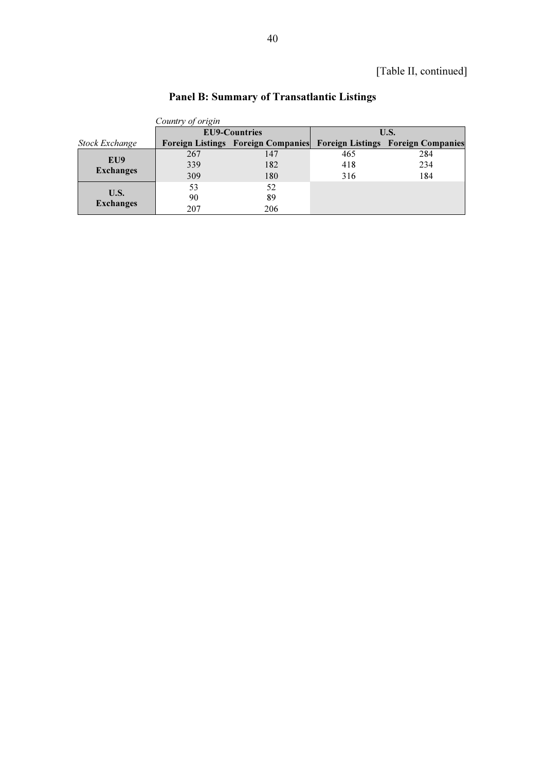[Table II, continued]

## Panel B: Summary of Transatlantic Listings

| | *Country of origin* | | | |
|---|---|---|---|---|
| | **EU9-Countries** | | **U.S.** | |
| *Stock Exchange* | **Foreign Listings** | **Foreign Companies** | **Foreign Listings** | **Foreign Companies** |
| **EU9 Exchanges** | 267 | 147 | 465 | 284 |
| | 339 | 182 | 418 | 234 |
| | 309 | 180 | 316 | 184 |
| **U.S. Exchanges** | 53 | 52 | | |
| | 90 | 89 | | |
| | 207 | 206 | | |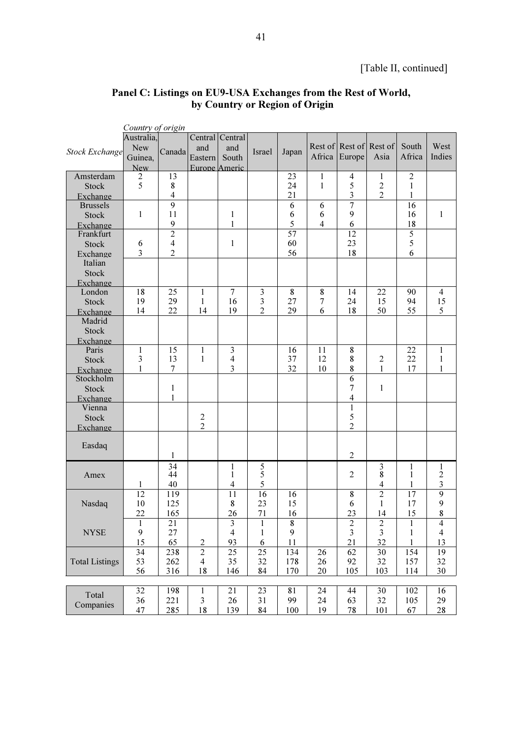[Table II, continued]

## Panel C: Listings on EU9-USA Exchanges from the Rest of World, by Country or Region of Origin

*Country of origin*

| *Stock Exchange* | Australia, New Guinea, New | Canada | Central and Eastern Europe | Central and South Americ | Israel | Japan | Rest of Africa | Rest of Europe | Rest of Asia | South Africa | West Indies |
|---|---|---|---|---|---|---|---|---|---|---|---|
| Amsterdam Stock Exchange | 2 | 13 | | | | 23 | 1 | 4 | 1 | 2 | |
| | 5 | 8 | | | | 24 | 1 | 5 | 2 | 1 | |
| | | 4 | | | | 21 | | 3 | 2 | 1 | |
| Brussels Stock Exchange | | 9 | | | | 6 | 6 | 7 | | 16 | |
| | 1 | 11 | | 1 | | 6 | 6 | 9 | | 16 | 1 |
| | | 9 | | 1 | | 5 | 4 | 6 | | 18 | |
| Frankfurt Exchange | | 2 | | | | 57 | | 12 | | 5 | |
| | 6 | 4 | | 1 | | 60 | | 23 | | 5 | |
| | 3 | 2 | | | | 56 | | 18 | | 6 | |
| Italian Stock Exchange | | | | | | | | | | | |
| London Stock Exchange | 18 | 25 | 1 | 7 | 3 | 8 | 8 | 14 | 22 | 90 | 4 |
| | 19 | 29 | 1 | 16 | 3 | 27 | 7 | 24 | 15 | 94 | 15 |
| | 14 | 22 | 14 | 19 | 2 | 29 | 6 | 18 | 50 | 55 | 5 |
| Madrid Stock Exchange | | | | | | | | | | | |
| Paris Stock Exchange | 1 | 15 | 1 | 3 | | 16 | 11 | 8 | | 22 | 1 |
| | 3 | 13 | 1 | 4 | | 37 | 12 | 8 | 2 | 22 | 1 |
| | 1 | 7 | | 3 | | 32 | 10 | 8 | 1 | 17 | 1 |
| Stockholm Stock Exchange | | | | | | | | 6 | | | |
| | | 1 | | | | | | 7 | 1 | | |
| | | 1 | | | | | | 4 | | | |
| Vienna Stock Exchange | | | | | | | | 1 | | | |
| | | | 2 | | | | | 5 | | | |
| | | | 2 | | | | | 2 | | | |
| Easdaq | | | | | | | | | | | |
| | | | | | | | | | | | |
| | | 1 | | | | | | 2 | | | |
| Amex | | 34 | | 1 | 5 | | | | 3 | 1 | 1 |
| | | 44 | | 1 | 5 | | | 2 | 8 | 1 | 2 |
| | 1 | 40 | | 4 | 5 | | | | 4 | 1 | 3 |
| Nasdaq | 12 | 119 | | 11 | 16 | 16 | | 8 | 2 | 17 | 9 |
| | 10 | 125 | | 8 | 23 | 15 | | 6 | 1 | 17 | 9 |
| | 22 | 165 | | 26 | 71 | 16 | | 23 | 14 | 15 | 8 |
| NYSE | 1 | 21 | | 3 | 1 | 8 | | 2 | 2 | 1 | 4 |
| | 9 | 27 | | 4 | 1 | 9 | | 3 | 3 | 1 | 4 |
| | 15 | 65 | 2 | 93 | 6 | 11 | | 21 | 32 | 1 | 13 |
| Total Listings | 34 | 238 | 2 | 25 | 25 | 134 | 26 | 62 | 30 | 154 | 19 |
| | 53 | 262 | 4 | 35 | 32 | 178 | 26 | 92 | 32 | 157 | 32 |
| | 56 | 316 | 18 | 146 | 84 | 170 | 20 | 105 | 103 | 114 | 30 |
| Total Companies | 32 | 198 | 1 | 21 | 23 | 81 | 24 | 44 | 30 | 102 | 16 |
| | 36 | 221 | 3 | 26 | 31 | 99 | 24 | 63 | 32 | 105 | 29 |
| | 47 | 285 | 18 | 139 | 84 | 100 | 19 | 78 | 101 | 67 | 28 |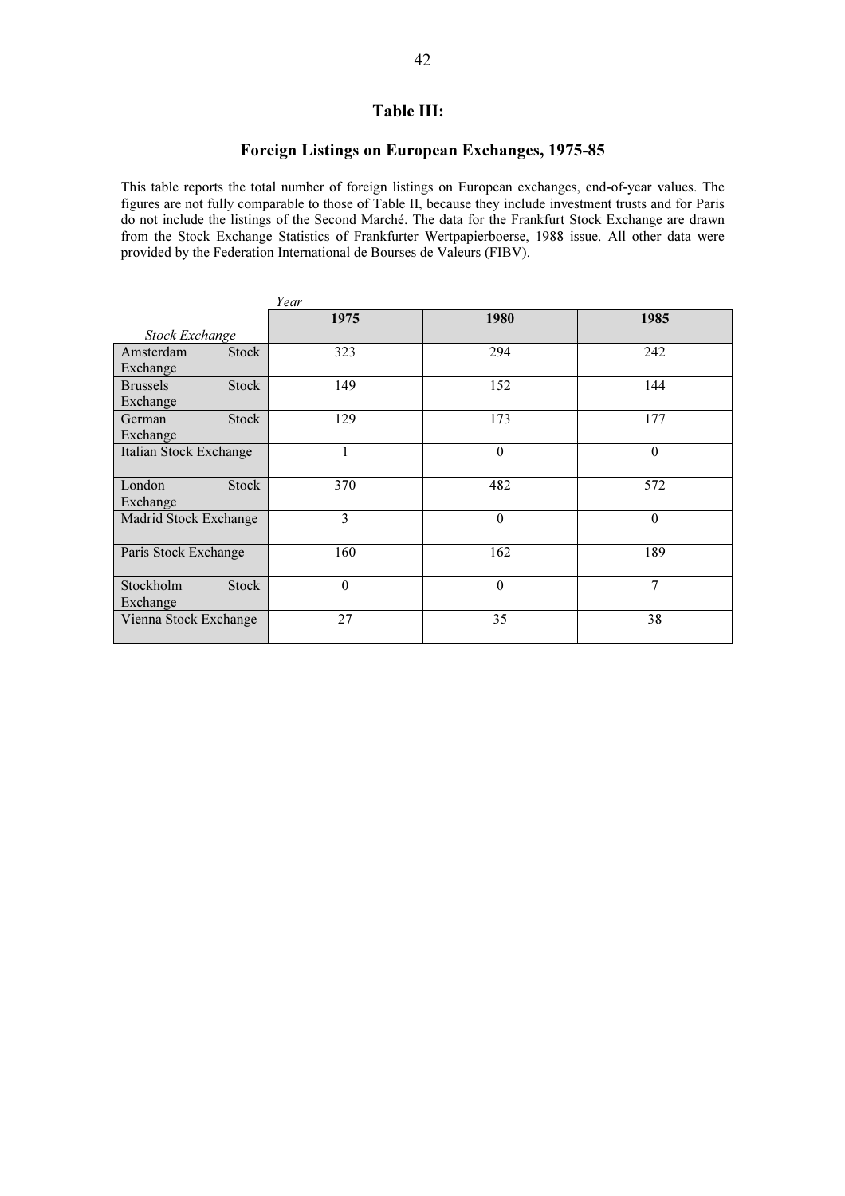# Table III:

## Foreign Listings on European Exchanges, 1975-85

This table reports the total number of foreign listings on European exchanges, end-of-year values. The figures are not fully comparable to those of Table II, because they include investment trusts and for Paris do not include the listings of the Second Marché. The data for the Frankfurt Stock Exchange are drawn from the Stock Exchange Statistics of Frankfurter Wertpapierboerse, 1988 issue. All other data were provided by the Federation International de Bourses de Valeurs (FIBV).

| *Stock Exchange* / *Year* | **1975** | **1980** | **1985** |
|---|---|---|---|
| Amsterdam Stock Exchange | 323 | 294 | 242 |
| Brussels Stock Exchange | 149 | 152 | 144 |
| German Stock Exchange | 129 | 173 | 177 |
| Italian Stock Exchange | 1 | 0 | 0 |
| London Stock Exchange | 370 | 482 | 572 |
| Madrid Stock Exchange | 3 | 0 | 0 |
| Paris Stock Exchange | 160 | 162 | 189 |
| Stockholm Stock Exchange | 0 | 0 | 7 |
| Vienna Stock Exchange | 27 | 35 | 38 |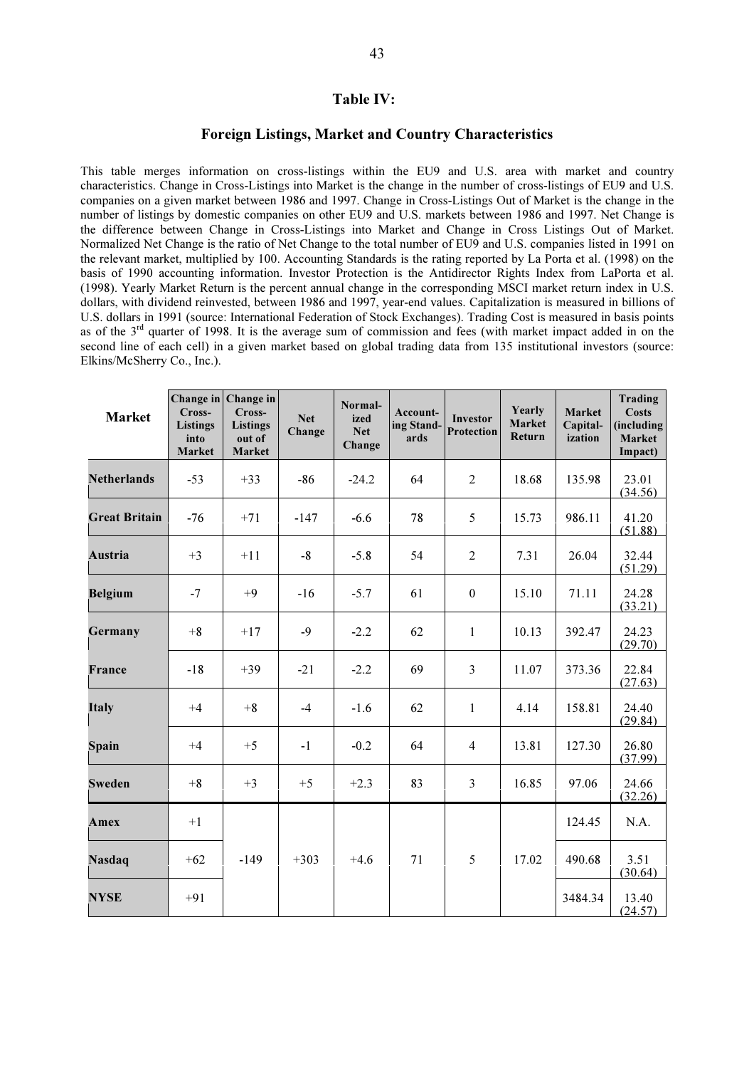## Table IV:

### Foreign Listings, Market and Country Characteristics

This table merges information on cross-listings within the EU9 and U.S. area with market and country characteristics. Change in Cross-Listings into Market is the change in the number of cross-listings of EU9 and U.S. companies on a given market between 1986 and 1997. Change in Cross-Listings Out of Market is the change in the number of listings by domestic companies on other EU9 and U.S. markets between 1986 and 1997. Net Change is the difference between Change in Cross-Listings into Market and Change in Cross Listings Out of Market. Normalized Net Change is the ratio of Net Change to the total number of EU9 and U.S. companies listed in 1991 on the relevant market, multiplied by 100. Accounting Standards is the rating reported by La Porta et al. (1998) on the basis of 1990 accounting information. Investor Protection is the Antidirector Rights Index from LaPorta et al. (1998). Yearly Market Return is the percent annual change in the corresponding MSCI market return index in U.S. dollars, with dividend reinvested, between 1986 and 1997, year-end values. Capitalization is measured in billions of U.S. dollars in 1991 (source: International Federation of Stock Exchanges). Trading Cost is measured in basis points as of the 3rd quarter of 1998. It is the average sum of commission and fees (with market impact added in on the second line of each cell) in a given market based on global trading data from 135 institutional investors (source: Elkins/McSherry Co., Inc.).

| Market | Change in Cross-Listings into Market | Change in Cross-Listings out of Market | Net Change | Normalized Net Change | Accounting Standards | Investor Protection | Yearly Market Return | Market Capitalization | Trading Costs (including Market Impact) |
|---|---|---|---|---|---|---|---|---|---|
| Netherlands | -53 | +33 | -86 | -24.2 | 64 | 2 | 18.68 | 135.98 | 23.01 (34.56) |
| Great Britain | -76 | +71 | -147 | -6.6 | 78 | 5 | 15.73 | 986.11 | 41.20 (51.88) |
| Austria | +3 | +11 | -8 | -5.8 | 54 | 2 | 7.31 | 26.04 | 32.44 (51.29) |
| Belgium | -7 | +9 | -16 | -5.7 | 61 | 0 | 15.10 | 71.11 | 24.28 (33.21) |
| Germany | +8 | +17 | -9 | -2.2 | 62 | 1 | 10.13 | 392.47 | 24.23 (29.70) |
| France | -18 | +39 | -21 | -2.2 | 69 | 3 | 11.07 | 373.36 | 22.84 (27.63) |
| Italy | +4 | +8 | -4 | -1.6 | 62 | 1 | 4.14 | 158.81 | 24.40 (29.84) |
| Spain | +4 | +5 | -1 | -0.2 | 64 | 4 | 13.81 | 127.30 | 26.80 (37.99) |
| Sweden | +8 | +3 | +5 | +2.3 | 83 | 3 | 16.85 | 97.06 | 24.66 (32.26) |
| Amex | +1 | | | | | | | 124.45 | N.A. |
| Nasdaq | +62 | -149 | +303 | +4.6 | 71 | 5 | 17.02 | 490.68 | 3.51 (30.64) |
| NYSE | +91 | | | | | | | 3484.34 | 13.40 (24.57) |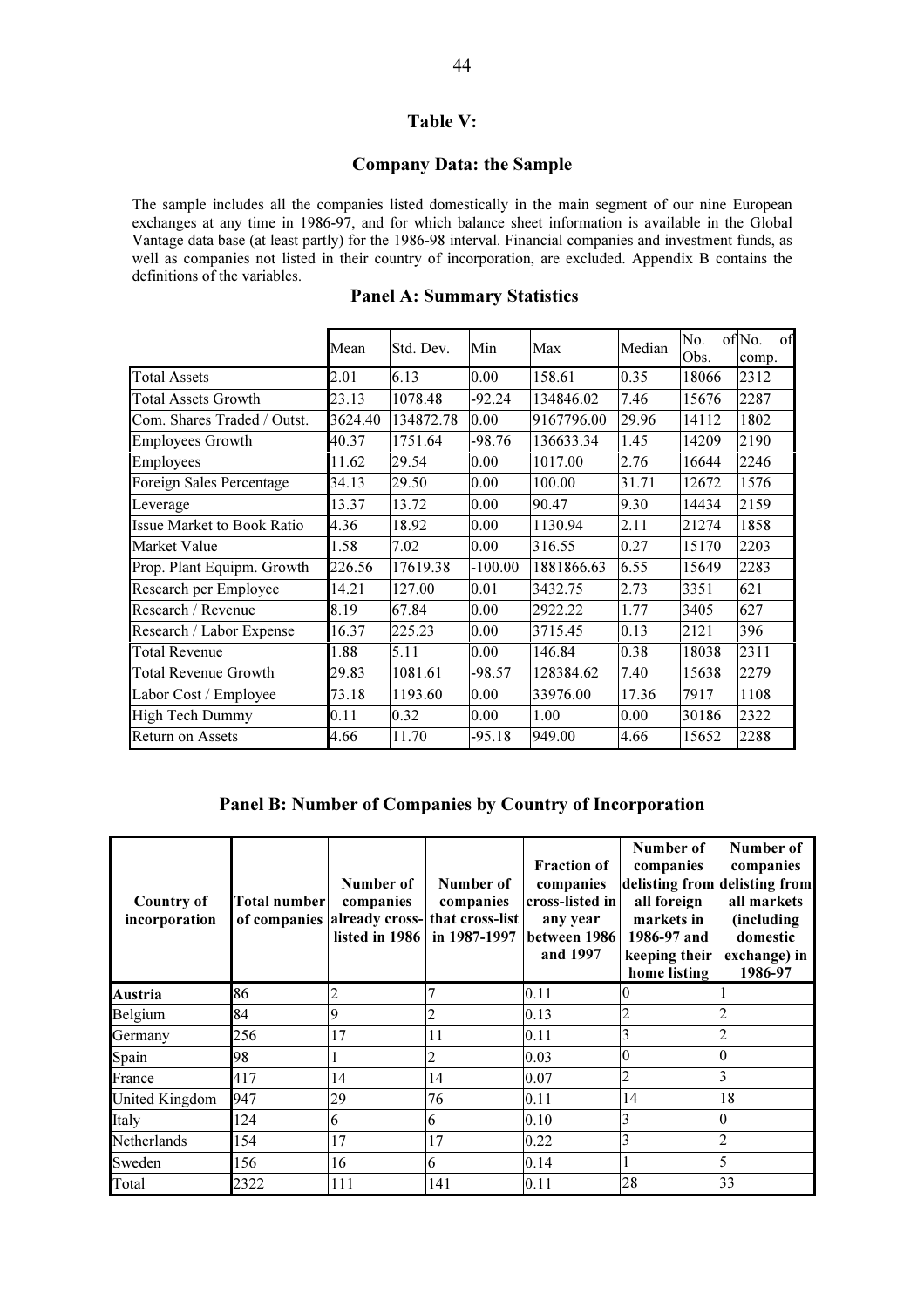# Table V:

## Company Data: the Sample

The sample includes all the companies listed domestically in the main segment of our nine European exchanges at any time in 1986-97, and for which balance sheet information is available in the Global Vantage data base (at least partly) for the 1986-98 interval. Financial companies and investment funds, as well as companies not listed in their country of incorporation, are excluded. Appendix B contains the definitions of the variables.

### Panel A: Summary Statistics

| | Mean | Std. Dev. | Min | Max | Median | No. of Obs. | No. of comp. |
|---|---|---|---|---|---|---|---|
| Total Assets | 2.01 | 6.13 | 0.00 | 158.61 | 0.35 | 18066 | 2312 |
| Total Assets Growth | 23.13 | 1078.48 | -92.24 | 134846.02 | 7.46 | 15676 | 2287 |
| Com. Shares Traded / Outst. | 3624.40 | 134872.78 | 0.00 | 9167796.00 | 29.96 | 14112 | 1802 |
| Employees Growth | 40.37 | 1751.64 | -98.76 | 136633.34 | 1.45 | 14209 | 2190 |
| Employees | 11.62 | 29.54 | 0.00 | 1017.00 | 2.76 | 16644 | 2246 |
| Foreign Sales Percentage | 34.13 | 29.50 | 0.00 | 100.00 | 31.71 | 12672 | 1576 |
| Leverage | 13.37 | 13.72 | 0.00 | 90.47 | 9.30 | 14434 | 2159 |
| Issue Market to Book Ratio | 4.36 | 18.92 | 0.00 | 1130.94 | 2.11 | 21274 | 1858 |
| Market Value | 1.58 | 7.02 | 0.00 | 316.55 | 0.27 | 15170 | 2203 |
| Prop. Plant Equipm. Growth | 226.56 | 17619.38 | -100.00 | 1881866.63 | 6.55 | 15649 | 2283 |
| Research per Employee | 14.21 | 127.00 | 0.01 | 3432.75 | 2.73 | 3351 | 621 |
| Research / Revenue | 8.19 | 67.84 | 0.00 | 2922.22 | 1.77 | 3405 | 627 |
| Research / Labor Expense | 16.37 | 225.23 | 0.00 | 3715.45 | 0.13 | 2121 | 396 |
| Total Revenue | 1.88 | 5.11 | 0.00 | 146.84 | 0.38 | 18038 | 2311 |
| Total Revenue Growth | 29.83 | 1081.61 | -98.57 | 128384.62 | 7.40 | 15638 | 2279 |
| Labor Cost / Employee | 73.18 | 1193.60 | 0.00 | 33976.00 | 17.36 | 7917 | 1108 |
| High Tech Dummy | 0.11 | 0.32 | 0.00 | 1.00 | 0.00 | 30186 | 2322 |
| Return on Assets | 4.66 | 11.70 | -95.18 | 949.00 | 4.66 | 15652 | 2288 |

### Panel B: Number of Companies by Country of Incorporation

| Country of incorporation | Total number of companies | Number of companies already cross-listed in 1986 | Number of companies that cross-list in 1987-1997 | Fraction of companies cross-listed in any year between 1986 and 1997 | Number of companies delisting from all foreign markets in 1986-97 and keeping their home listing | Number of companies delisting from all markets (including domestic exchange) in 1986-97 |
|---|---|---|---|---|---|---|
| **Austria** | 86 | 2 | 7 | 0.11 | 0 | 1 |
| Belgium | 84 | 9 | 2 | 0.13 | 2 | 2 |
| Germany | 256 | 17 | 11 | 0.11 | 3 | 2 |
| Spain | 98 | 1 | 2 | 0.03 | 0 | 0 |
| France | 417 | 14 | 14 | 0.07 | 2 | 3 |
| United Kingdom | 947 | 29 | 76 | 0.11 | 14 | 18 |
| Italy | 124 | 6 | 6 | 0.10 | 3 | 0 |
| Netherlands | 154 | 17 | 17 | 0.22 | 3 | 2 |
| Sweden | 156 | 16 | 6 | 0.14 | 1 | 5 |
| Total | 2322 | 111 | 141 | 0.11 | 28 | 33 |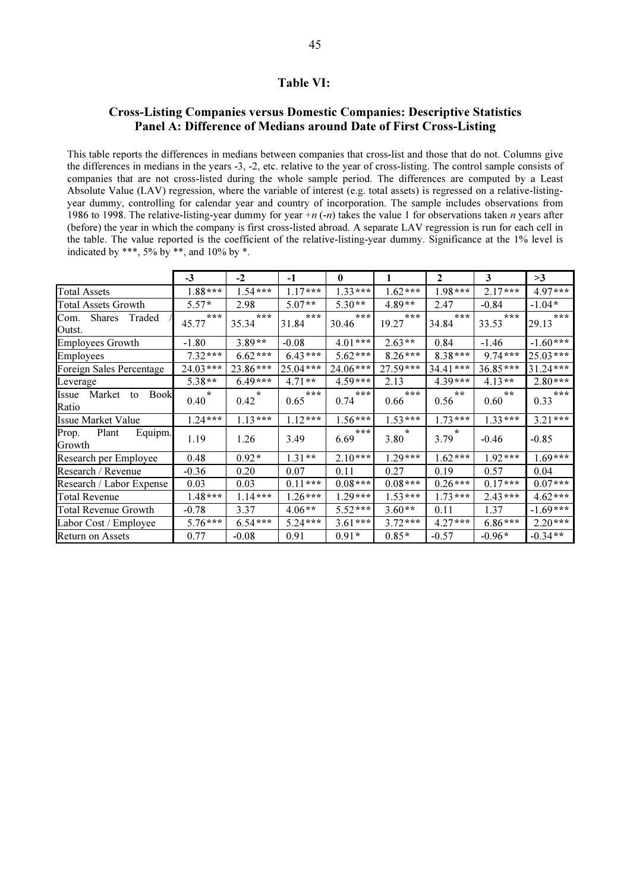### Table VI:

### Cross-Listing Companies versus Domestic Companies: Descriptive Statistics
### Panel A: Difference of Medians around Date of First Cross-Listing

This table reports the differences in medians between companies that cross-list and those that do not. Columns give the differences in medians in the years -3, -2, etc. relative to the year of cross-listing. The control sample consists of companies that are not cross-listed during the whole sample period. The differences are computed by a Least Absolute Value (LAV) regression, where the variable of interest (e.g. total assets) is regressed on a relative-listing-year dummy, controlling for calendar year and country of incorporation. The sample includes observations from 1986 to 1998. The relative-listing-year dummy for year $+n$ ($-n$) takes the value 1 for observations taken $n$ years after (before) the year in which the company is first cross-listed abroad. A separate LAV regression is run for each cell in the table. The value reported is the coefficient of the relative-listing-year dummy. Significance at the 1% level is indicated by ***, 5% by **, and 10% by *.

| | -3 | -2 | -1 | 0 | 1 | 2 | 3 | >3 |
|---|---|---|---|---|---|---|---|---|
| Total Assets | 1.88*** | 1.54*** | 1.17*** | 1.33*** | 1.62*** | 1.98*** | 2.17*** | 4.97*** |
| Total Assets Growth | 5.57* | 2.98 | 5.07** | 5.30** | 4.89** | 2.47 | -0.84 | -1.04* |
| Com. Shares Traded / Outst. | 45.77*** | 35.34*** | 31.84*** | 30.46*** | 19.27*** | 34.84*** | 33.53*** | 29.13*** |
| Employees Growth | -1.80 | 3.89** | -0.08 | 4.01*** | 2.63** | 0.84 | -1.46 | -1.60*** |
| Employees | 7.32*** | 6.62*** | 6.43*** | 5.62*** | 8.26*** | 8.38*** | 9.74*** | 25.03*** |
| Foreign Sales Percentage | 24.03*** | 23.86*** | 25.04*** | 24.06*** | 27.59*** | 34.41*** | 36.85*** | 31.24*** |
| Leverage | 5.38** | 6.49*** | 4.71** | 4.59*** | 2.13 | 4.39*** | 4.13** | 2.80*** |
| Issue Market to Book Ratio | 0.40* | 0.42* | 0.65*** | 0.74*** | 0.66*** | 0.56** | 0.60** | 0.33*** |
| Issue Market Value | 1.24*** | 1.13*** | 1.12*** | 1.56*** | 1.53*** | 1.73*** | 1.33*** | 3.21*** |
| Prop. Plant Equipm. Growth | 1.19 | 1.26 | 3.49 | 6.69*** | 3.80* | 3.79* | -0.46 | -0.85 |
| Research per Employee | 0.48 | 0.92* | 1.31** | 2.10*** | 1.29*** | 1.62*** | 1.92*** | 1.69*** |
| Research / Revenue | -0.36 | 0.20 | 0.07 | 0.11 | 0.27 | 0.19 | 0.57 | 0.04 |
| Research / Labor Expense | 0.03 | 0.03 | 0.11*** | 0.08*** | 0.08*** | 0.26*** | 0.17*** | 0.07*** |
| Total Revenue | 1.48*** | 1.14*** | 1.26*** | 1.29*** | 1.53*** | 1.73*** | 2.43*** | 4.62*** |
| Total Revenue Growth | -0.78 | 3.37 | 4.06** | 5.52*** | 3.60** | 0.11 | 1.37 | -1.69*** |
| Labor Cost / Employee | 5.76*** | 6.54*** | 5.24*** | 3.61*** | 3.72*** | 4.27*** | 6.86*** | 2.20*** |
| Return on Assets | 0.77 | -0.08 | 0.91 | 0.91* | 0.85* | -0.57 | -0.96* | -0.34** |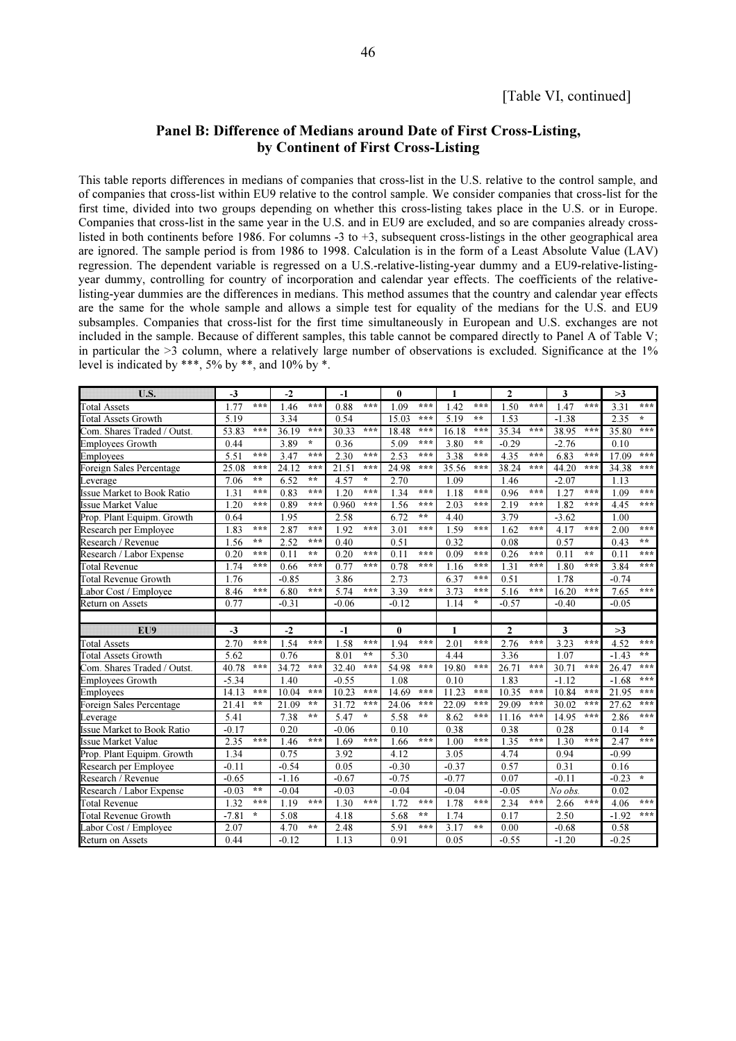[Table VI, continued]

## Panel B: Difference of Medians around Date of First Cross-Listing, by Continent of First Cross-Listing

This table reports differences in medians of companies that cross-list in the U.S. relative to the control sample, and of companies that cross-list within EU9 relative to the control sample. We consider companies that cross-list for the first time, divided into two groups depending on whether this cross-listing takes place in the U.S. or in Europe. Companies that cross-list in the same year in the U.S. and in EU9 are excluded, and so are companies already cross-listed in both continents before 1986. For columns -3 to +3, subsequent cross-listings in the other geographical area are ignored. The sample period is from 1986 to 1998. Calculation is in the form of a Least Absolute Value (LAV) regression. The dependent variable is regressed on a U.S.-relative-listing-year dummy and a EU9-relative-listing-year dummy, controlling for country of incorporation and calendar year effects. The coefficients of the relative-listing-year dummies are the differences in medians. This method assumes that the country and calendar year effects are the same for the whole sample and allows a simple test for equality of the medians for the U.S. and EU9 subsamples. Companies that cross-list for the first time simultaneously in European and U.S. exchanges are not included in the sample. Because of different samples, this table cannot be compared directly to Panel A of Table V; in particular the >3 column, where a relatively large number of observations is excluded. Significance at the 1% level is indicated by ***, 5% by **, and 10% by *.

| U.S. | -3 | | -2 | | -1 | | 0 | | 1 | | 2 | | 3 | | >3 | |
|---|---|---|---|---|---|---|---|---|---|---|---|---|---|---|---|---|
| Total Assets | 1.77 | *** | 1.46 | *** | 0.88 | *** | 1.09 | *** | 1.42 | *** | 1.50 | *** | 1.47 | *** | 3.31 | *** |
| Total Assets Growth | 5.19 | | 3.34 | | 0.54 | | 15.03 | *** | 5.19 | ** | 1.53 | | -1.38 | | 2.35 | * |
| Com. Shares Traded / Outst. | 53.83 | *** | 36.19 | *** | 30.33 | *** | 18.48 | *** | 16.18 | *** | 35.34 | *** | 38.95 | *** | 35.80 | *** |
| Employees Growth | 0.44 | | 3.89 | * | 0.36 | | 5.09 | *** | 3.80 | ** | -0.29 | | -2.76 | | 0.10 | |
| Employees | 5.51 | *** | 3.47 | *** | 2.30 | *** | 2.53 | *** | 3.38 | *** | 4.35 | *** | 6.83 | *** | 17.09 | *** |
| Foreign Sales Percentage | 25.08 | *** | 24.12 | *** | 21.51 | *** | 24.98 | *** | 35.56 | *** | 38.24 | *** | 44.20 | *** | 34.38 | *** |
| Leverage | 7.06 | ** | 6.52 | ** | 4.57 | * | 2.70 | | 1.09 | | 1.46 | | -2.07 | | 1.13 | |
| Issue Market to Book Ratio | 1.31 | *** | 0.83 | *** | 1.20 | *** | 1.34 | *** | 1.18 | *** | 0.96 | *** | 1.27 | *** | 1.09 | *** |
| Issue Market Value | 1.20 | *** | 0.89 | *** | 0.960 | *** | 1.56 | *** | 2.03 | *** | 2.19 | *** | 1.82 | *** | 4.45 | *** |
| Prop. Plant Equipm. Growth | 0.64 | | 1.95 | | 2.58 | | 6.72 | ** | 4.40 | | 3.79 | | -3.62 | | 1.00 | |
| Research per Employee | 1.83 | *** | 2.87 | *** | 1.92 | *** | 3.01 | *** | 1.59 | *** | 1.62 | *** | 4.17 | *** | 2.00 | *** |
| Research / Revenue | 1.56 | ** | 2.52 | *** | 0.40 | | 0.51 | | 0.32 | | 0.08 | | 0.57 | | 0.43 | ** |
| Research / Labor Expense | 0.20 | *** | 0.11 | ** | 0.20 | *** | 0.11 | *** | 0.09 | *** | 0.26 | *** | 0.11 | ** | 0.11 | *** |
| Total Revenue | 1.74 | *** | 0.66 | *** | 0.77 | *** | 0.78 | *** | 1.16 | *** | 1.31 | *** | 1.80 | *** | 3.84 | *** |
| Total Revenue Growth | 1.76 | | -0.85 | | 3.86 | | 2.73 | | 6.37 | *** | 0.51 | | 1.78 | | -0.74 | |
| Labor Cost / Employee | 8.46 | *** | 6.80 | *** | 5.74 | *** | 3.39 | *** | 3.73 | *** | 5.16 | *** | 16.20 | *** | 7.65 | *** |
| Return on Assets | 0.77 | | -0.31 | | -0.06 | | -0.12 | | 1.14 | * | -0.57 | | -0.40 | | -0.05 | |
| | | | | | | | | | | | | | | | | |
| **EU9** | **-3** | | **-2** | | **-1** | | **0** | | **1** | | **2** | | **3** | | **>3** | |
| Total Assets | 2.70 | *** | 1.54 | *** | 1.58 | *** | 1.94 | *** | 2.01 | *** | 2.76 | *** | 3.23 | *** | 4.52 | *** |
| Total Assets Growth | 5.62 | | 0.76 | | 8.01 | ** | 5.30 | | 4.44 | | 3.36 | | 1.07 | | -1.43 | ** |
| Com. Shares Traded / Outst. | 40.78 | *** | 34.72 | *** | 32.40 | *** | 54.98 | *** | 19.80 | *** | 26.71 | *** | 30.71 | *** | 26.47 | *** |
| Employees Growth | -5.34 | | 1.40 | | -0.55 | | 1.08 | | 0.10 | | 1.83 | | -1.12 | | -1.68 | *** |
| Employees | 14.13 | *** | 10.04 | *** | 10.23 | *** | 14.69 | *** | 11.23 | *** | 10.35 | *** | 10.84 | *** | 21.95 | *** |
| Foreign Sales Percentage | 21.41 | ** | 21.09 | ** | 31.72 | *** | 24.06 | *** | 22.09 | *** | 29.09 | *** | 30.02 | *** | 27.62 | *** |
| Leverage | 5.41 | | 7.38 | ** | 5.47 | * | 5.58 | ** | 8.62 | *** | 11.16 | *** | 14.95 | *** | 2.86 | *** |
| Issue Market to Book Ratio | -0.17 | | 0.20 | | -0.06 | | 0.10 | | 0.38 | | 0.38 | | 0.28 | | 0.14 | * |
| Issue Market Value | 2.35 | *** | 1.46 | *** | 1.69 | *** | 1.66 | *** | 1.00 | *** | 1.35 | *** | 1.30 | *** | 2.47 | *** |
| Prop. Plant Equipm. Growth | 1.34 | | 0.75 | | 3.92 | | 4.12 | | 3.05 | | 4.74 | | 0.94 | | -0.99 | |
| Research per Employee | -0.11 | | -0.54 | | 0.05 | | -0.30 | | -0.37 | | 0.57 | | 0.31 | | 0.16 | |
| Research / Revenue | -0.65 | | -1.16 | | -0.67 | | -0.75 | | -0.77 | | 0.07 | | -0.11 | | -0.23 | * |
| Research / Labor Expense | -0.03 | ** | -0.04 | | -0.03 | | -0.04 | | -0.04 | | -0.05 | | *No obs.* | | 0.02 | |
| Total Revenue | 1.32 | *** | 1.19 | *** | 1.30 | *** | 1.72 | *** | 1.78 | *** | 2.34 | *** | 2.66 | *** | 4.06 | *** |
| Total Revenue Growth | -7.81 | * | 5.08 | | 4.18 | | 5.68 | ** | 1.74 | | 0.17 | | 2.50 | | -1.92 | *** |
| Labor Cost / Employee | 2.07 | | 4.70 | ** | 2.48 | | 5.91 | *** | 3.17 | ** | 0.00 | | -0.68 | | 0.58 | |
| Return on Assets | 0.44 | | -0.12 | | 1.13 | | 0.91 | | 0.05 | | -0.55 | | -1.20 | | -0.25 | |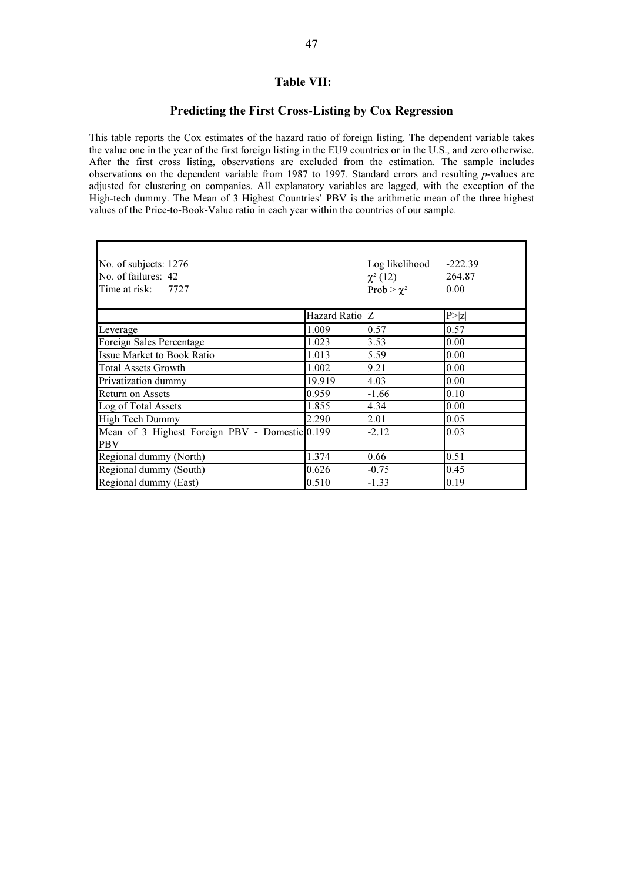## Table VII:

### Predicting the First Cross-Listing by Cox Regression

This table reports the Cox estimates of the hazard ratio of foreign listing. The dependent variable takes the value one in the year of the first foreign listing in the EU9 countries or in the U.S., and zero otherwise. After the first cross listing, observations are excluded from the estimation. The sample includes observations on the dependent variable from 1987 to 1997. Standard errors and resulting *p*-values are adjusted for clustering on companies. All explanatory variables are lagged, with the exception of the High-tech dummy. The Mean of 3 Highest Countries' PBV is the arithmetic mean of the three highest values of the Price-to-Book-Value ratio in each year within the countries of our sample.

| No. of subjects: 1276<br>No. of failures: 42<br>Time at risk: 7727 | | Log likelihood<br>$\chi^2$ (12)<br>Prob > $\chi^2$ | -222.39<br>264.87<br>0.00 |
|---|---|---|---|
| | Hazard Ratio | Z | P>\|z\| |
| Leverage | 1.009 | 0.57 | 0.57 |
| Foreign Sales Percentage | 1.023 | 3.53 | 0.00 |
| Issue Market to Book Ratio | 1.013 | 5.59 | 0.00 |
| Total Assets Growth | 1.002 | 9.21 | 0.00 |
| Privatization dummy | 19.919 | 4.03 | 0.00 |
| Return on Assets | 0.959 | -1.66 | 0.10 |
| Log of Total Assets | 1.855 | 4.34 | 0.00 |
| High Tech Dummy | 2.290 | 2.01 | 0.05 |
| Mean of 3 Highest Foreign PBV - Domestic PBV | 0.199 | -2.12 | 0.03 |
| Regional dummy (North) | 1.374 | 0.66 | 0.51 |
| Regional dummy (South) | 0.626 | -0.75 | 0.45 |
| Regional dummy (East) | 0.510 | -1.33 | 0.19 |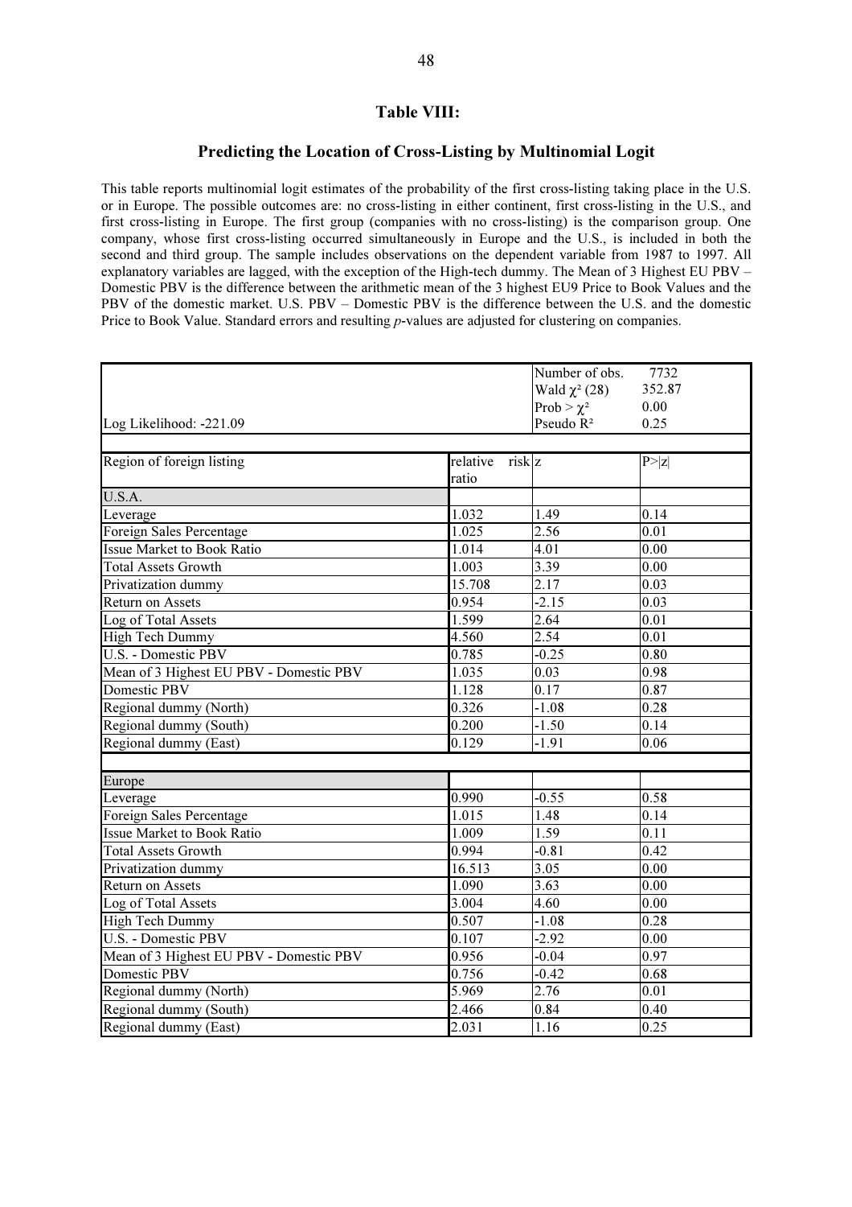## Table VIII:

### Predicting the Location of Cross-Listing by Multinomial Logit

This table reports multinomial logit estimates of the probability of the first cross-listing taking place in the U.S. or in Europe. The possible outcomes are: no cross-listing in either continent, first cross-listing in the U.S., and first cross-listing in Europe. The first group (companies with no cross-listing) is the comparison group. One company, whose first cross-listing occurred simultaneously in Europe and the U.S., is included in both the second and third group. The sample includes observations on the dependent variable from 1987 to 1997. All explanatory variables are lagged, with the exception of the High-tech dummy. The Mean of 3 Highest EU PBV – Domestic PBV is the difference between the arithmetic mean of the 3 highest EU9 Price to Book Values and the PBV of the domestic market. U.S. PBV – Domestic PBV is the difference between the U.S. and the domestic Price to Book Value. Standard errors and resulting *p*-values are adjusted for clustering on companies.

| Log Likelihood: -221.09 | | Number of obs.<br>Wald $\chi^2$ (28)<br>Prob > $\chi^2$<br>Pseudo $R^2$ | 7732<br>352.87<br>0.00<br>0.25 |
|---|---|---|---|
| **Region of foreign listing** | **relative risk ratio** | **z** | **P>\|z\|** |
| **U.S.A.** | | | |
| Leverage | 1.032 | 1.49 | 0.14 |
| Foreign Sales Percentage | 1.025 | 2.56 | 0.01 |
| Issue Market to Book Ratio | 1.014 | 4.01 | 0.00 |
| Total Assets Growth | 1.003 | 3.39 | 0.00 |
| Privatization dummy | 15.708 | 2.17 | 0.03 |
| Return on Assets | 0.954 | -2.15 | 0.03 |
| Log of Total Assets | 1.599 | 2.64 | 0.01 |
| High Tech Dummy | 4.560 | 2.54 | 0.01 |
| U.S. - Domestic PBV | 0.785 | -0.25 | 0.80 |
| Mean of 3 Highest EU PBV - Domestic PBV | 1.035 | 0.03 | 0.98 |
| Domestic PBV | 1.128 | 0.17 | 0.87 |
| Regional dummy (North) | 0.326 | -1.08 | 0.28 |
| Regional dummy (South) | 0.200 | -1.50 | 0.14 |
| Regional dummy (East) | 0.129 | -1.91 | 0.06 |
| | | | |
| **Europe** | | | |
| Leverage | 0.990 | -0.55 | 0.58 |
| Foreign Sales Percentage | 1.015 | 1.48 | 0.14 |
| Issue Market to Book Ratio | 1.009 | 1.59 | 0.11 |
| Total Assets Growth | 0.994 | -0.81 | 0.42 |
| Privatization dummy | 16.513 | 3.05 | 0.00 |
| Return on Assets | 1.090 | 3.63 | 0.00 |
| Log of Total Assets | 3.004 | 4.60 | 0.00 |
| High Tech Dummy | 0.507 | -1.08 | 0.28 |
| U.S. - Domestic PBV | 0.107 | -2.92 | 0.00 |
| Mean of 3 Highest EU PBV - Domestic PBV | 0.956 | -0.04 | 0.97 |
| Domestic PBV | 0.756 | -0.42 | 0.68 |
| Regional dummy (North) | 5.969 | 2.76 | 0.01 |
| Regional dummy (South) | 2.466 | 0.84 | 0.40 |
| Regional dummy (East) | 2.031 | 1.16 | 0.25 |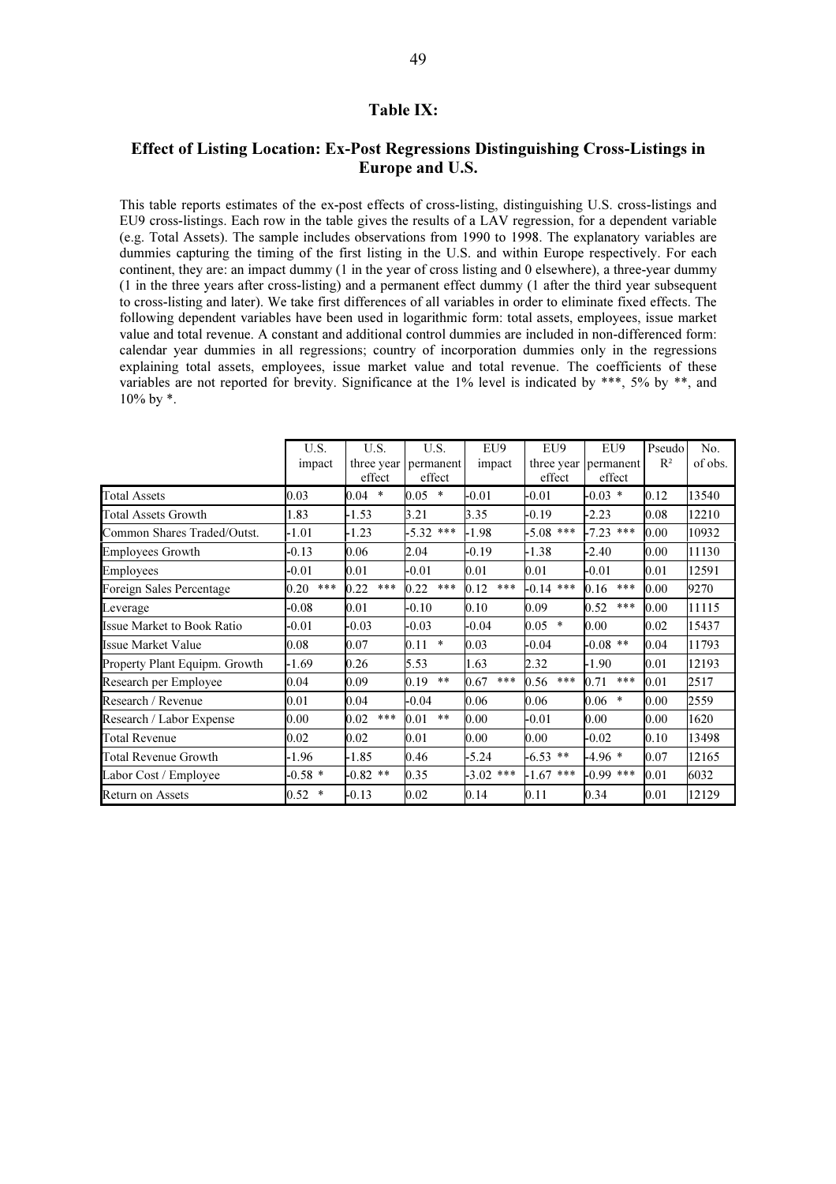## Table IX:

### Effect of Listing Location: Ex-Post Regressions Distinguishing Cross-Listings in Europe and U.S.

This table reports estimates of the ex-post effects of cross-listing, distinguishing U.S. cross-listings and EU9 cross-listings. Each row in the table gives the results of a LAV regression, for a dependent variable (e.g. Total Assets). The sample includes observations from 1990 to 1998. The explanatory variables are dummies capturing the timing of the first listing in the U.S. and within Europe respectively. For each continent, they are: an impact dummy (1 in the year of cross listing and 0 elsewhere), a three-year dummy (1 in the three years after cross-listing) and a permanent effect dummy (1 after the third year subsequent to cross-listing and later). We take first differences of all variables in order to eliminate fixed effects. The following dependent variables have been used in logarithmic form: total assets, employees, issue market value and total revenue. A constant and additional control dummies are included in non-differenced form: calendar year dummies in all regressions; country of incorporation dummies only in the regressions explaining total assets, employees, issue market value and total revenue. The coefficients of these variables are not reported for brevity. Significance at the 1% level is indicated by ***, 5% by **, and 10% by *.

| | U.S. impact | U.S. three year effect | U.S. permanent effect | EU9 impact | EU9 three year effect | EU9 permanent effect | Pseudo $R^2$ | No. of obs. |
|---|---|---|---|---|---|---|---|---|
| Total Assets | 0.03 | 0.04 * | 0.05 * | -0.01 | -0.01 | -0.03 * | 0.12 | 13540 |
| Total Assets Growth | 1.83 | -1.53 | 3.21 | 3.35 | -0.19 | -2.23 | 0.08 | 12210 |
| Common Shares Traded/Outst. | -1.01 | -1.23 | -5.32 *** | -1.98 | -5.08 *** | -7.23 *** | 0.00 | 10932 |
| Employees Growth | -0.13 | 0.06 | 2.04 | -0.19 | -1.38 | -2.40 | 0.00 | 11130 |
| Employees | -0.01 | 0.01 | -0.01 | 0.01 | 0.01 | -0.01 | 0.01 | 12591 |
| Foreign Sales Percentage | 0.20 *** | 0.22 *** | 0.22 *** | 0.12 *** | -0.14 *** | 0.16 *** | 0.00 | 9270 |
| Leverage | -0.08 | 0.01 | -0.10 | 0.10 | 0.09 | 0.52 *** | 0.00 | 11115 |
| Issue Market to Book Ratio | -0.01 | -0.03 | -0.03 | -0.04 | 0.05 * | 0.00 | 0.02 | 15437 |
| Issue Market Value | 0.08 | 0.07 | 0.11 * | 0.03 | -0.04 | -0.08 ** | 0.04 | 11793 |
| Property Plant Equipm. Growth | -1.69 | 0.26 | 5.53 | 1.63 | 2.32 | -1.90 | 0.01 | 12193 |
| Research per Employee | 0.04 | 0.09 | 0.19 ** | 0.67 *** | 0.56 *** | 0.71 *** | 0.01 | 2517 |
| Research / Revenue | 0.01 | 0.04 | -0.04 | 0.06 | 0.06 | 0.06 * | 0.00 | 2559 |
| Research / Labor Expense | 0.00 | 0.02 *** | 0.01 ** | 0.00 | -0.01 | 0.00 | 0.00 | 1620 |
| Total Revenue | 0.02 | 0.02 | 0.01 | 0.00 | 0.00 | -0.02 | 0.10 | 13498 |
| Total Revenue Growth | -1.96 | -1.85 | 0.46 | -5.24 | -6.53 ** | -4.96 * | 0.07 | 12165 |
| Labor Cost / Employee | -0.58 * | -0.82 ** | 0.35 | -3.02 *** | -1.67 *** | -0.99 *** | 0.01 | 6032 |
| Return on Assets | 0.52 * | -0.13 | 0.02 | 0.14 | 0.11 | 0.34 | 0.01 | 12129 |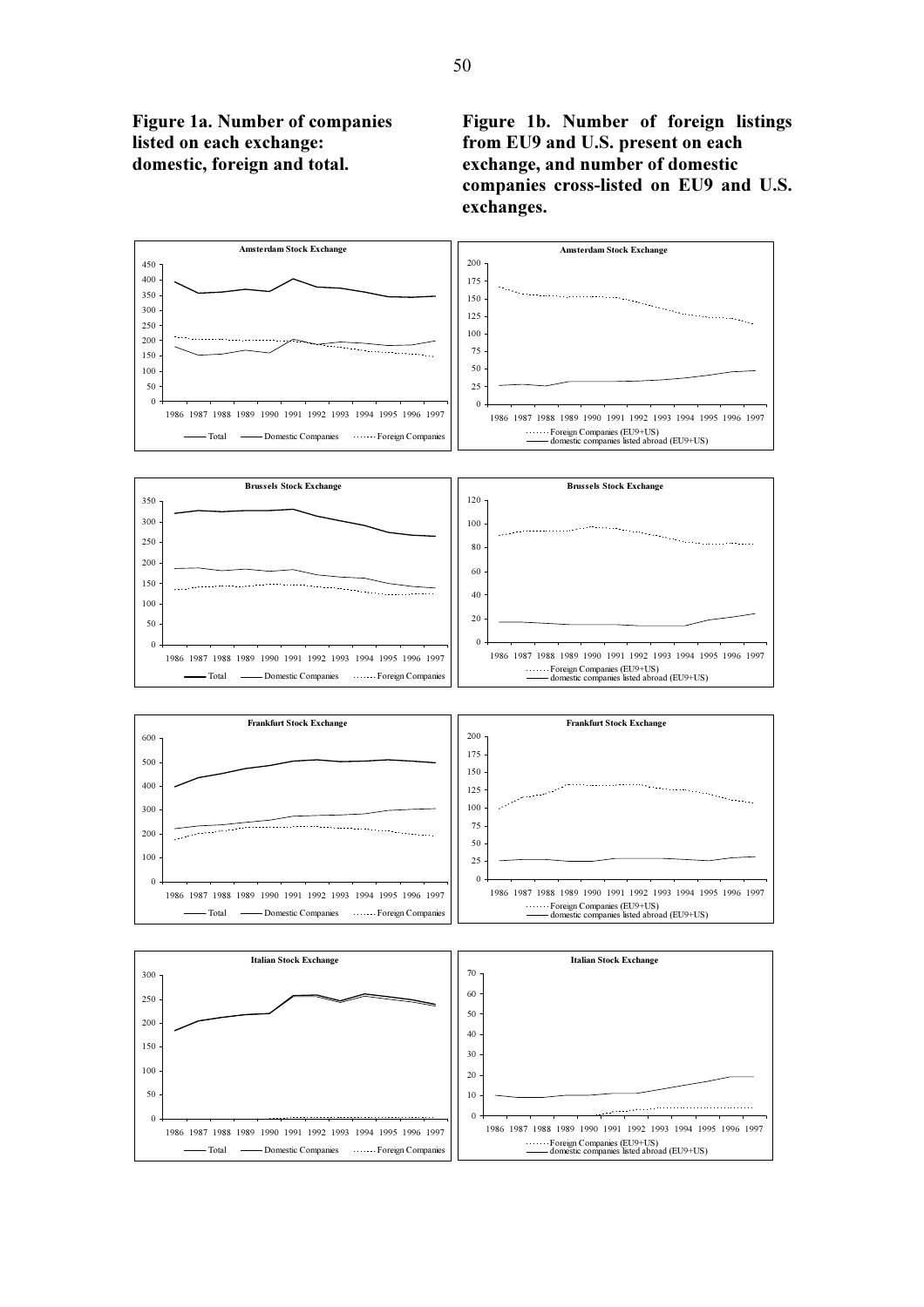**Figure 1a. Number of companies listed on each exchange: domestic, foreign and total.**

**Figure 1b. Number of foreign listings from EU9 and U.S. present on each exchange, and number of domestic companies cross-listed on EU9 and U.S. exchanges.**

Amsterdam Stock Exchange

Brussels Stock Exchange

Frankfurt Stock Exchange

Italian Stock Exchange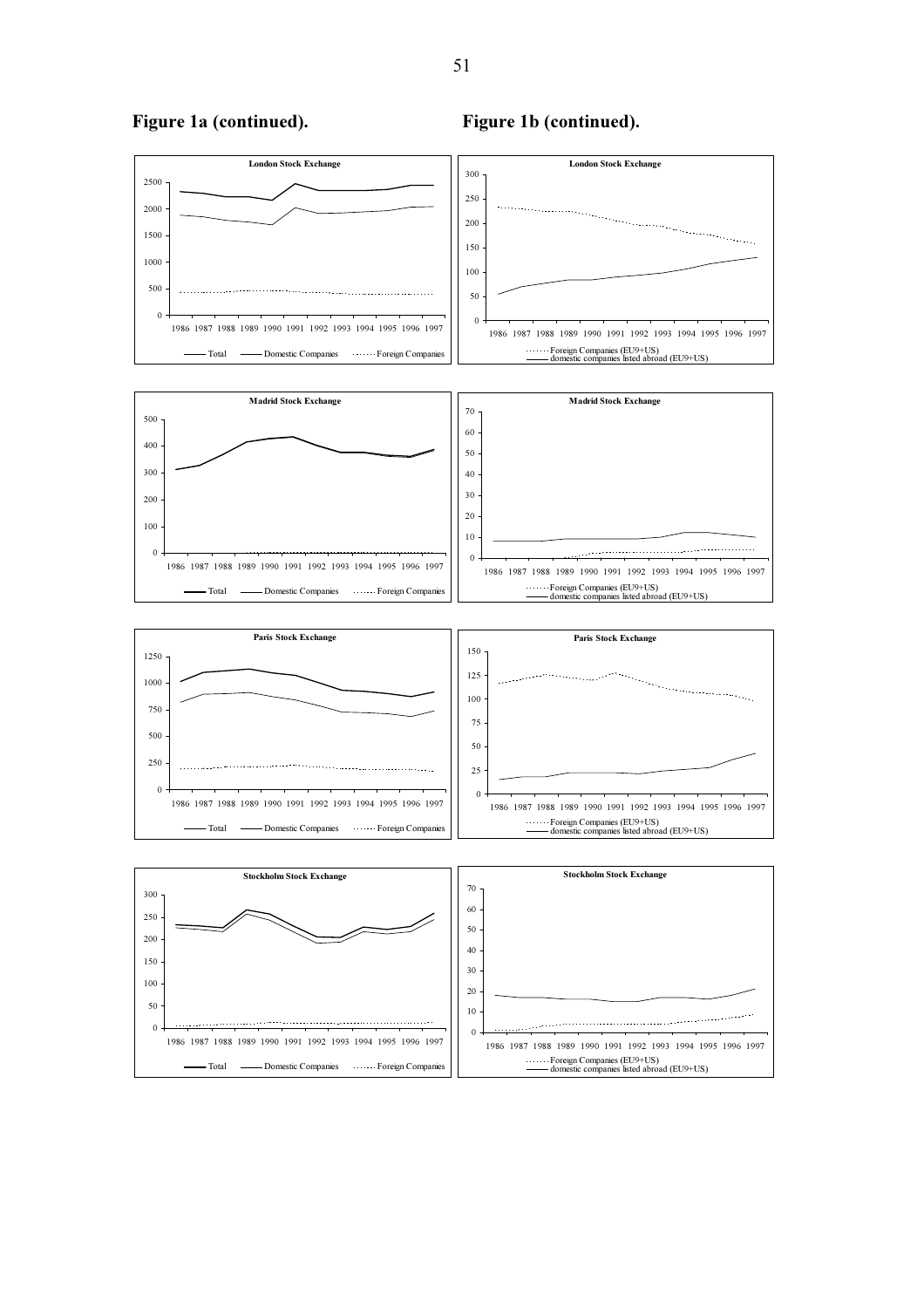**Figure 1a (continued).**

**Figure 1b (continued).**

**London Stock Exchange**

Total — Domestic Companies — Foreign Companies

**London Stock Exchange**

Foreign Companies (EU9+US)
domestic companies listed abroad (EU9+US)

**Madrid Stock Exchange**

Total — Domestic Companies — Foreign Companies

**Madrid Stock Exchange**

Foreign Companies (EU9+US)
domestic companies listed abroad (EU9+US)

**Paris Stock Exchange**

Total — Domestic Companies — Foreign Companies

**Paris Stock Exchange**

Foreign Companies (EU9+US)
domestic companies listed abroad (EU9+US)

**Stockholm Stock Exchange**

Total — Domestic Companies — Foreign Companies

**Stockholm Stock Exchange**

Foreign Companies (EU9+US)
domestic companies listed abroad (EU9+US)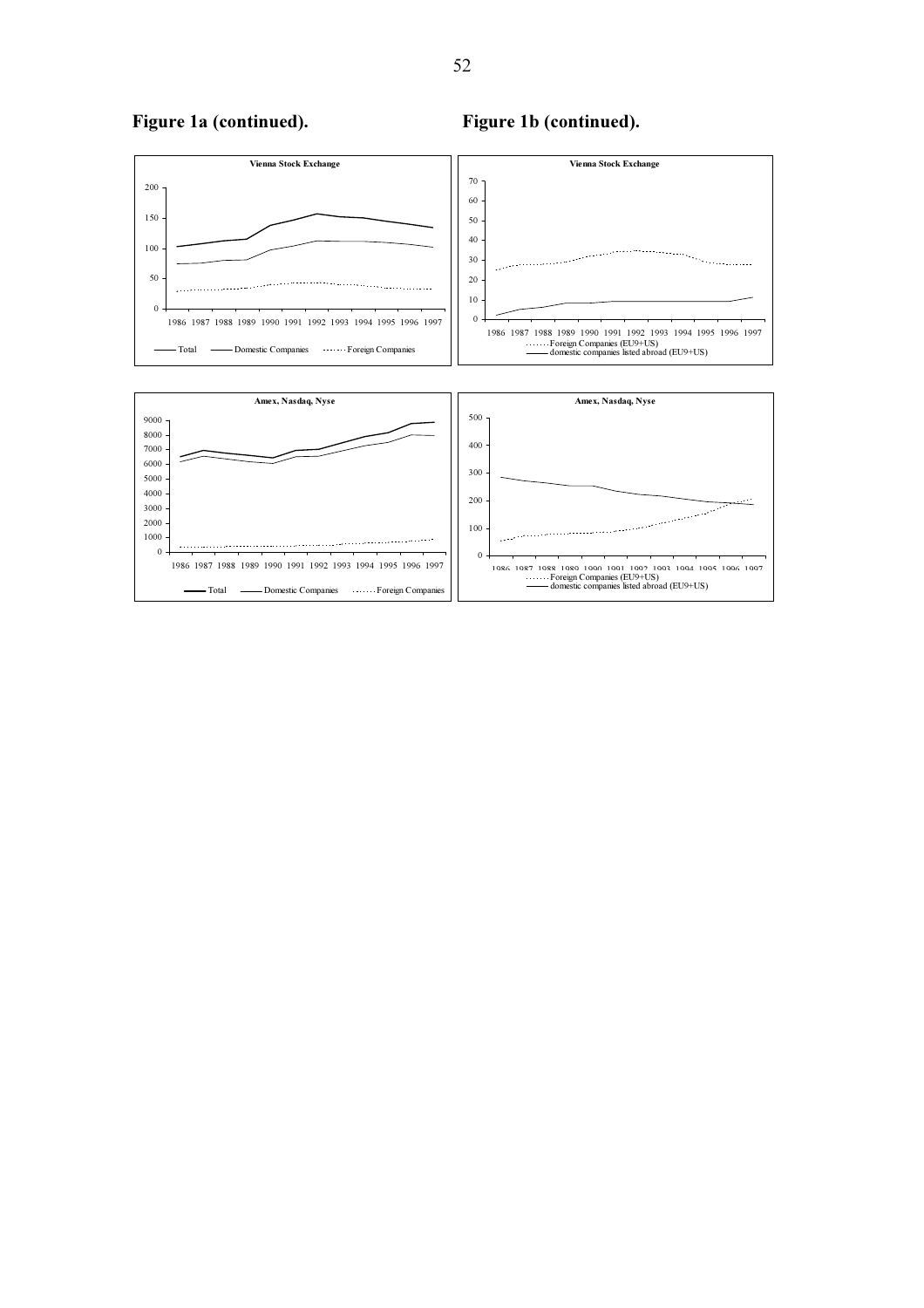**Figure 1a (continued).**

**Figure 1b (continued).**

**Vienna Stock Exchange**

1986 1987 1988 1989 1990 1991 1992 1993 1994 1995 1996 1997

Total — Domestic Companies — Foreign Companies

**Vienna Stock Exchange**

1986 1987 1988 1989 1990 1991 1992 1993 1994 1995 1996 1997

Foreign Companies (EU9+US)
domestic companies listed abroad (EU9+US)

**Amex, Nasdaq, Nyse**

1986 1987 1988 1989 1990 1991 1992 1993 1994 1995 1996 1997

Total — Domestic Companies — Foreign Companies

**Amex, Nasdaq, Nyse**

1986 1987 1988 1989 1990 1991 1992 1993 1994 1995 1996 1997

Foreign Companies (EU9+US)
domestic companies listed abroad (EU9+US)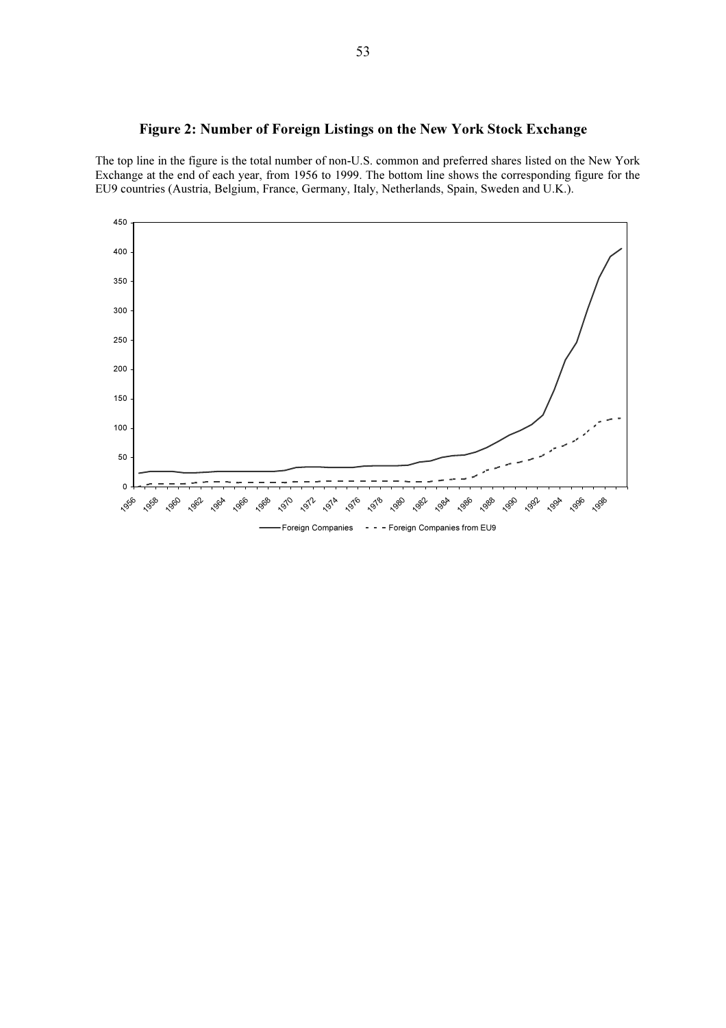**Figure 2: Number of Foreign Listings on the New York Stock Exchange**

The top line in the figure is the total number of non-U.S. common and preferred shares listed on the New York Exchange at the end of each year, from 1956 to 1999. The bottom line shows the corresponding figure for the EU9 countries (Austria, Belgium, France, Germany, Italy, Netherlands, Spain, Sweden and U.K.).

450
400
350
300
250
200
150
100
50
0

1956 1958 1960 1962 1964 1966 1968 1970 1972 1974 1976 1978 1980 1982 1984 1986 1988 1990 1992 1994 1996 1998

Foreign Companies
Foreign Companies from EU9